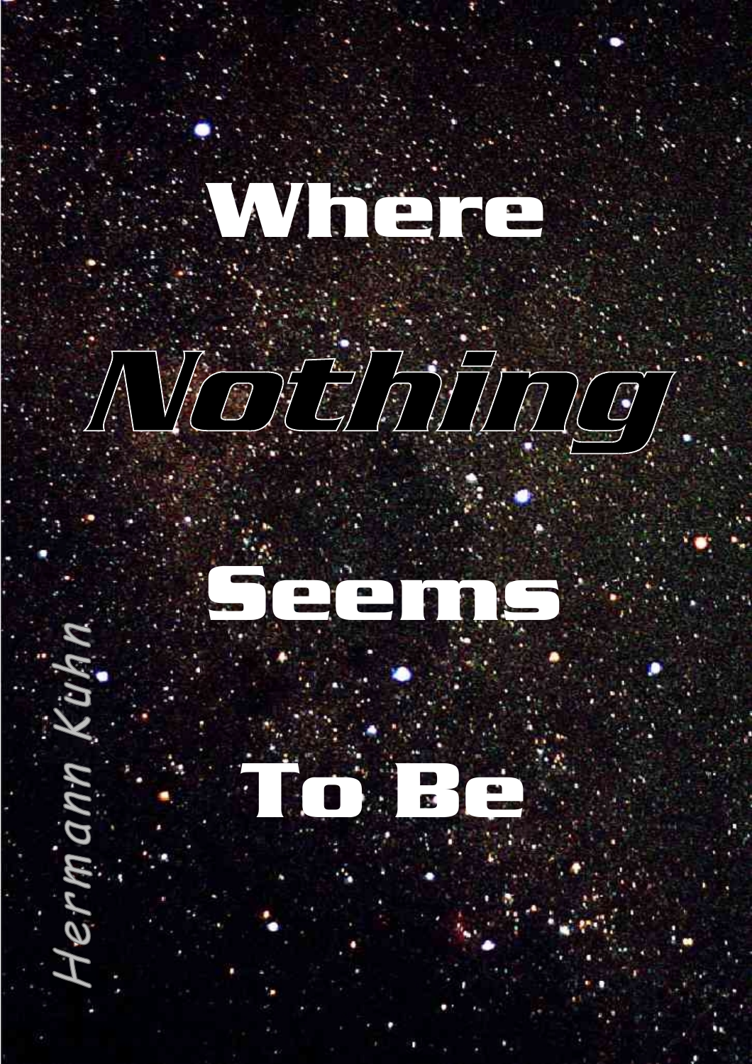# Where Nothing Seems To Be

Hermann Kuhn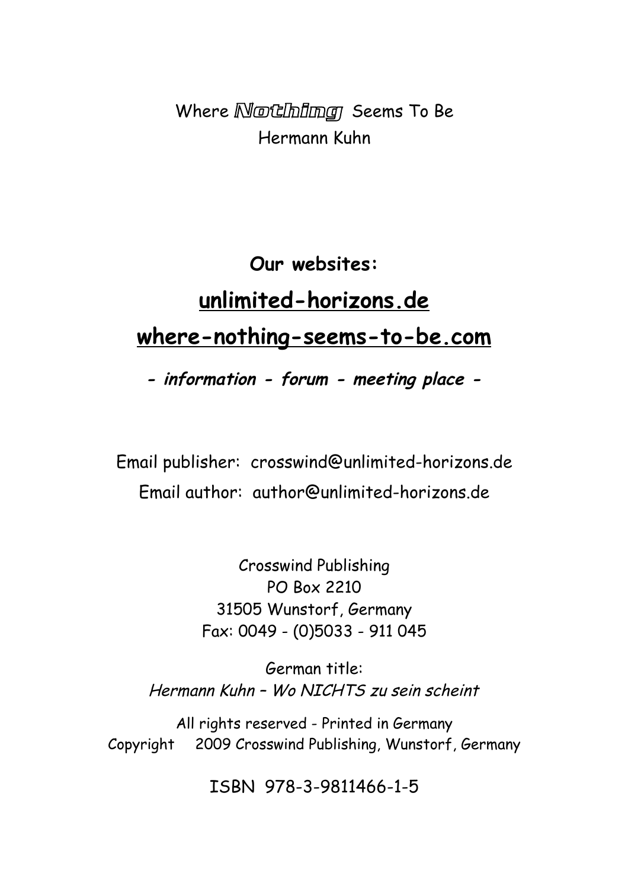Where **Nothing** Seems To Be
Hermann Kuhn

**Our websites:**

**unlimited-horizons.de**

**where-nothing-seems-to-be.com**

***- information - forum - meeting place -***

Email publisher: crosswind@unlimited-horizons.de
Email author: author@unlimited-horizons.de

Crosswind Publishing
PO Box 2210
31505 Wunstorf, Germany
Fax: 0049 - (0)5033 - 911 045

German title:
*Hermann Kuhn – Wo NICHTS zu sein scheint*

All rights reserved - Printed in Germany
Copyright 2009 Crosswind Publishing, Wunstorf, Germany

ISBN 978-3-9811466-1-5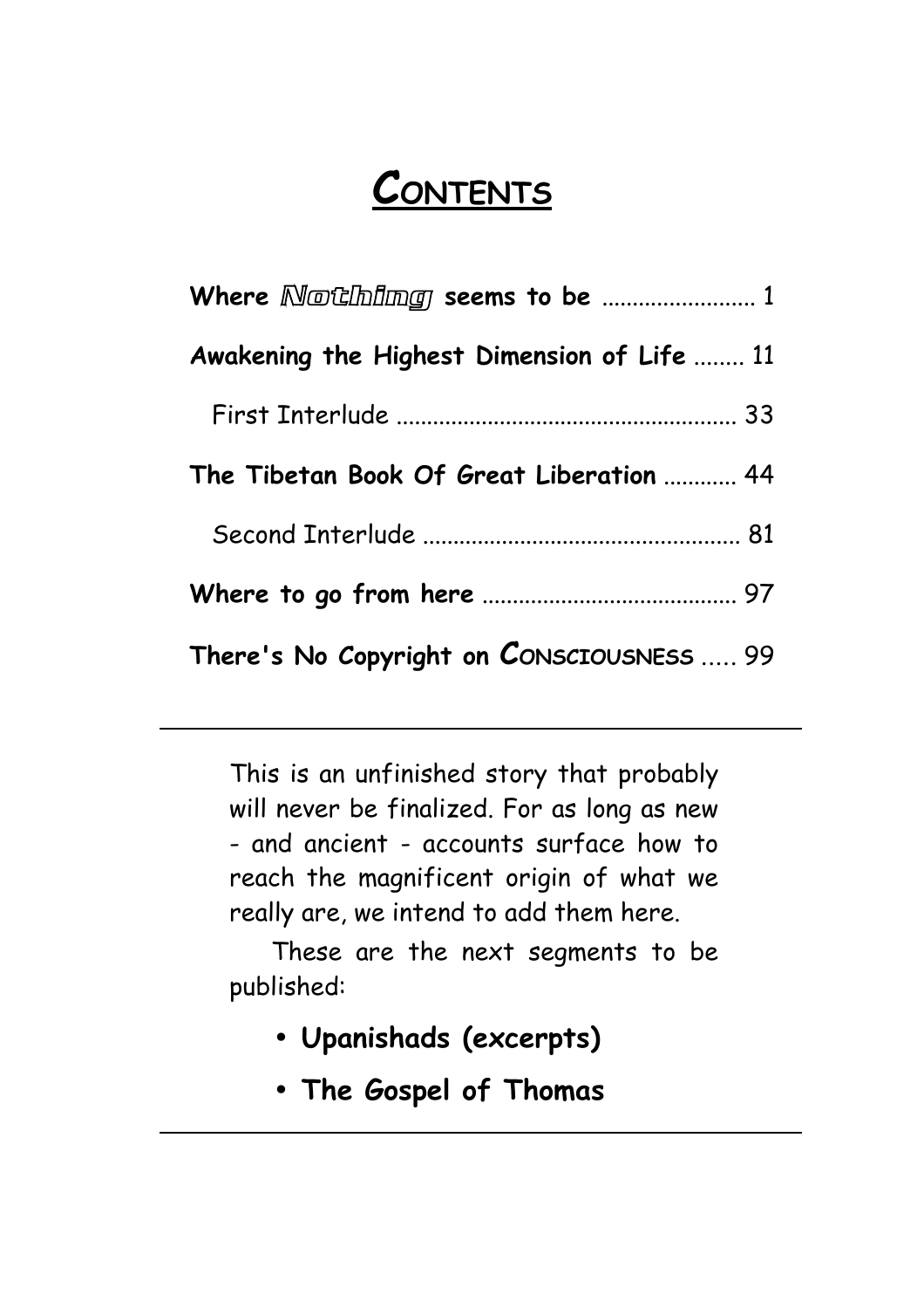# CONTENTS

**Where Nothing seems to be** ........................ 1

**Awakening the Highest Dimension of Life** ........ 11

First Interlude ...................................................... 33

**The Tibetan Book Of Great Liberation** ............ 44

Second Interlude ................................................... 81

**Where to go from here** ......................................... 97

**There's No Copyright on CONSCIOUSNESS** ..... 99

---

This is an unfinished story that probably will never be finalized. For as long as new - and ancient - accounts surface how to reach the magnificent origin of what we really are, we intend to add them here.

These are the next segments to be published:

- **Upanishads (excerpts)**
- **The Gospel of Thomas**

---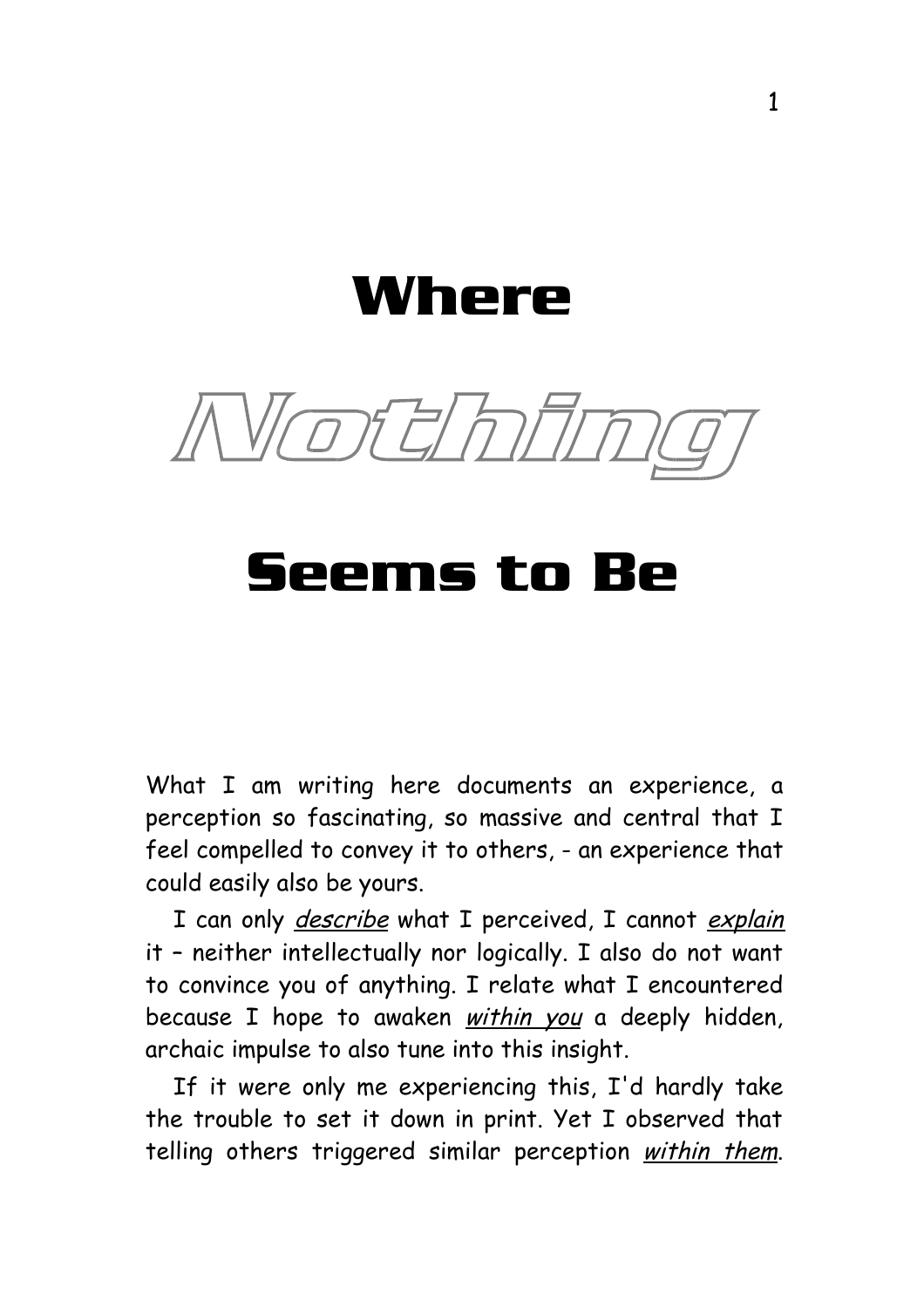# Where *Nothing* Seems to Be

What I am writing here documents an experience, a perception so fascinating, so massive and central that I feel compelled to convey it to others, - an experience that could easily also be yours.

I can only *describe* what I perceived, I cannot *explain* it – neither intellectually nor logically. I also do not want to convince you of anything. I relate what I encountered because I hope to awaken *within you* a deeply hidden, archaic impulse to also tune into this insight.

If it were only me experiencing this, I'd hardly take the trouble to set it down in print. Yet I observed that telling others triggered similar perception *within them*.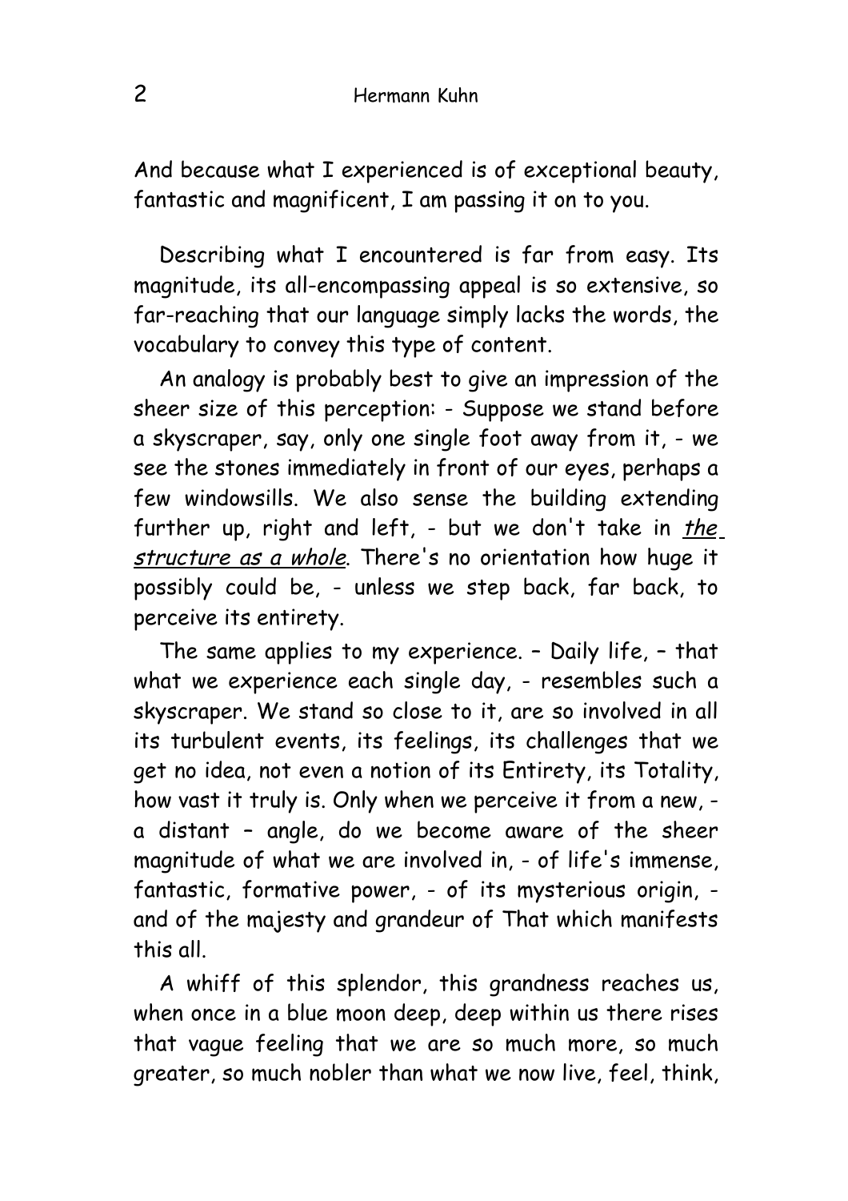And because what I experienced is of exceptional beauty, fantastic and magnificent, I am passing it on to you.

Describing what I encountered is far from easy. Its magnitude, its all-encompassing appeal is so extensive, so far-reaching that our language simply lacks the words, the vocabulary to convey this type of content.

An analogy is probably best to give an impression of the sheer size of this perception: - Suppose we stand before a skyscraper, say, only one single foot away from it, - we see the stones immediately in front of our eyes, perhaps a few windowsills. We also sense the building extending further up, right and left, - but we don't take in *the structure as a whole*. There's no orientation how huge it possibly could be, - unless we step back, far back, to perceive its entirety.

The same applies to my experience. – Daily life, – that what we experience each single day, - resembles such a skyscraper. We stand so close to it, are so involved in all its turbulent events, its feelings, its challenges that we get no idea, not even a notion of its Entirety, its Totality, how vast it truly is. Only when we perceive it from a new, - a distant – angle, do we become aware of the sheer magnitude of what we are involved in, - of life's immense, fantastic, formative power, - of its mysterious origin, - and of the majesty and grandeur of That which manifests this all.

A whiff of this splendor, this grandness reaches us, when once in a blue moon deep, deep within us there rises that vague feeling that we are so much more, so much greater, so much nobler than what we now live, feel, think,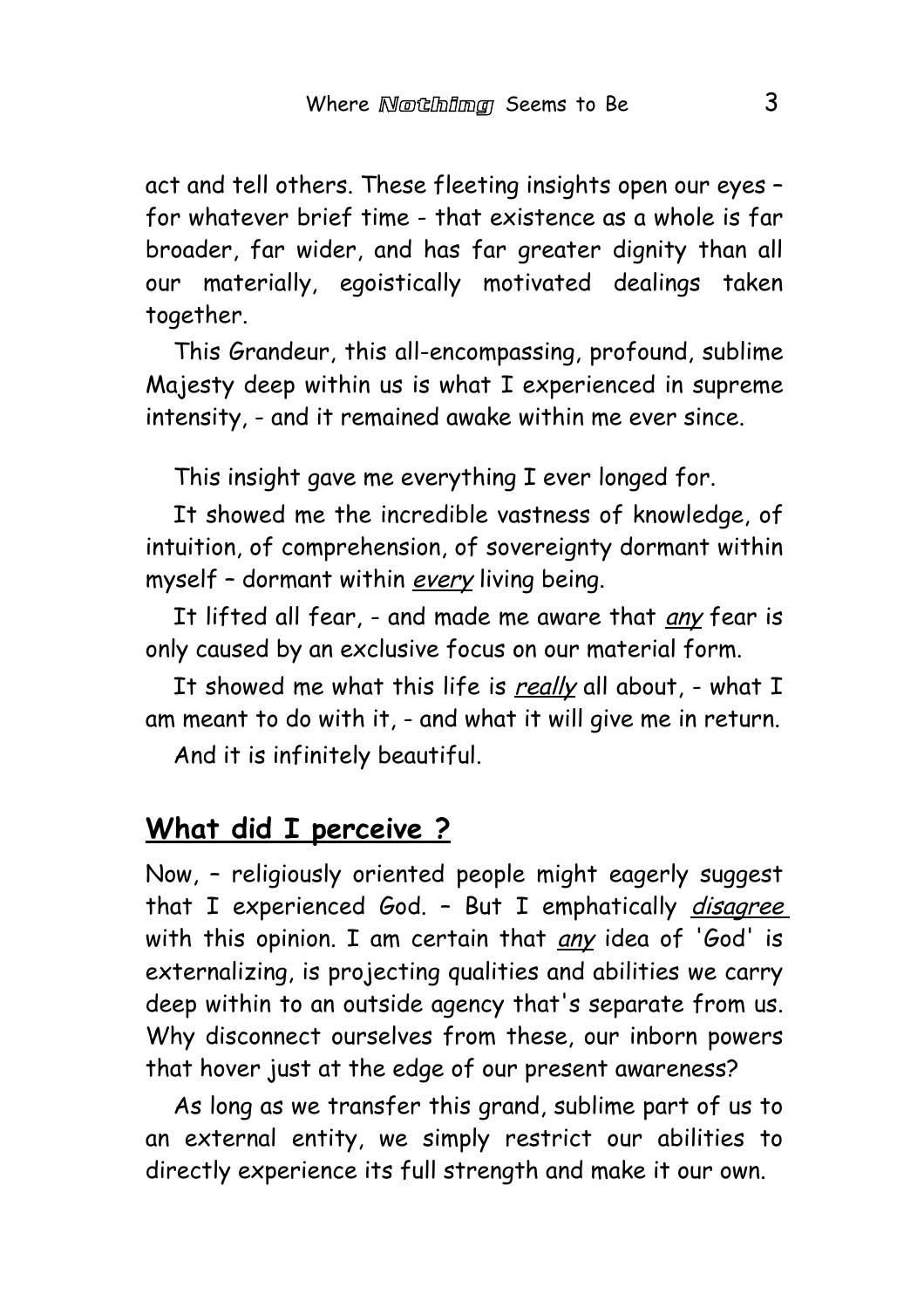act and tell others. These fleeting insights open our eyes – for whatever brief time - that existence as a whole is far broader, far wider, and has far greater dignity than all our materially, egoistically motivated dealings taken together.

This Grandeur, this all-encompassing, profound, sublime Majesty deep within us is what I experienced in supreme intensity, - and it remained awake within me ever since.

This insight gave me everything I ever longed for.

It showed me the incredible vastness of knowledge, of intuition, of comprehension, of sovereignty dormant within myself – dormant within *every* living being.

It lifted all fear, - and made me aware that *any* fear is only caused by an exclusive focus on our material form.

It showed me what this life is *really* all about, - what I am meant to do with it, - and what it will give me in return.

And it is infinitely beautiful.

## What did I perceive ?

Now, – religiously oriented people might eagerly suggest that I experienced God. – But I emphatically *disagree* with this opinion. I am certain that *any* idea of 'God' is externalizing, is projecting qualities and abilities we carry deep within to an outside agency that's separate from us. Why disconnect ourselves from these, our inborn powers that hover just at the edge of our present awareness?

As long as we transfer this grand, sublime part of us to an external entity, we simply restrict our abilities to directly experience its full strength and make it our own.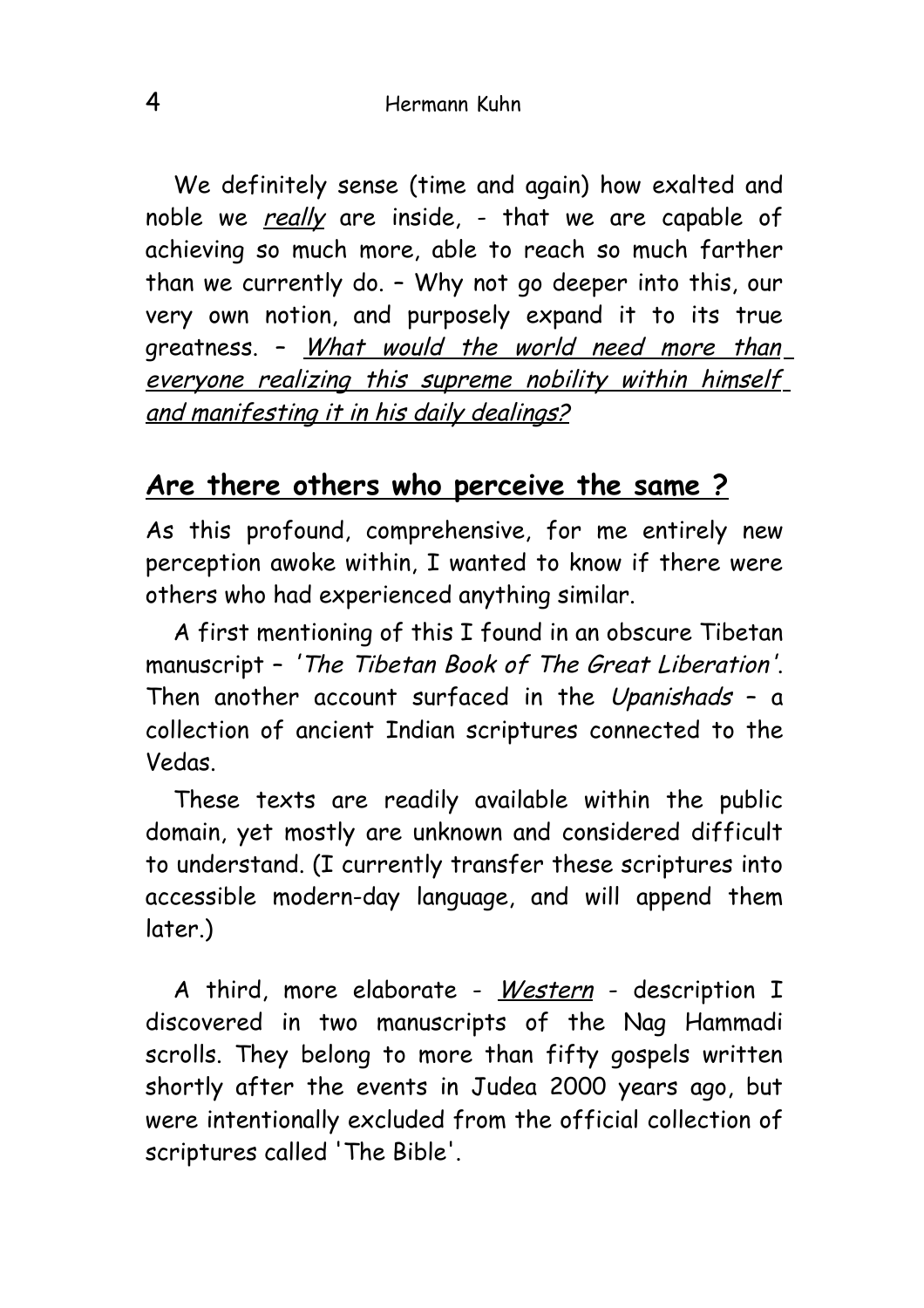We definitely sense (time and again) how exalted and noble we *really* are inside, - that we are capable of achieving so much more, able to reach so much farther than we currently do. – Why not go deeper into this, our very own notion, and purposely expand it to its true greatness. – *What would the world need more than everyone realizing this supreme nobility within himself and manifesting it in his daily dealings?*

## Are there others who perceive the same ?

As this profound, comprehensive, for me entirely new perception awoke within, I wanted to know if there were others who had experienced anything similar.

A first mentioning of this I found in an obscure Tibetan manuscript – '*The Tibetan Book of The Great Liberation*'. Then another account surfaced in the *Upanishads* – a collection of ancient Indian scriptures connected to the Vedas.

These texts are readily available within the public domain, yet mostly are unknown and considered difficult to understand. (I currently transfer these scriptures into accessible modern-day language, and will append them later.)

A third, more elaborate - *Western* - description I discovered in two manuscripts of the Nag Hammadi scrolls. They belong to more than fifty gospels written shortly after the events in Judea 2000 years ago, but were intentionally excluded from the official collection of scriptures called 'The Bible'.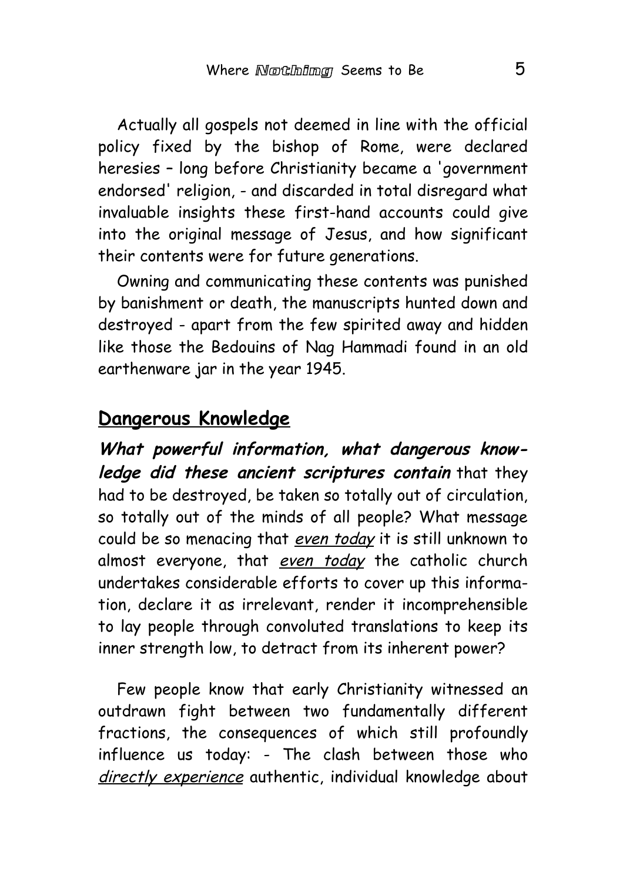Actually all gospels not deemed in line with the official policy fixed by the bishop of Rome, were declared heresies – long before Christianity became a 'government endorsed' religion, - and discarded in total disregard what invaluable insights these first-hand accounts could give into the original message of Jesus, and how significant their contents were for future generations.

Owning and communicating these contents was punished by banishment or death, the manuscripts hunted down and destroyed - apart from the few spirited away and hidden like those the Bedouins of Nag Hammadi found in an old earthenware jar in the year 1945.

## Dangerous Knowledge

***What powerful information, what dangerous knowledge did these ancient scriptures contain*** that they had to be destroyed, be taken so totally out of circulation, so totally out of the minds of all people? What message could be so menacing that *even today* it is still unknown to almost everyone, that *even today* the catholic church undertakes considerable efforts to cover up this information, declare it as irrelevant, render it incomprehensible to lay people through convoluted translations to keep its inner strength low, to detract from its inherent power?

Few people know that early Christianity witnessed an outdrawn fight between two fundamentally different fractions, the consequences of which still profoundly influence us today: - The clash between those who *directly experience* authentic, individual knowledge about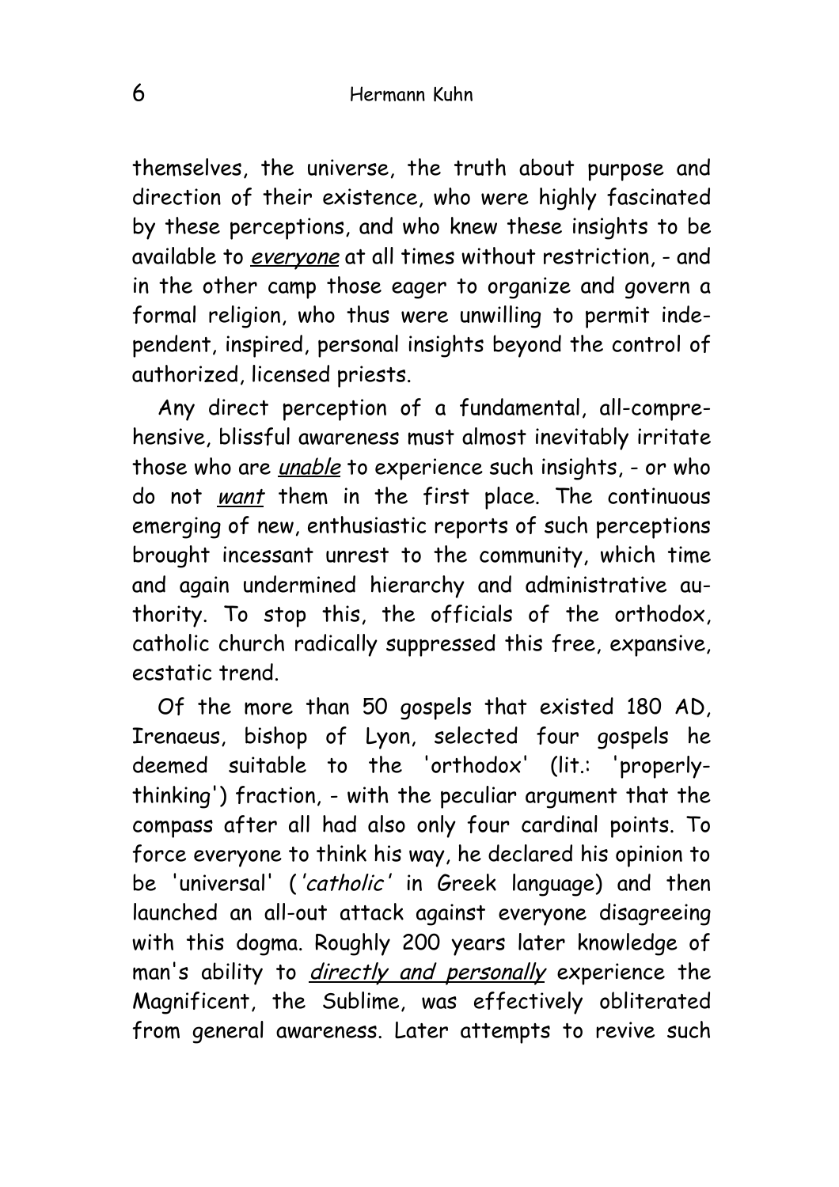themselves, the universe, the truth about purpose and direction of their existence, who were highly fascinated by these perceptions, and who knew these insights to be available to *everyone* at all times without restriction, - and in the other camp those eager to organize and govern a formal religion, who thus were unwilling to permit independent, inspired, personal insights beyond the control of authorized, licensed priests.

Any direct perception of a fundamental, all-comprehensive, blissful awareness must almost inevitably irritate those who are *unable* to experience such insights, - or who do not *want* them in the first place. The continuous emerging of new, enthusiastic reports of such perceptions brought incessant unrest to the community, which time and again undermined hierarchy and administrative authority. To stop this, the officials of the orthodox, catholic church radically suppressed this free, expansive, ecstatic trend.

Of the more than 50 gospels that existed 180 AD, Irenaeus, bishop of Lyon, selected four gospels he deemed suitable to the 'orthodox' (lit.: 'properly-thinking') fraction, - with the peculiar argument that the compass after all had also only four cardinal points. To force everyone to think his way, he declared his opinion to be 'universal' (*'catholic'* in Greek language) and then launched an all-out attack against everyone disagreeing with this dogma. Roughly 200 years later knowledge of man's ability to *directly and personally* experience the Magnificent, the Sublime, was effectively obliterated from general awareness. Later attempts to revive such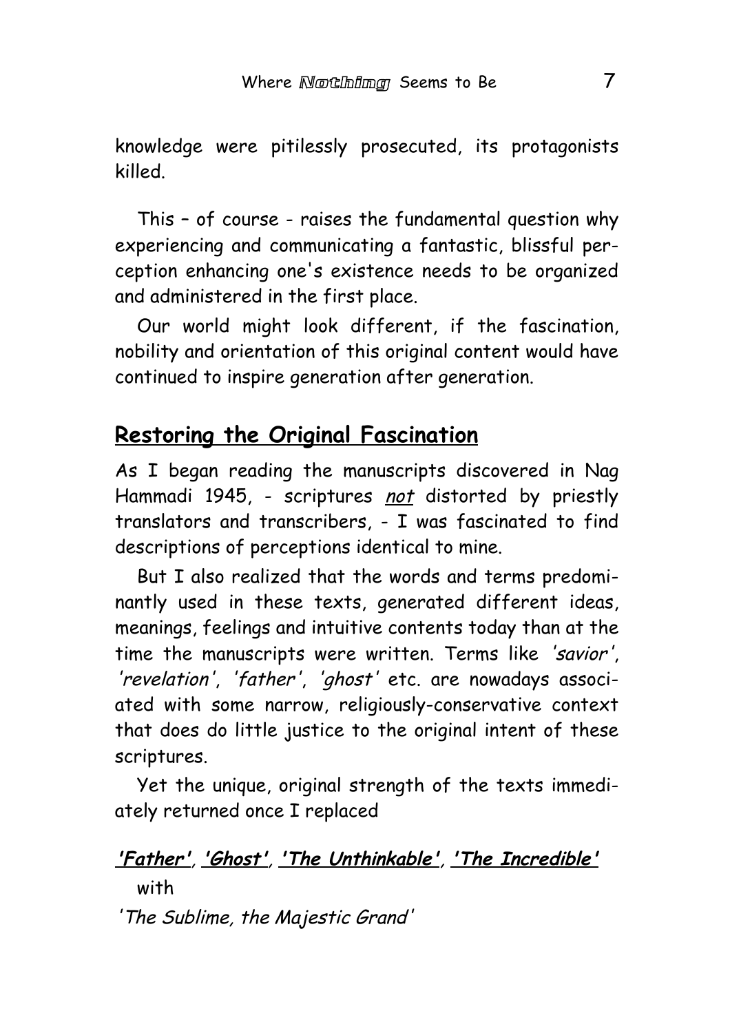knowledge were pitilessly prosecuted, its protagonists killed.

This – of course - raises the fundamental question why experiencing and communicating a fantastic, blissful perception enhancing one's existence needs to be organized and administered in the first place.

Our world might look different, if the fascination, nobility and orientation of this original content would have continued to inspire generation after generation.

## Restoring the Original Fascination

As I began reading the manuscripts discovered in Nag Hammadi 1945, - scriptures *not* distorted by priestly translators and transcribers, - I was fascinated to find descriptions of perceptions identical to mine.

But I also realized that the words and terms predominantly used in these texts, generated different ideas, meanings, feelings and intuitive contents today than at the time the manuscripts were written. Terms like *'savior'*, *'revelation'*, *'father'*, *'ghost'* etc. are nowadays associated with some narrow, religiously-conservative context that does do little justice to the original intent of these scriptures.

Yet the unique, original strength of the texts immediately returned once I replaced

***'Father'***, ***'Ghost'***, ***'The Unthinkable'***, ***'The Incredible'***

with

*'The Sublime, the Majestic Grand'*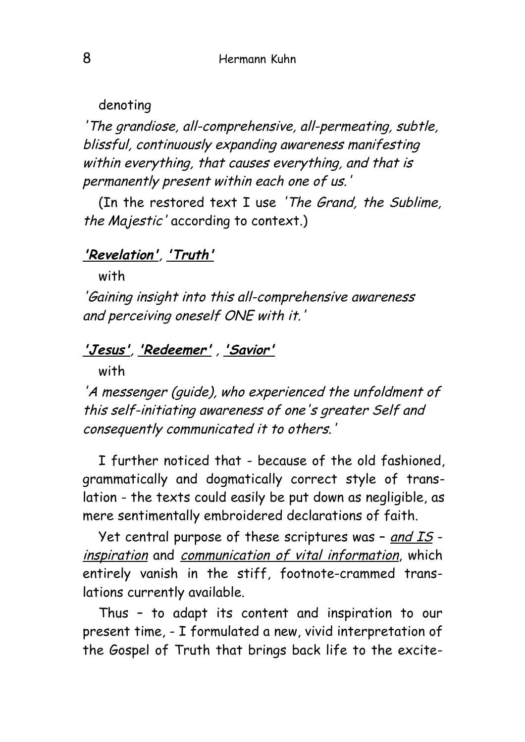denoting

*'The grandiose, all-comprehensive, all-permeating, subtle, blissful, continuously expanding awareness manifesting within everything, that causes everything, and that is permanently present within each one of us.'*

(In the restored text I use *'The Grand, the Sublime, the Majestic'* according to context.)

***<u>'Revelation'</u>, <u>'Truth'</u>***

with

*'Gaining insight into this all-comprehensive awareness and perceiving oneself ONE with it.'*

***<u>'Jesus'</u>, <u>'Redeemer'</u> , <u>'Savior'</u>***

with

*'A messenger (guide), who experienced the unfoldment of this self-initiating awareness of one's greater Self and consequently communicated it to others.'*

I further noticed that - because of the old fashioned, grammatically and dogmatically correct style of translation - the texts could easily be put down as negligible, as mere sentimentally embroidered declarations of faith.

Yet central purpose of these scriptures was – *<u>and IS</u>* - *<u>inspiration</u>* and *<u>communication of vital information</u>*, which entirely vanish in the stiff, footnote-crammed translations currently available.

Thus – to adapt its content and inspiration to our present time, - I formulated a new, vivid interpretation of the Gospel of Truth that brings back life to the excite-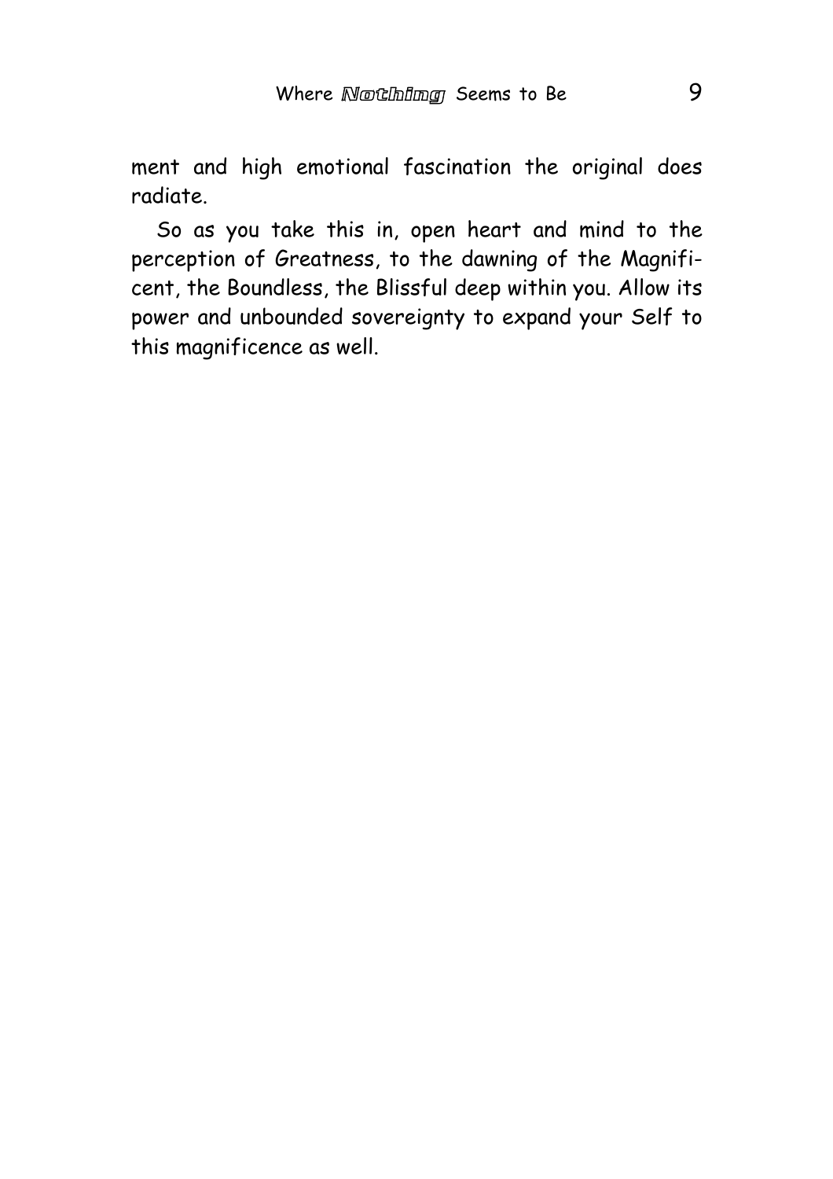ment and high emotional fascination the original does radiate.

So as you take this in, open heart and mind to the perception of Greatness, to the dawning of the Magnificent, the Boundless, the Blissful deep within you. Allow its power and unbounded sovereignty to expand your Self to this magnificence as well.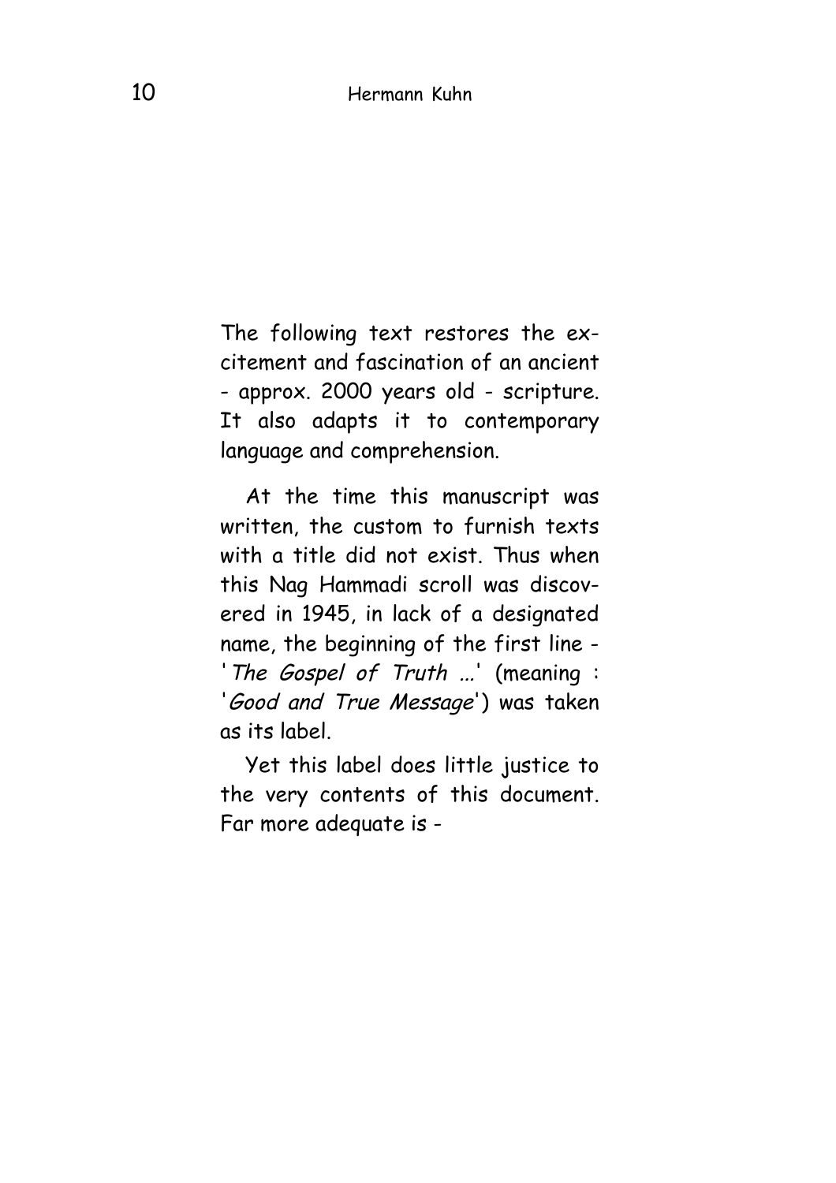The following text restores the excitement and fascination of an ancient - approx. 2000 years old - scripture. It also adapts it to contemporary language and comprehension.

At the time this manuscript was written, the custom to furnish texts with a title did not exist. Thus when this Nag Hammadi scroll was discovered in 1945, in lack of a designated name, the beginning of the first line - '*The Gospel of Truth ...*' (meaning : '*Good and True Message*') was taken as its label.

Yet this label does little justice to the very contents of this document. Far more adequate is -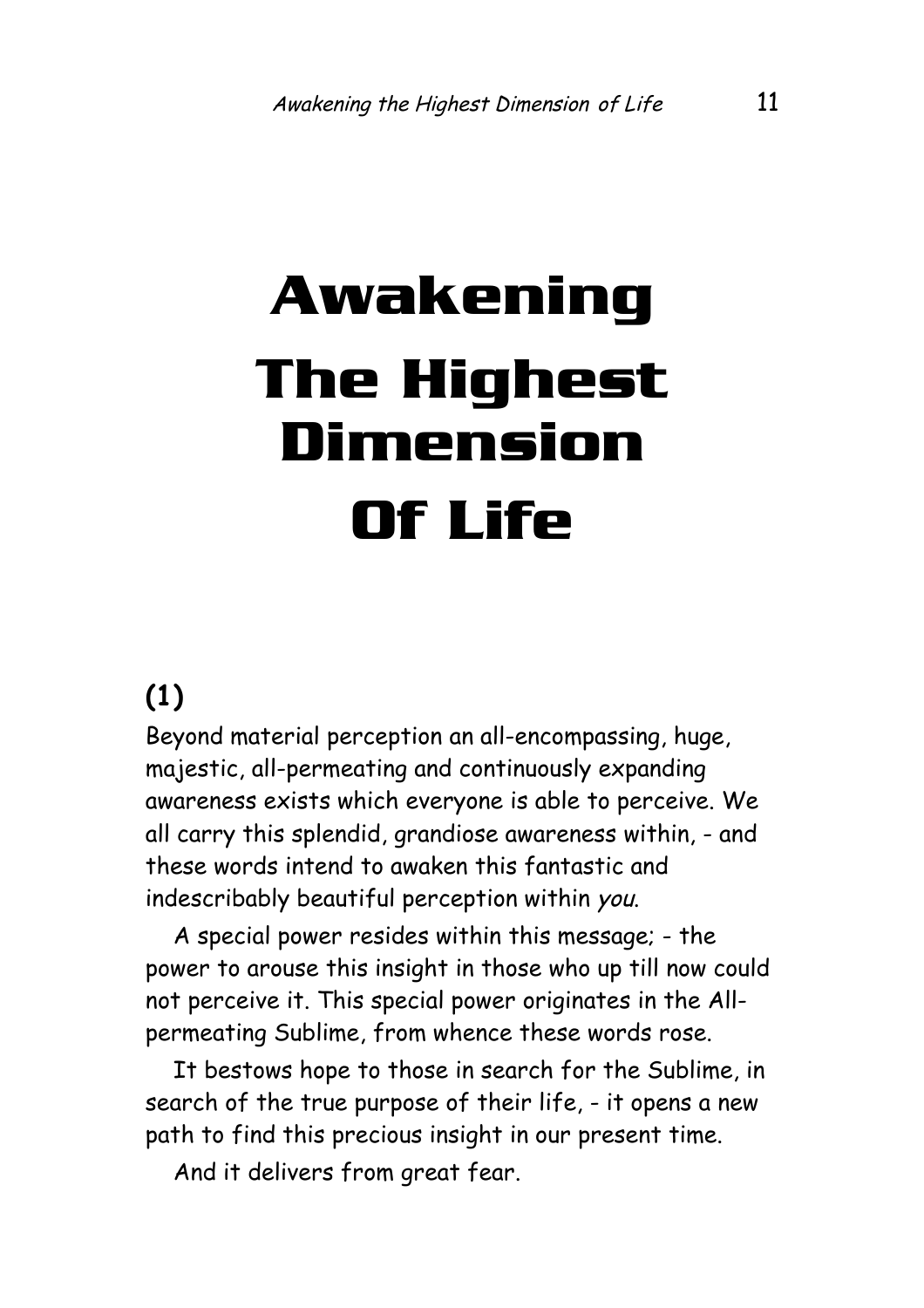# Awakening The Highest Dimension Of Life

## (1)

Beyond material perception an all-encompassing, huge, majestic, all-permeating and continuously expanding awareness exists which everyone is able to perceive. We all carry this splendid, grandiose awareness within, - and these words intend to awaken this fantastic and indescribably beautiful perception within *you*.

A special power resides within this message; - the power to arouse this insight in those who up till now could not perceive it. This special power originates in the All-permeating Sublime, from whence these words rose.

It bestows hope to those in search for the Sublime, in search of the true purpose of their life, - it opens a new path to find this precious insight in our present time.

And it delivers from great fear.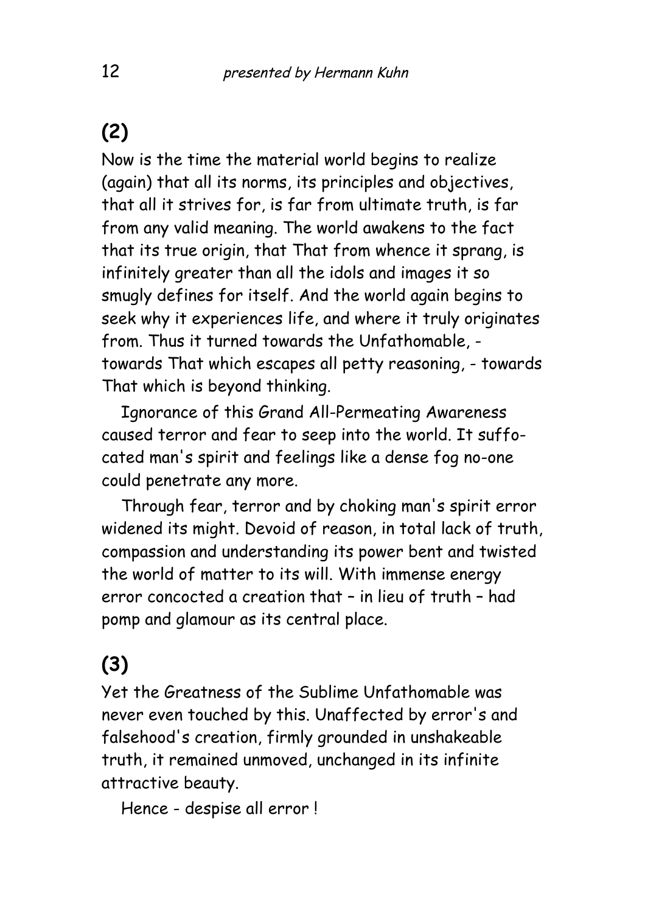## (2)

Now is the time the material world begins to realize (again) that all its norms, its principles and objectives, that all it strives for, is far from ultimate truth, is far from any valid meaning. The world awakens to the fact that its true origin, that That from whence it sprang, is infinitely greater than all the idols and images it so smugly defines for itself. And the world again begins to seek why it experiences life, and where it truly originates from. Thus it turned towards the Unfathomable, - towards That which escapes all petty reasoning, - towards That which is beyond thinking.

Ignorance of this Grand All-Permeating Awareness caused terror and fear to seep into the world. It suffocated man's spirit and feelings like a dense fog no-one could penetrate any more.

Through fear, terror and by choking man's spirit error widened its might. Devoid of reason, in total lack of truth, compassion and understanding its power bent and twisted the world of matter to its will. With immense energy error concocted a creation that – in lieu of truth – had pomp and glamour as its central place.

## (3)

Yet the Greatness of the Sublime Unfathomable was never even touched by this. Unaffected by error's and falsehood's creation, firmly grounded in unshakeable truth, it remained unmoved, unchanged in its infinite attractive beauty.

Hence - despise all error !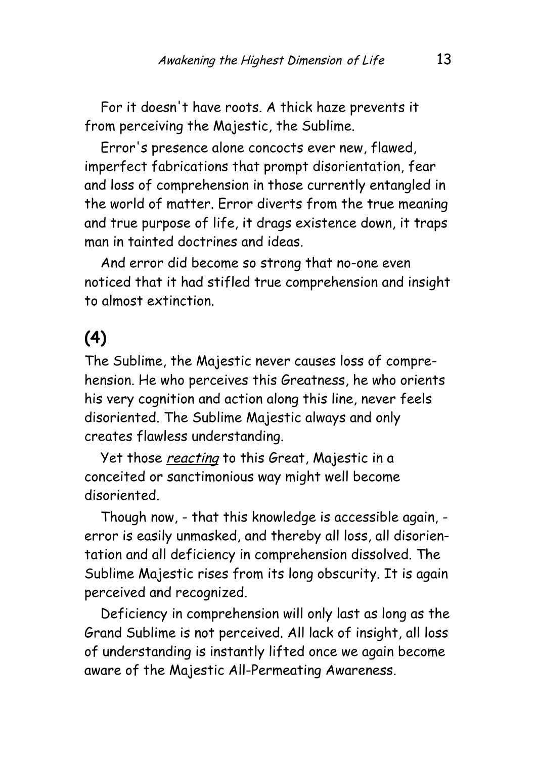For it doesn't have roots. A thick haze prevents it from perceiving the Majestic, the Sublime.

Error's presence alone concocts ever new, flawed, imperfect fabrications that prompt disorientation, fear and loss of comprehension in those currently entangled in the world of matter. Error diverts from the true meaning and true purpose of life, it drags existence down, it traps man in tainted doctrines and ideas.

And error did become so strong that no-one even noticed that it had stifled true comprehension and insight to almost extinction.

## (4)

The Sublime, the Majestic never causes loss of comprehension. He who perceives this Greatness, he who orients his very cognition and action along this line, never feels disoriented. The Sublime Majestic always and only creates flawless understanding.

Yet those *reacting* to this Great, Majestic in a conceited or sanctimonious way might well become disoriented.

Though now, - that this knowledge is accessible again, - error is easily unmasked, and thereby all loss, all disorientation and all deficiency in comprehension dissolved. The Sublime Majestic rises from its long obscurity. It is again perceived and recognized.

Deficiency in comprehension will only last as long as the Grand Sublime is not perceived. All lack of insight, all loss of understanding is instantly lifted once we again become aware of the Majestic All-Permeating Awareness.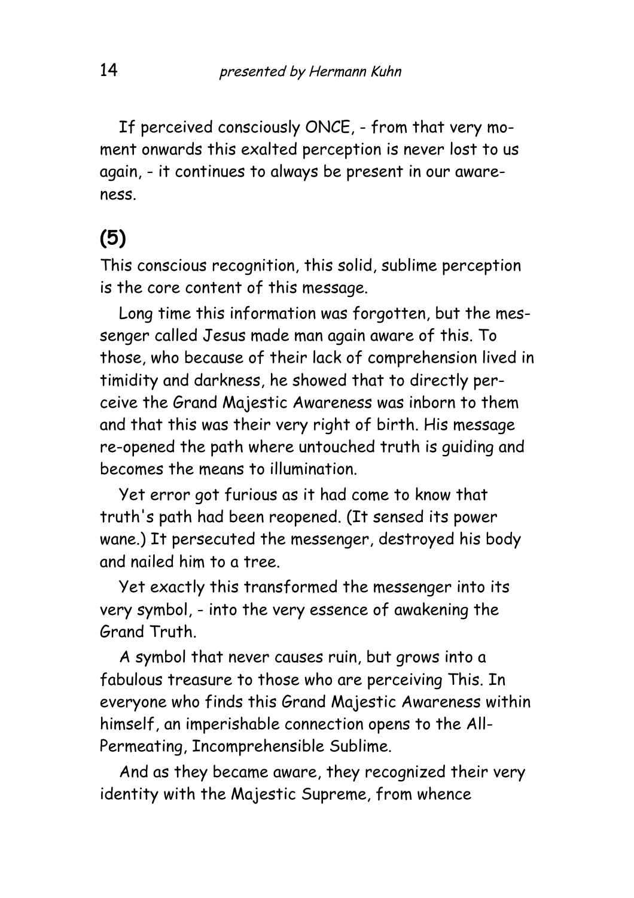If perceived consciously ONCE, - from that very moment onwards this exalted perception is never lost to us again, - it continues to always be present in our awareness.

## (5)

This conscious recognition, this solid, sublime perception is the core content of this message.

Long time this information was forgotten, but the messenger called Jesus made man again aware of this. To those, who because of their lack of comprehension lived in timidity and darkness, he showed that to directly perceive the Grand Majestic Awareness was inborn to them and that this was their very right of birth. His message re-opened the path where untouched truth is guiding and becomes the means to illumination.

Yet error got furious as it had come to know that truth's path had been reopened. (It sensed its power wane.) It persecuted the messenger, destroyed his body and nailed him to a tree.

Yet exactly this transformed the messenger into its very symbol, - into the very essence of awakening the Grand Truth.

A symbol that never causes ruin, but grows into a fabulous treasure to those who are perceiving This. In everyone who finds this Grand Majestic Awareness within himself, an imperishable connection opens to the All-Permeating, Incomprehensible Sublime.

And as they became aware, they recognized their very identity with the Majestic Supreme, from whence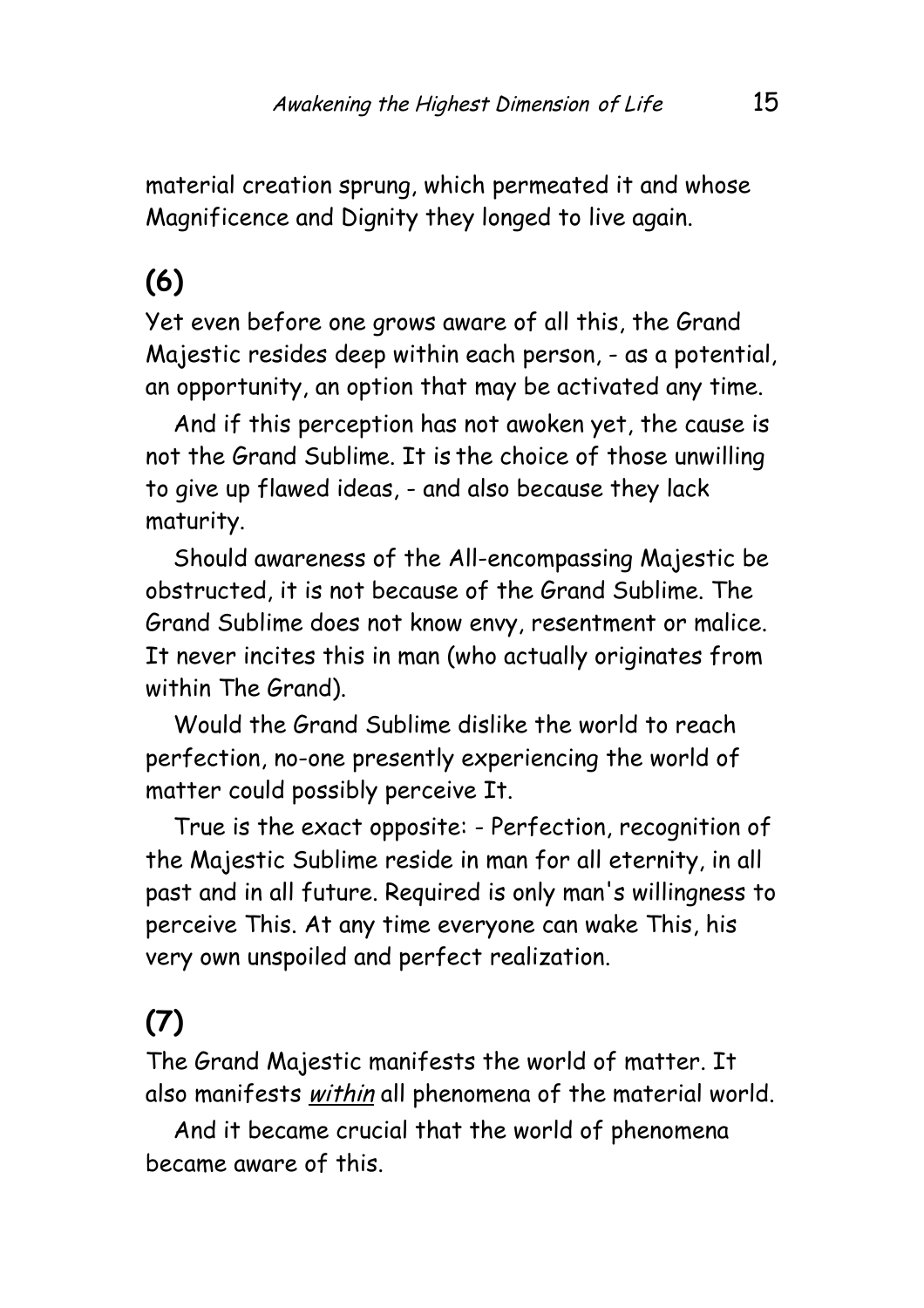material creation sprung, which permeated it and whose Magnificence and Dignity they longed to live again.

## (6)

Yet even before one grows aware of all this, the Grand Majestic resides deep within each person, - as a potential, an opportunity, an option that may be activated any time.

And if this perception has not awoken yet, the cause is not the Grand Sublime. It is the choice of those unwilling to give up flawed ideas, - and also because they lack maturity.

Should awareness of the All-encompassing Majestic be obstructed, it is not because of the Grand Sublime. The Grand Sublime does not know envy, resentment or malice. It never incites this in man (who actually originates from within The Grand).

Would the Grand Sublime dislike the world to reach perfection, no-one presently experiencing the world of matter could possibly perceive It.

True is the exact opposite: - Perfection, recognition of the Majestic Sublime reside in man for all eternity, in all past and in all future. Required is only man's willingness to perceive This. At any time everyone can wake This, his very own unspoiled and perfect realization.

## (7)

The Grand Majestic manifests the world of matter. It also manifests *within* all phenomena of the material world.

And it became crucial that the world of phenomena became aware of this.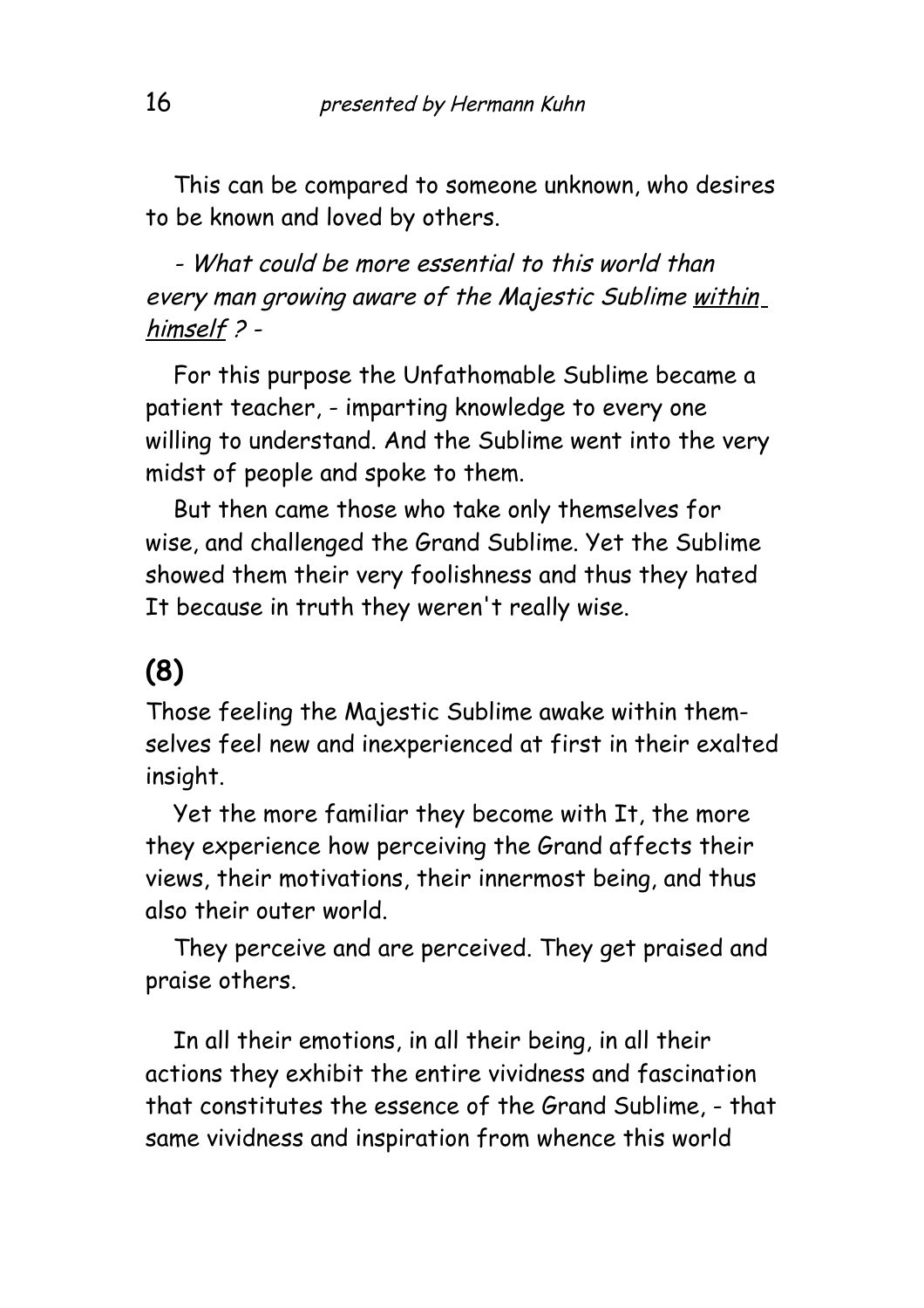This can be compared to someone unknown, who desires to be known and loved by others.

- *What could be more essential to this world than every man growing aware of the Majestic Sublime* <u>*within himself*</u> *?* -

For this purpose the Unfathomable Sublime became a patient teacher, - imparting knowledge to every one willing to understand. And the Sublime went into the very midst of people and spoke to them.

But then came those who take only themselves for wise, and challenged the Grand Sublime. Yet the Sublime showed them their very foolishness and thus they hated It because in truth they weren't really wise.

## (8)

Those feeling the Majestic Sublime awake within themselves feel new and inexperienced at first in their exalted insight.

Yet the more familiar they become with It, the more they experience how perceiving the Grand affects their views, their motivations, their innermost being, and thus also their outer world.

They perceive and are perceived. They get praised and praise others.

In all their emotions, in all their being, in all their actions they exhibit the entire vividness and fascination that constitutes the essence of the Grand Sublime, - that same vividness and inspiration from whence this world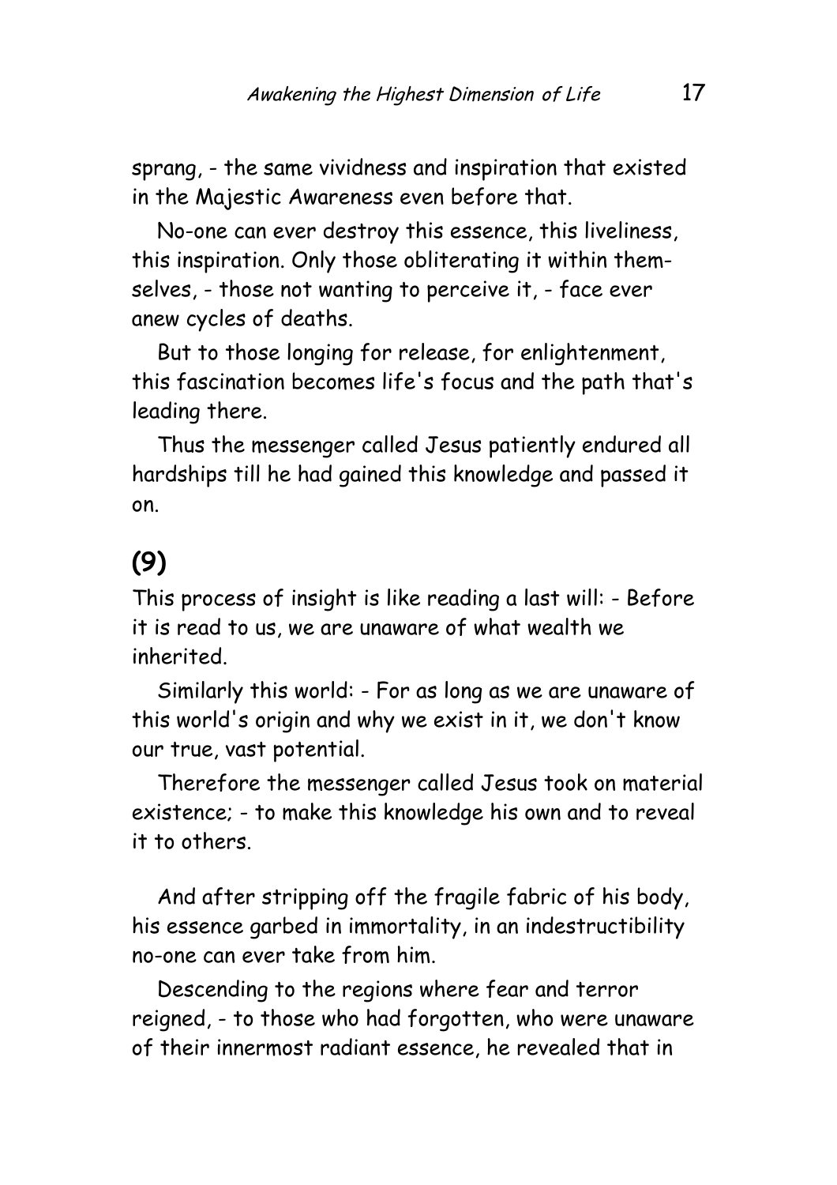sprang, - the same vividness and inspiration that existed in the Majestic Awareness even before that.

No-one can ever destroy this essence, this liveliness, this inspiration. Only those obliterating it within themselves, - those not wanting to perceive it, - face ever anew cycles of deaths.

But to those longing for release, for enlightenment, this fascination becomes life's focus and the path that's leading there.

Thus the messenger called Jesus patiently endured all hardships till he had gained this knowledge and passed it on.

## (9)

This process of insight is like reading a last will: - Before it is read to us, we are unaware of what wealth we inherited.

Similarly this world: - For as long as we are unaware of this world's origin and why we exist in it, we don't know our true, vast potential.

Therefore the messenger called Jesus took on material existence; - to make this knowledge his own and to reveal it to others.

And after stripping off the fragile fabric of his body, his essence garbed in immortality, in an indestructibility no-one can ever take from him.

Descending to the regions where fear and terror reigned, - to those who had forgotten, who were unaware of their innermost radiant essence, he revealed that in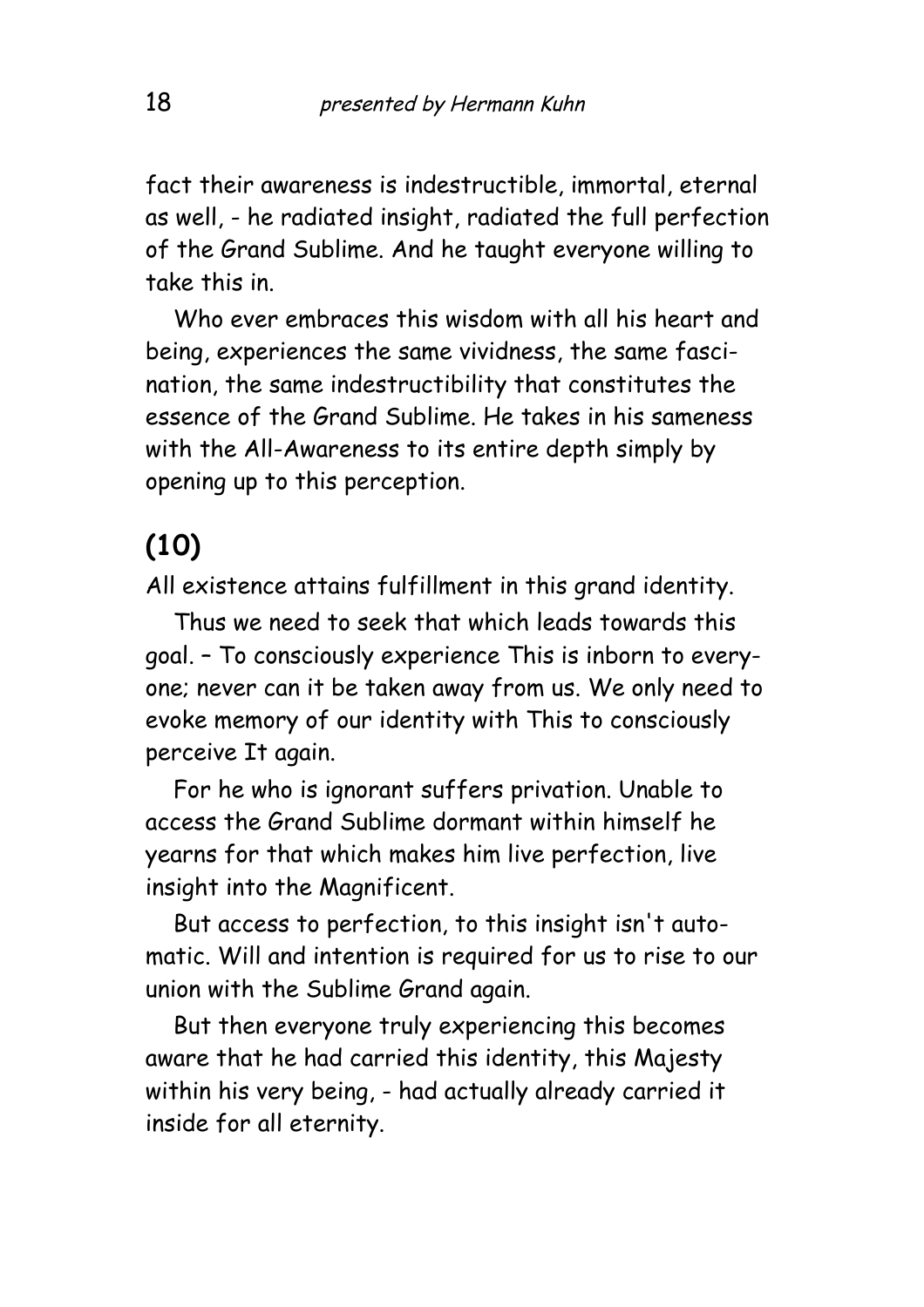fact their awareness is indestructible, immortal, eternal as well, - he radiated insight, radiated the full perfection of the Grand Sublime. And he taught everyone willing to take this in.

Who ever embraces this wisdom with all his heart and being, experiences the same vividness, the same fascination, the same indestructibility that constitutes the essence of the Grand Sublime. He takes in his sameness with the All-Awareness to its entire depth simply by opening up to this perception.

## (10)

All existence attains fulfillment in this grand identity.

Thus we need to seek that which leads towards this goal. – To consciously experience This is inborn to everyone; never can it be taken away from us. We only need to evoke memory of our identity with This to consciously perceive It again.

For he who is ignorant suffers privation. Unable to access the Grand Sublime dormant within himself he yearns for that which makes him live perfection, live insight into the Magnificent.

But access to perfection, to this insight isn't automatic. Will and intention is required for us to rise to our union with the Sublime Grand again.

But then everyone truly experiencing this becomes aware that he had carried this identity, this Majesty within his very being, - had actually already carried it inside for all eternity.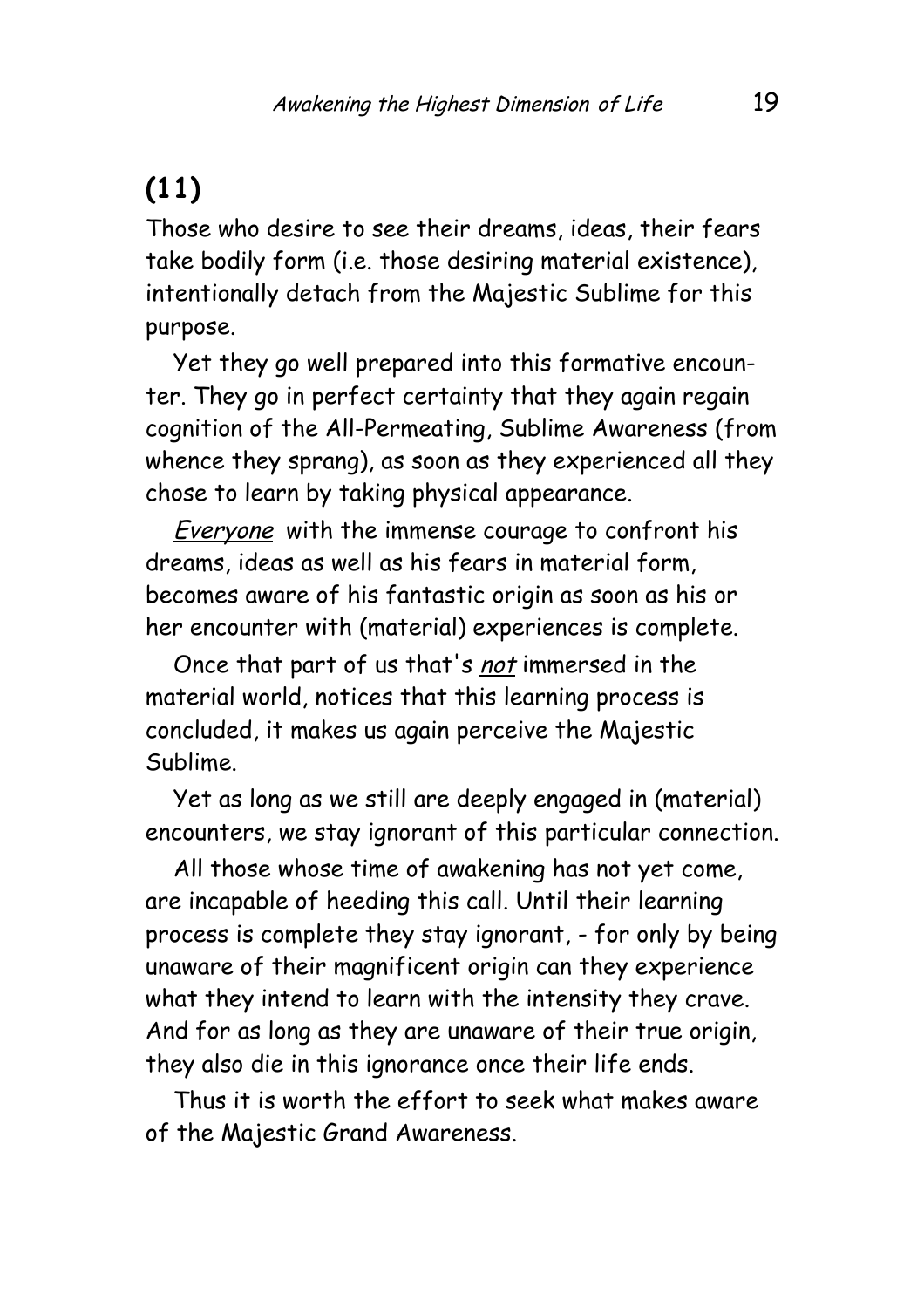## (11)

Those who desire to see their dreams, ideas, their fears take bodily form (i.e. those desiring material existence), intentionally detach from the Majestic Sublime for this purpose.

Yet they go well prepared into this formative encounter. They go in perfect certainty that they again regain cognition of the All-Permeating, Sublime Awareness (from whence they sprang), as soon as they experienced all they chose to learn by taking physical appearance.

*Everyone* with the immense courage to confront his dreams, ideas as well as his fears in material form, becomes aware of his fantastic origin as soon as his or her encounter with (material) experiences is complete.

Once that part of us that's *not* immersed in the material world, notices that this learning process is concluded, it makes us again perceive the Majestic Sublime.

Yet as long as we still are deeply engaged in (material) encounters, we stay ignorant of this particular connection.

All those whose time of awakening has not yet come, are incapable of heeding this call. Until their learning process is complete they stay ignorant, - for only by being unaware of their magnificent origin can they experience what they intend to learn with the intensity they crave. And for as long as they are unaware of their true origin, they also die in this ignorance once their life ends.

Thus it is worth the effort to seek what makes aware of the Majestic Grand Awareness.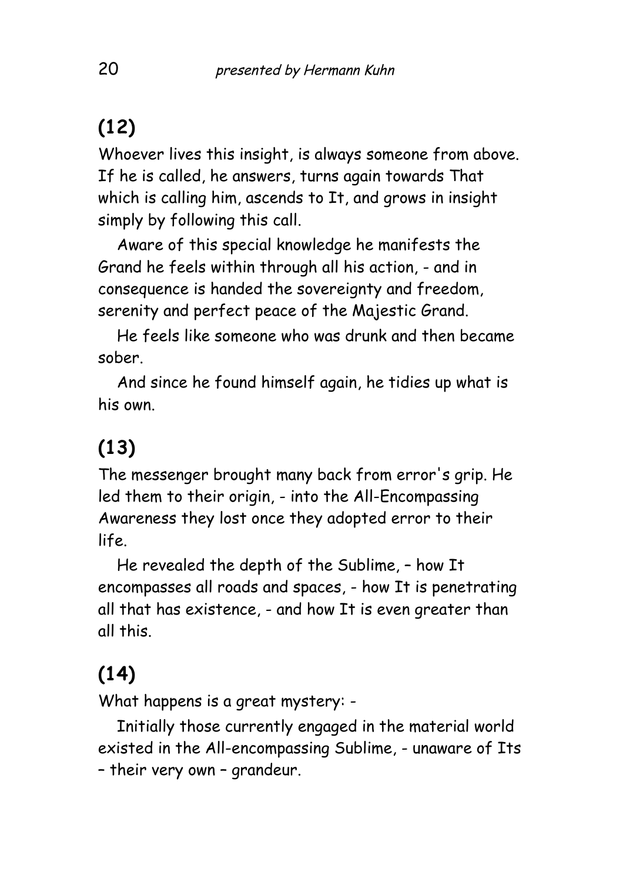## (12)

Whoever lives this insight, is always someone from above. If he is called, he answers, turns again towards That which is calling him, ascends to It, and grows in insight simply by following this call.

Aware of this special knowledge he manifests the Grand he feels within through all his action, - and in consequence is handed the sovereignty and freedom, serenity and perfect peace of the Majestic Grand.

He feels like someone who was drunk and then became sober.

And since he found himself again, he tidies up what is his own.

## (13)

The messenger brought many back from error's grip. He led them to their origin, - into the All-Encompassing Awareness they lost once they adopted error to their life.

He revealed the depth of the Sublime, – how It encompasses all roads and spaces, - how It is penetrating all that has existence, - and how It is even greater than all this.

## (14)

What happens is a great mystery: -

Initially those currently engaged in the material world existed in the All-encompassing Sublime, - unaware of Its – their very own – grandeur.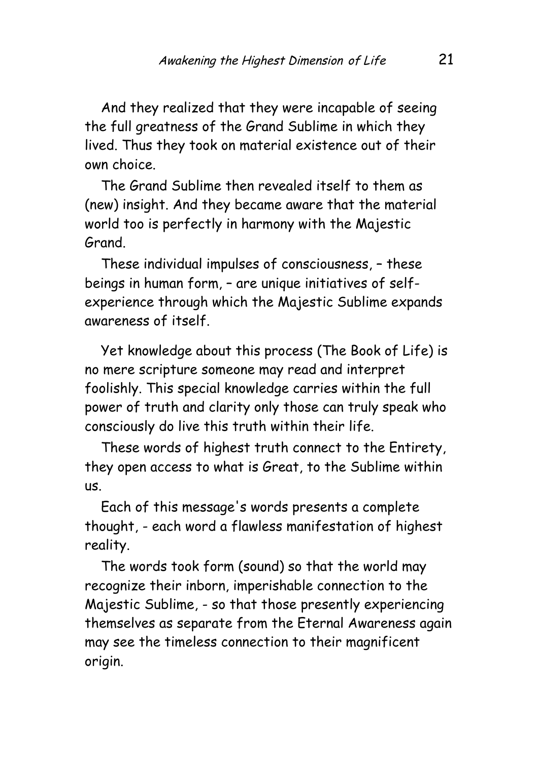And they realized that they were incapable of seeing the full greatness of the Grand Sublime in which they lived. Thus they took on material existence out of their own choice.

The Grand Sublime then revealed itself to them as (new) insight. And they became aware that the material world too is perfectly in harmony with the Majestic Grand.

These individual impulses of consciousness, – these beings in human form, – are unique initiatives of self-experience through which the Majestic Sublime expands awareness of itself.

Yet knowledge about this process (The Book of Life) is no mere scripture someone may read and interpret foolishly. This special knowledge carries within the full power of truth and clarity only those can truly speak who consciously do live this truth within their life.

These words of highest truth connect to the Entirety, they open access to what is Great, to the Sublime within us.

Each of this message's words presents a complete thought, - each word a flawless manifestation of highest reality.

The words took form (sound) so that the world may recognize their inborn, imperishable connection to the Majestic Sublime, - so that those presently experiencing themselves as separate from the Eternal Awareness again may see the timeless connection to their magnificent origin.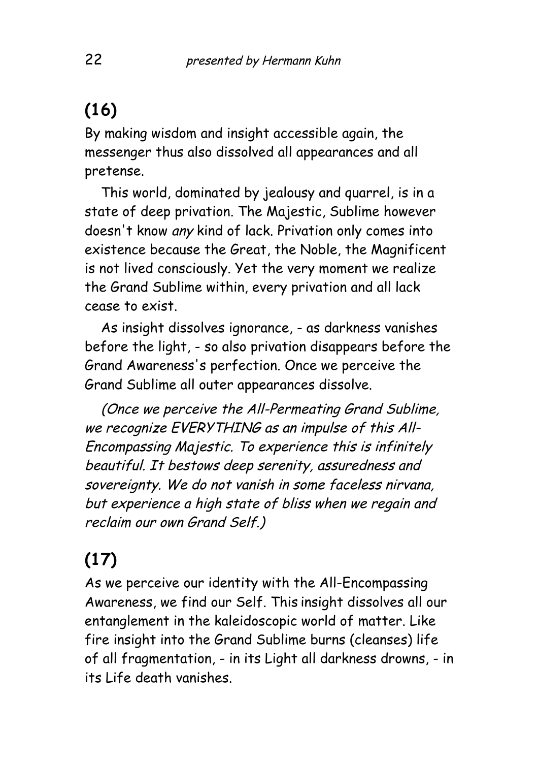## (16)

By making wisdom and insight accessible again, the messenger thus also dissolved all appearances and all pretense.

This world, dominated by jealousy and quarrel, is in a state of deep privation. The Majestic, Sublime however doesn't know *any* kind of lack. Privation only comes into existence because the Great, the Noble, the Magnificent is not lived consciously. Yet the very moment we realize the Grand Sublime within, every privation and all lack cease to exist.

As insight dissolves ignorance, - as darkness vanishes before the light, - so also privation disappears before the Grand Awareness's perfection. Once we perceive the Grand Sublime all outer appearances dissolve.

*(Once we perceive the All-Permeating Grand Sublime, we recognize EVERYTHING as an impulse of this All-Encompassing Majestic. To experience this is infinitely beautiful. It bestows deep serenity, assuredness and sovereignty. We do not vanish in some faceless nirvana, but experience a high state of bliss when we regain and reclaim our own Grand Self.)*

## (17)

As we perceive our identity with the All-Encompassing Awareness, we find our Self. This insight dissolves all our entanglement in the kaleidoscopic world of matter. Like fire insight into the Grand Sublime burns (cleanses) life of all fragmentation, - in its Light all darkness drowns, - in its Life death vanishes.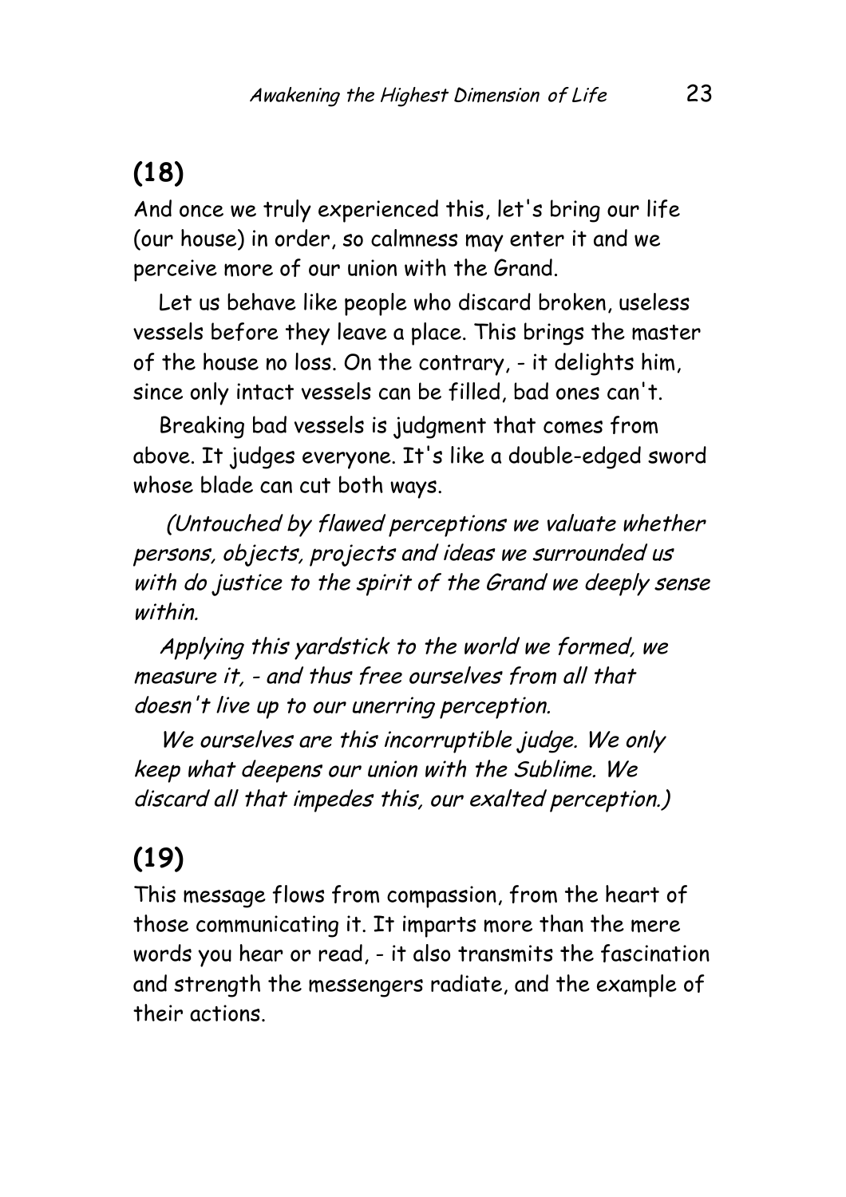## (18)

And once we truly experienced this, let's bring our life (our house) in order, so calmness may enter it and we perceive more of our union with the Grand.

Let us behave like people who discard broken, useless vessels before they leave a place. This brings the master of the house no loss. On the contrary, - it delights him, since only intact vessels can be filled, bad ones can't.

Breaking bad vessels is judgment that comes from above. It judges everyone. It's like a double-edged sword whose blade can cut both ways.

*(Untouched by flawed perceptions we valuate whether persons, objects, projects and ideas we surrounded us with do justice to the spirit of the Grand we deeply sense within.*

*Applying this yardstick to the world we formed, we measure it, - and thus free ourselves from all that doesn't live up to our unerring perception.*

*We ourselves are this incorruptible judge. We only keep what deepens our union with the Sublime. We discard all that impedes this, our exalted perception.)*

## (19)

This message flows from compassion, from the heart of those communicating it. It imparts more than the mere words you hear or read, - it also transmits the fascination and strength the messengers radiate, and the example of their actions.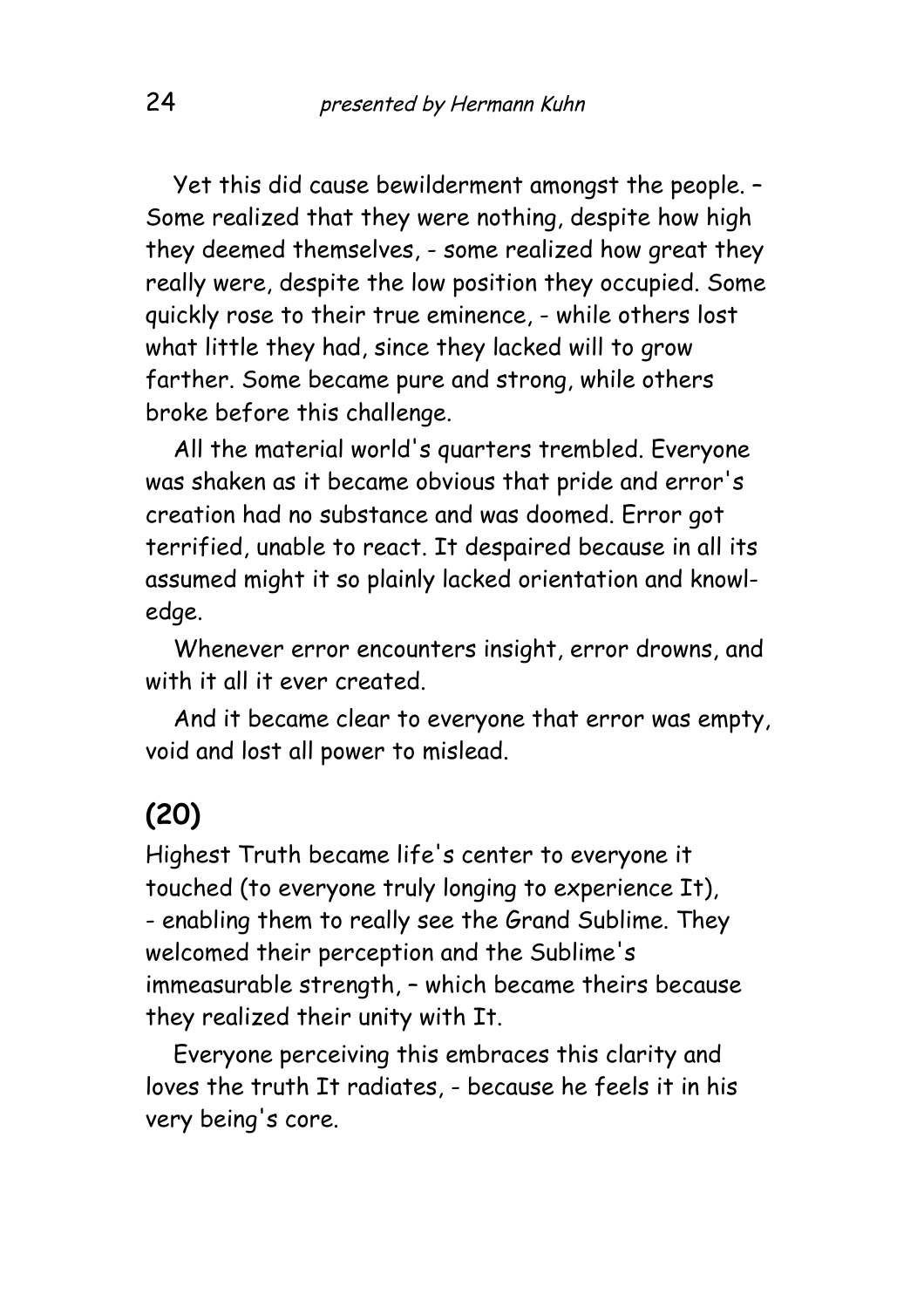Yet this did cause bewilderment amongst the people. – Some realized that they were nothing, despite how high they deemed themselves, - some realized how great they really were, despite the low position they occupied. Some quickly rose to their true eminence, - while others lost what little they had, since they lacked will to grow farther. Some became pure and strong, while others broke before this challenge.

All the material world's quarters trembled. Everyone was shaken as it became obvious that pride and error's creation had no substance and was doomed. Error got terrified, unable to react. It despaired because in all its assumed might it so plainly lacked orientation and knowledge.

Whenever error encounters insight, error drowns, and with it all it ever created.

And it became clear to everyone that error was empty, void and lost all power to mislead.

## (20)

Highest Truth became life's center to everyone it touched (to everyone truly longing to experience It), - enabling them to really see the Grand Sublime. They welcomed their perception and the Sublime's immeasurable strength, – which became theirs because they realized their unity with It.

Everyone perceiving this embraces this clarity and loves the truth It radiates, - because he feels it in his very being's core.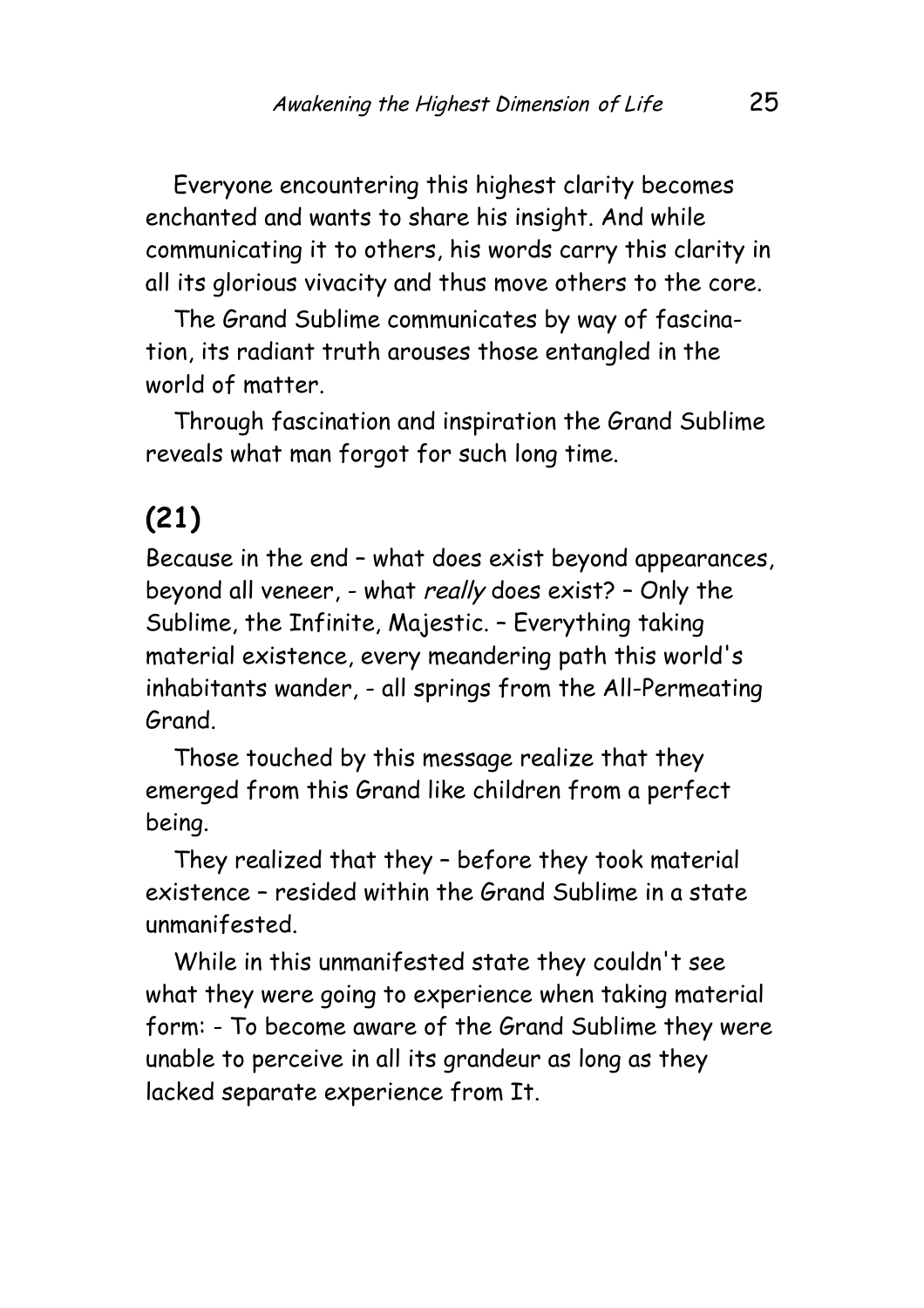Everyone encountering this highest clarity becomes enchanted and wants to share his insight. And while communicating it to others, his words carry this clarity in all its glorious vivacity and thus move others to the core.

The Grand Sublime communicates by way of fascination, its radiant truth arouses those entangled in the world of matter.

Through fascination and inspiration the Grand Sublime reveals what man forgot for such long time.

## (21)

Because in the end – what does exist beyond appearances, beyond all veneer, - what *really* does exist? – Only the Sublime, the Infinite, Majestic. – Everything taking material existence, every meandering path this world's inhabitants wander, - all springs from the All-Permeating Grand.

Those touched by this message realize that they emerged from this Grand like children from a perfect being.

They realized that they – before they took material existence – resided within the Grand Sublime in a state unmanifested.

While in this unmanifested state they couldn't see what they were going to experience when taking material form: - To become aware of the Grand Sublime they were unable to perceive in all its grandeur as long as they lacked separate experience from It.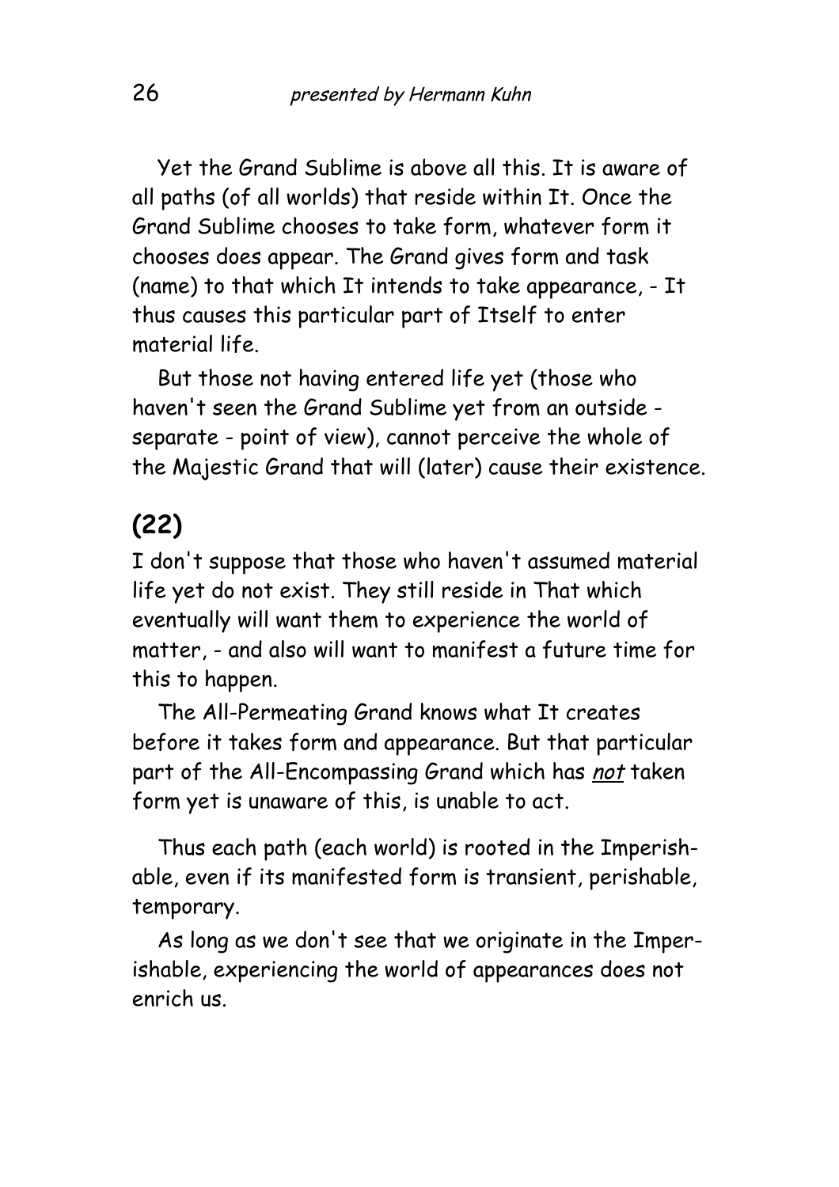Yet the Grand Sublime is above all this. It is aware of all paths (of all worlds) that reside within It. Once the Grand Sublime chooses to take form, whatever form it chooses does appear. The Grand gives form and task (name) to that which It intends to take appearance, - It thus causes this particular part of Itself to enter material life.

But those not having entered life yet (those who haven't seen the Grand Sublime yet from an outside - separate - point of view), cannot perceive the whole of the Majestic Grand that will (later) cause their existence.

## (22)

I don't suppose that those who haven't assumed material life yet do not exist. They still reside in That which eventually will want them to experience the world of matter, - and also will want to manifest a future time for this to happen.

The All-Permeating Grand knows what It creates before it takes form and appearance. But that particular part of the All-Encompassing Grand which has *not* taken form yet is unaware of this, is unable to act.

Thus each path (each world) is rooted in the Imperishable, even if its manifested form is transient, perishable, temporary.

As long as we don't see that we originate in the Imperishable, experiencing the world of appearances does not enrich us.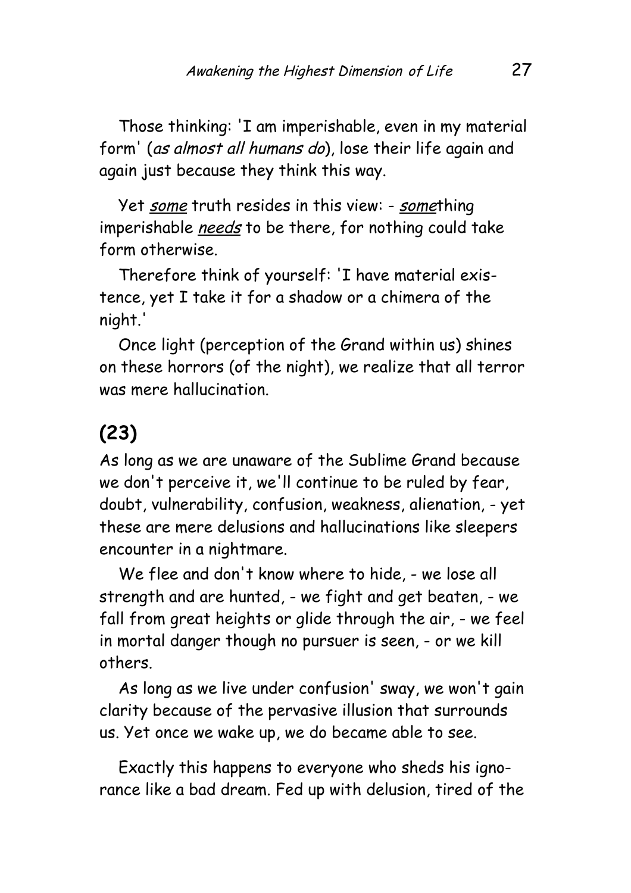Those thinking: 'I am imperishable, even in my material form' (*as almost all humans do*), lose their life again and again just because they think this way.

Yet *some* truth resides in this view: - *some*thing imperishable *needs* to be there, for nothing could take form otherwise.

Therefore think of yourself: 'I have material existence, yet I take it for a shadow or a chimera of the night.'

Once light (perception of the Grand within us) shines on these horrors (of the night), we realize that all terror was mere hallucination.

## (23)

As long as we are unaware of the Sublime Grand because we don't perceive it, we'll continue to be ruled by fear, doubt, vulnerability, confusion, weakness, alienation, - yet these are mere delusions and hallucinations like sleepers encounter in a nightmare.

We flee and don't know where to hide, - we lose all strength and are hunted, - we fight and get beaten, - we fall from great heights or glide through the air, - we feel in mortal danger though no pursuer is seen, - or we kill others.

As long as we live under confusion' sway, we won't gain clarity because of the pervasive illusion that surrounds us. Yet once we wake up, we do became able to see.

Exactly this happens to everyone who sheds his ignorance like a bad dream. Fed up with delusion, tired of the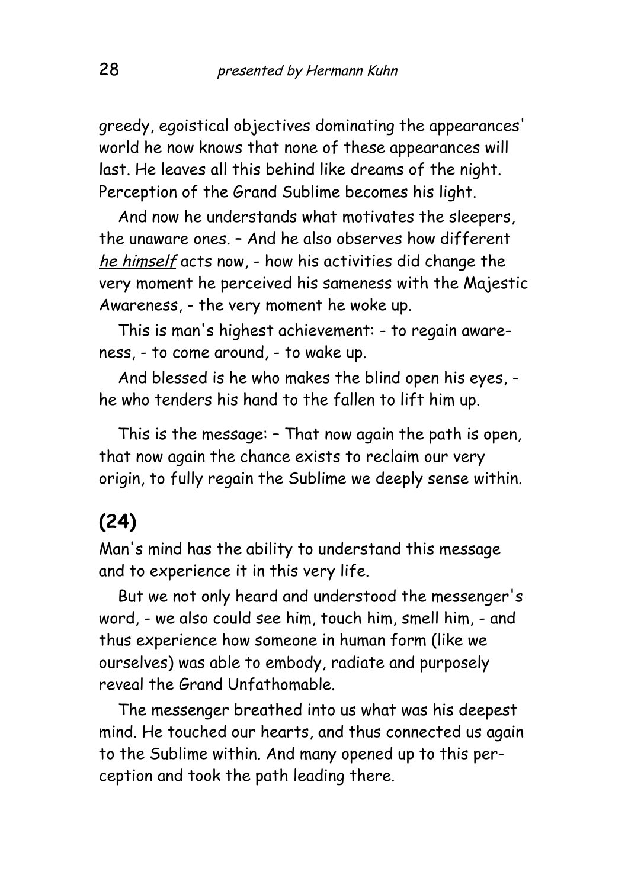greedy, egoistical objectives dominating the appearances' world he now knows that none of these appearances will last. He leaves all this behind like dreams of the night. Perception of the Grand Sublime becomes his light.

And now he understands what motivates the sleepers, the unaware ones. – And he also observes how different *he himself* acts now, - how his activities did change the very moment he perceived his sameness with the Majestic Awareness, - the very moment he woke up.

This is man's highest achievement: - to regain awareness, - to come around, - to wake up.

And blessed is he who makes the blind open his eyes, - he who tenders his hand to the fallen to lift him up.

This is the message: – That now again the path is open, that now again the chance exists to reclaim our very origin, to fully regain the Sublime we deeply sense within.

## (24)

Man's mind has the ability to understand this message and to experience it in this very life.

But we not only heard and understood the messenger's word, - we also could see him, touch him, smell him, - and thus experience how someone in human form (like we ourselves) was able to embody, radiate and purposely reveal the Grand Unfathomable.

The messenger breathed into us what was his deepest mind. He touched our hearts, and thus connected us again to the Sublime within. And many opened up to this perception and took the path leading there.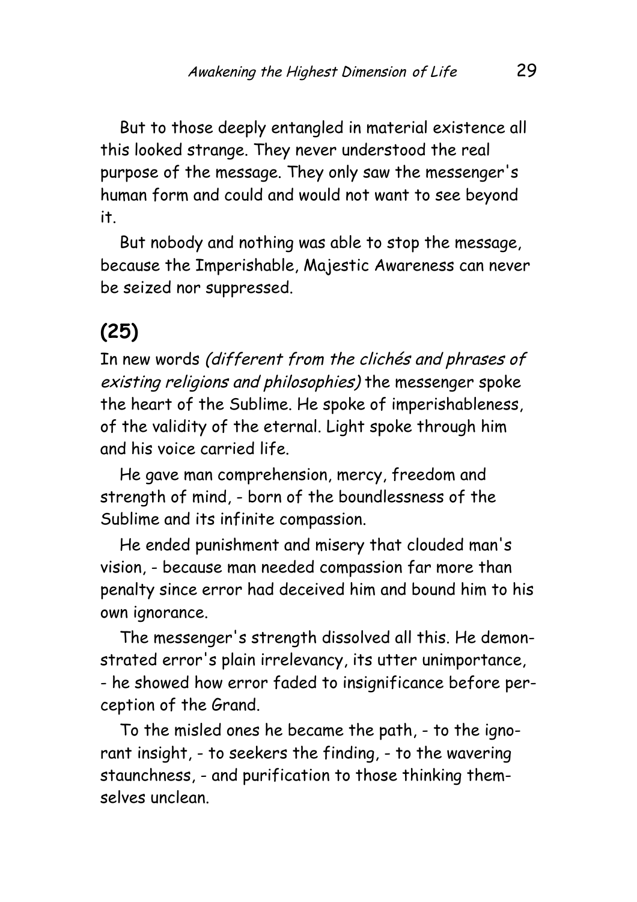But to those deeply entangled in material existence all this looked strange. They never understood the real purpose of the message. They only saw the messenger's human form and could and would not want to see beyond it.

But nobody and nothing was able to stop the message, because the Imperishable, Majestic Awareness can never be seized nor suppressed.

## (25)

In new words *(different from the clichés and phrases of existing religions and philosophies)* the messenger spoke the heart of the Sublime. He spoke of imperishableness, of the validity of the eternal. Light spoke through him and his voice carried life.

He gave man comprehension, mercy, freedom and strength of mind, - born of the boundlessness of the Sublime and its infinite compassion.

He ended punishment and misery that clouded man's vision, - because man needed compassion far more than penalty since error had deceived him and bound him to his own ignorance.

The messenger's strength dissolved all this. He demonstrated error's plain irrelevancy, its utter unimportance, - he showed how error faded to insignificance before perception of the Grand.

To the misled ones he became the path, - to the ignorant insight, - to seekers the finding, - to the wavering staunchness, - and purification to those thinking themselves unclean.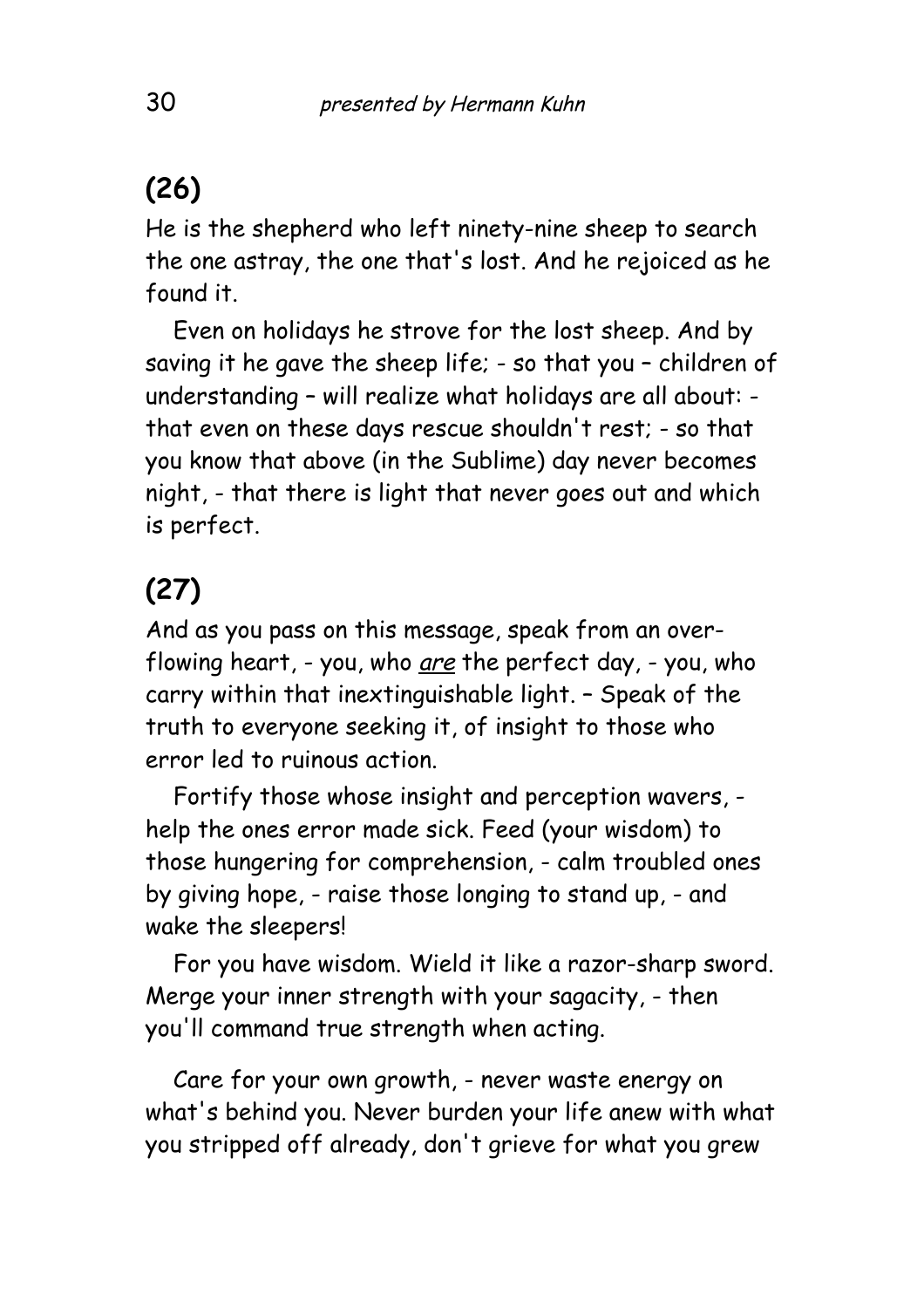## (26)

He is the shepherd who left ninety-nine sheep to search the one astray, the one that's lost. And he rejoiced as he found it.

Even on holidays he strove for the lost sheep. And by saving it he gave the sheep life; - so that you – children of understanding – will realize what holidays are all about: - that even on these days rescue shouldn't rest; - so that you know that above (in the Sublime) day never becomes night, - that there is light that never goes out and which is perfect.

## (27)

And as you pass on this message, speak from an over-flowing heart, - you, who *are* the perfect day, - you, who carry within that inextinguishable light. – Speak of the truth to everyone seeking it, of insight to those who error led to ruinous action.

Fortify those whose insight and perception wavers, - help the ones error made sick. Feed (your wisdom) to those hungering for comprehension, - calm troubled ones by giving hope, - raise those longing to stand up, - and wake the sleepers!

For you have wisdom. Wield it like a razor-sharp sword. Merge your inner strength with your sagacity, - then you'll command true strength when acting.

Care for your own growth, - never waste energy on what's behind you. Never burden your life anew with what you stripped off already, don't grieve for what you grew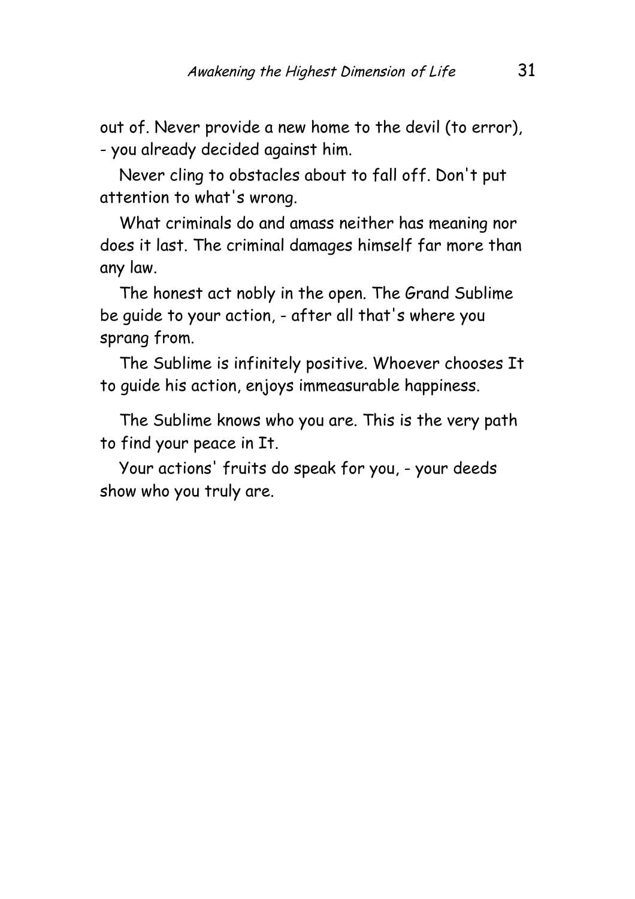out of. Never provide a new home to the devil (to error), - you already decided against him.

Never cling to obstacles about to fall off. Don't put attention to what's wrong.

What criminals do and amass neither has meaning nor does it last. The criminal damages himself far more than any law.

The honest act nobly in the open. The Grand Sublime be guide to your action, - after all that's where you sprang from.

The Sublime is infinitely positive. Whoever chooses It to guide his action, enjoys immeasurable happiness.

The Sublime knows who you are. This is the very path to find your peace in It.

Your actions' fruits do speak for you, - your deeds show who you truly are.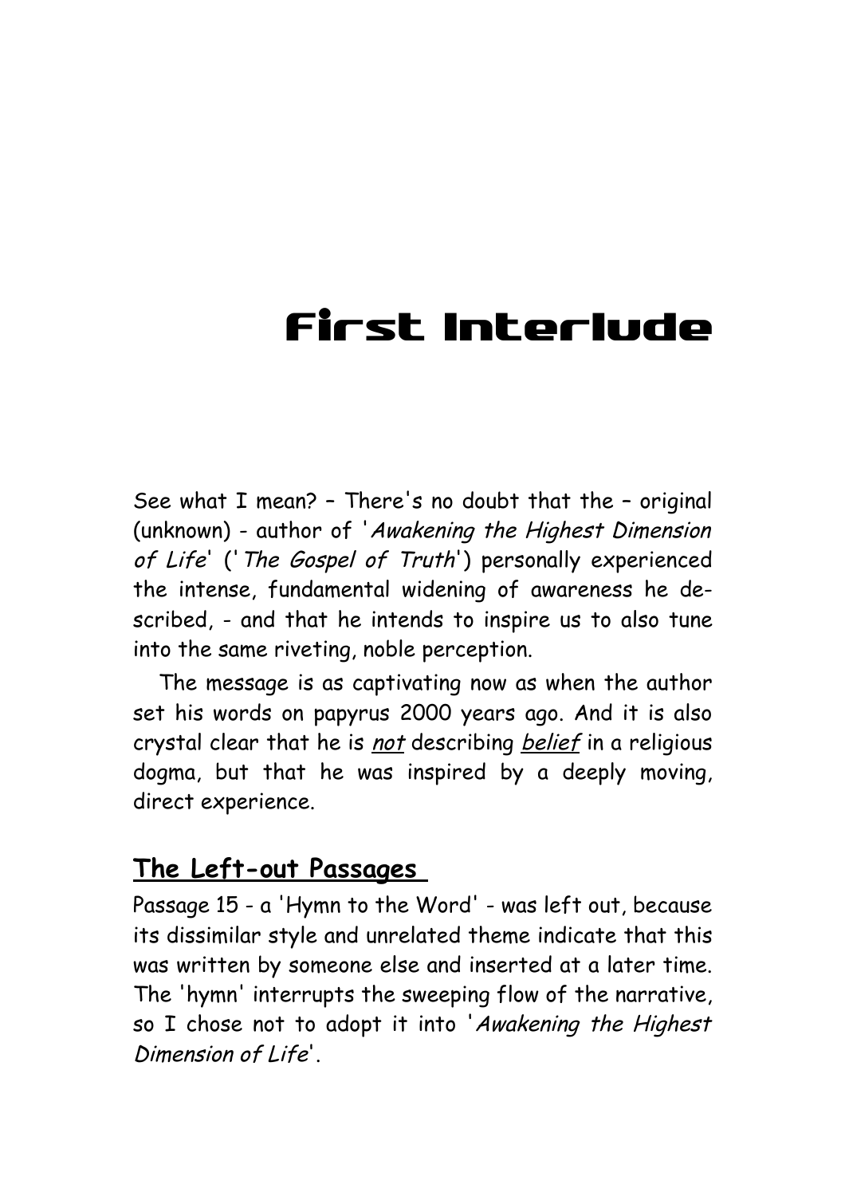# First Interlude

See what I mean? – There's no doubt that the – original (unknown) - author of '*Awakening the Highest Dimension of Life*' ('*The Gospel of Truth*') personally experienced the intense, fundamental widening of awareness he described, - and that he intends to inspire us to also tune into the same riveting, noble perception.

The message is as captivating now as when the author set his words on papyrus 2000 years ago. And it is also crystal clear that he is *not* describing *belief* in a religious dogma, but that he was inspired by a deeply moving, direct experience.

## The Left-out Passages

Passage 15 - a 'Hymn to the Word' - was left out, because its dissimilar style and unrelated theme indicate that this was written by someone else and inserted at a later time. The 'hymn' interrupts the sweeping flow of the narrative, so I chose not to adopt it into '*Awakening the Highest Dimension of Life*'.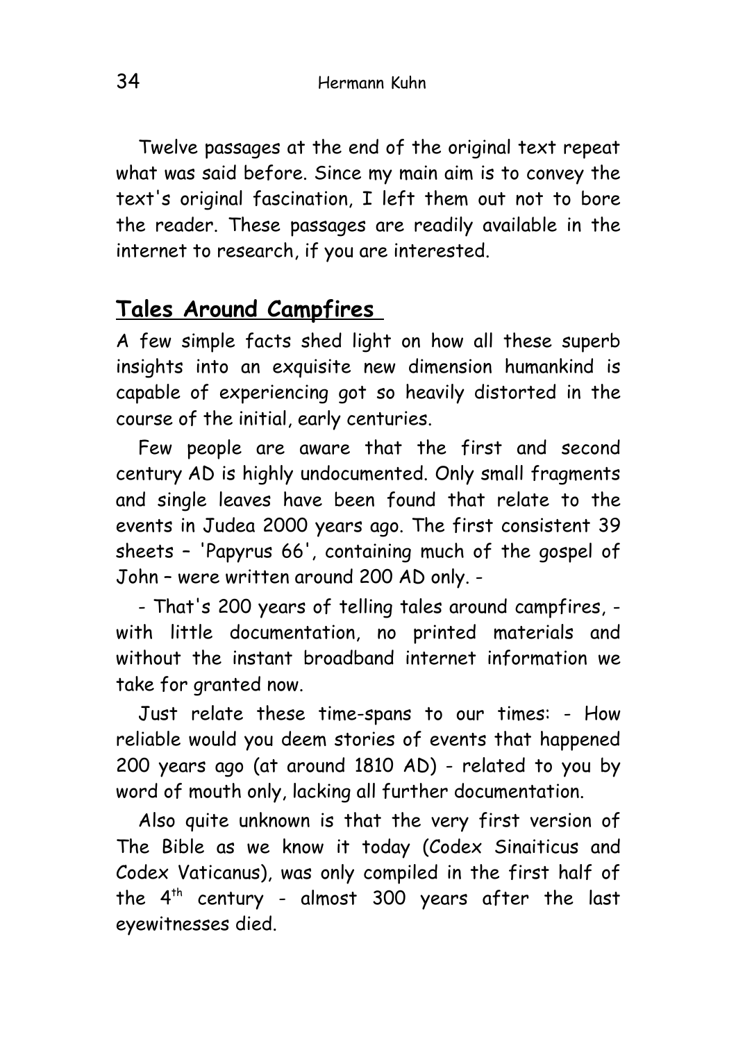Twelve passages at the end of the original text repeat what was said before. Since my main aim is to convey the text's original fascination, I left them out not to bore the reader. These passages are readily available in the internet to research, if you are interested.

## Tales Around Campfires

A few simple facts shed light on how all these superb insights into an exquisite new dimension humankind is capable of experiencing got so heavily distorted in the course of the initial, early centuries.

Few people are aware that the first and second century AD is highly undocumented. Only small fragments and single leaves have been found that relate to the events in Judea 2000 years ago. The first consistent 39 sheets – 'Papyrus 66', containing much of the gospel of John – were written around 200 AD only. -

- That's 200 years of telling tales around campfires, - with little documentation, no printed materials and without the instant broadband internet information we take for granted now.

Just relate these time-spans to our times: - How reliable would you deem stories of events that happened 200 years ago (at around 1810 AD) - related to you by word of mouth only, lacking all further documentation.

Also quite unknown is that the very first version of The Bible as we know it today (Codex Sinaiticus and Codex Vaticanus), was only compiled in the first half of the 4th century - almost 300 years after the last eyewitnesses died.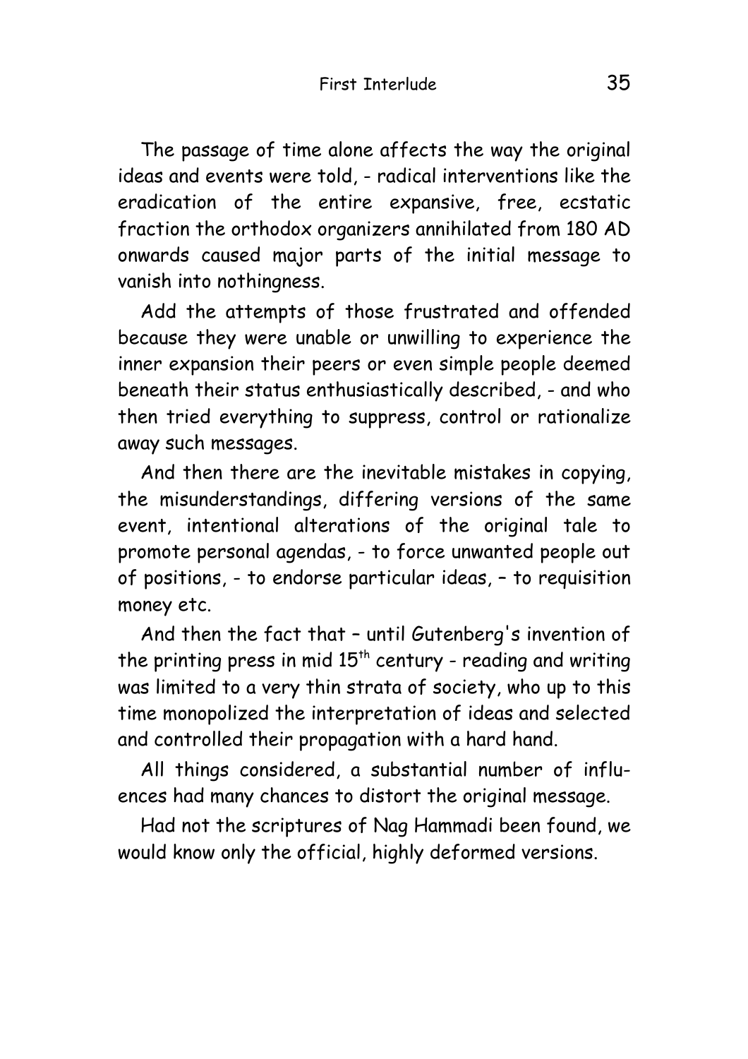The passage of time alone affects the way the original ideas and events were told, - radical interventions like the eradication of the entire expansive, free, ecstatic fraction the orthodox organizers annihilated from 180 AD onwards caused major parts of the initial message to vanish into nothingness.

Add the attempts of those frustrated and offended because they were unable or unwilling to experience the inner expansion their peers or even simple people deemed beneath their status enthusiastically described, - and who then tried everything to suppress, control or rationalize away such messages.

And then there are the inevitable mistakes in copying, the misunderstandings, differing versions of the same event, intentional alterations of the original tale to promote personal agendas, - to force unwanted people out of positions, - to endorse particular ideas, – to requisition money etc.

And then the fact that – until Gutenberg's invention of the printing press in mid 15th century - reading and writing was limited to a very thin strata of society, who up to this time monopolized the interpretation of ideas and selected and controlled their propagation with a hard hand.

All things considered, a substantial number of influences had many chances to distort the original message.

Had not the scriptures of Nag Hammadi been found, we would know only the official, highly deformed versions.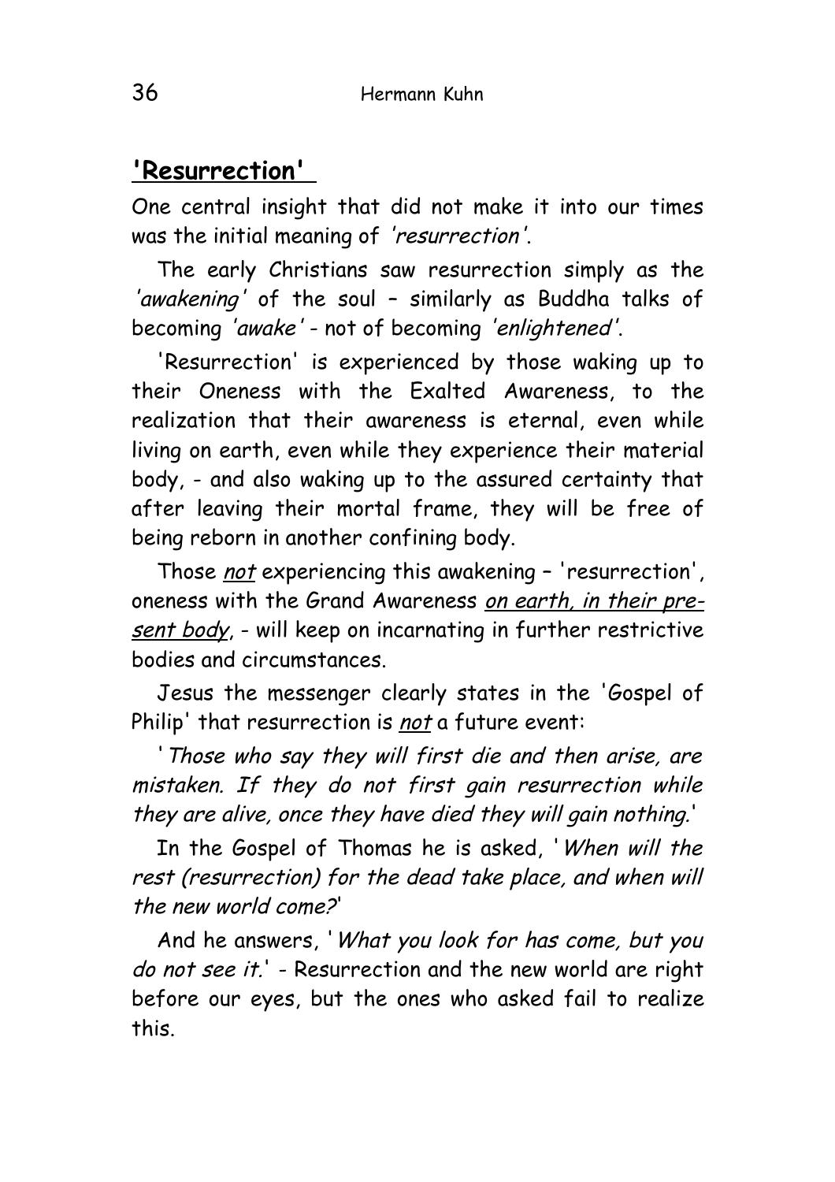## 'Resurrection'

One central insight that did not make it into our times was the initial meaning of *'resurrection'*.

The early Christians saw resurrection simply as the *'awakening'* of the soul – similarly as Buddha talks of becoming *'awake'* - not of becoming *'enlightened'*.

'Resurrection' is experienced by those waking up to their Oneness with the Exalted Awareness, to the realization that their awareness is eternal, even while living on earth, even while they experience their material body, - and also waking up to the assured certainty that after leaving their mortal frame, they will be free of being reborn in another confining body.

Those <u>not</u> experiencing this awakening – 'resurrection', oneness with the Grand Awareness <u>on earth, in their present body</u>, - will keep on incarnating in further restrictive bodies and circumstances.

Jesus the messenger clearly states in the 'Gospel of Philip' that resurrection is <u>not</u> a future event:

'*Those who say they will first die and then arise, are mistaken. If they do not first gain resurrection while they are alive, once they have died they will gain nothing.*'

In the Gospel of Thomas he is asked, '*When will the rest (resurrection) for the dead take place, and when will the new world come?*'

And he answers, '*What you look for has come, but you do not see it.*' - Resurrection and the new world are right before our eyes, but the ones who asked fail to realize this.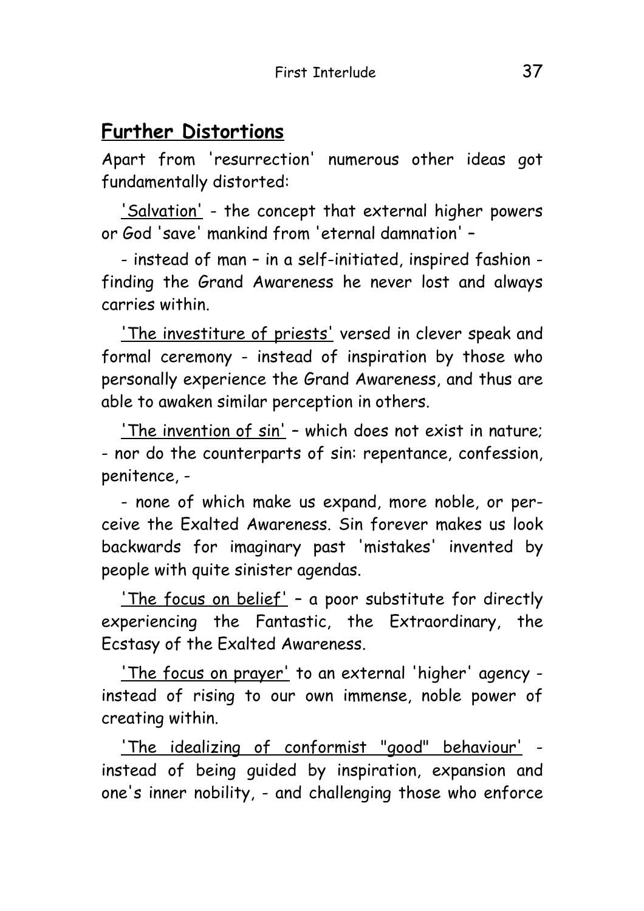## Further Distortions

Apart from 'resurrection' numerous other ideas got fundamentally distorted:

'Salvation' - the concept that external higher powers or God 'save' mankind from 'eternal damnation' –

- instead of man – in a self-initiated, inspired fashion - finding the Grand Awareness he never lost and always carries within.

'The investiture of priests' versed in clever speak and formal ceremony - instead of inspiration by those who personally experience the Grand Awareness, and thus are able to awaken similar perception in others.

'The invention of sin' – which does not exist in nature; - nor do the counterparts of sin: repentance, confession, penitence, -

- none of which make us expand, more noble, or perceive the Exalted Awareness. Sin forever makes us look backwards for imaginary past 'mistakes' invented by people with quite sinister agendas.

'The focus on belief' – a poor substitute for directly experiencing the Fantastic, the Extraordinary, the Ecstasy of the Exalted Awareness.

'The focus on prayer' to an external 'higher' agency - instead of rising to our own immense, noble power of creating within.

'The idealizing of conformist "good" behaviour' - instead of being guided by inspiration, expansion and one's inner nobility, - and challenging those who enforce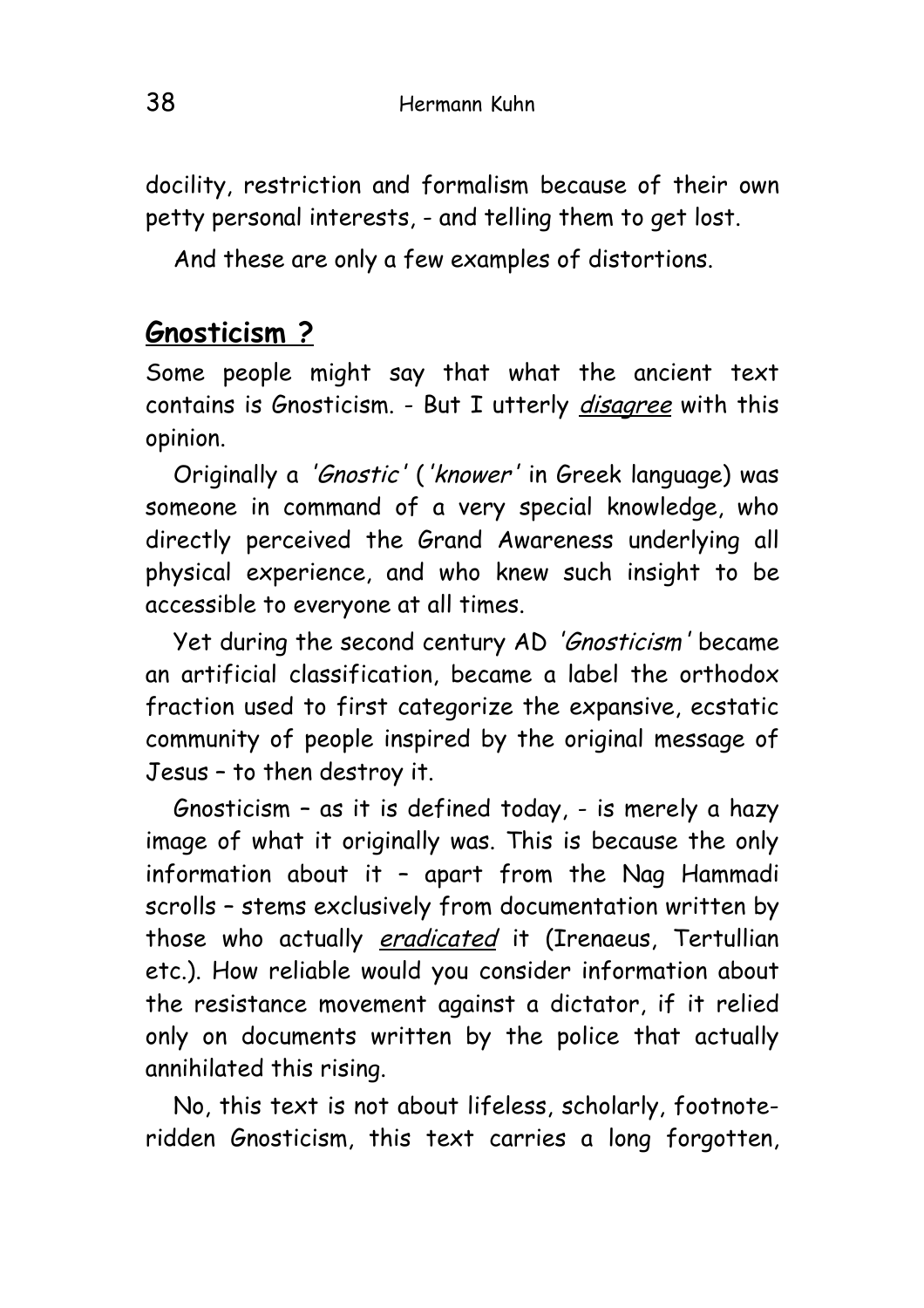docility, restriction and formalism because of their own petty personal interests, - and telling them to get lost.

And these are only a few examples of distortions.

## **Gnosticism ?**

Some people might say that what the ancient text contains is Gnosticism. - But I utterly *disagree* with this opinion.

Originally a *'Gnostic'* (*'knower'* in Greek language) was someone in command of a very special knowledge, who directly perceived the Grand Awareness underlying all physical experience, and who knew such insight to be accessible to everyone at all times.

Yet during the second century AD *'Gnosticism'* became an artificial classification, became a label the orthodox fraction used to first categorize the expansive, ecstatic community of people inspired by the original message of Jesus – to then destroy it.

Gnosticism – as it is defined today, - is merely a hazy image of what it originally was. This is because the only information about it – apart from the Nag Hammadi scrolls – stems exclusively from documentation written by those who actually *eradicated* it (Irenaeus, Tertullian etc.). How reliable would you consider information about the resistance movement against a dictator, if it relied only on documents written by the police that actually annihilated this rising.

No, this text is not about lifeless, scholarly, footnote-ridden Gnosticism, this text carries a long forgotten,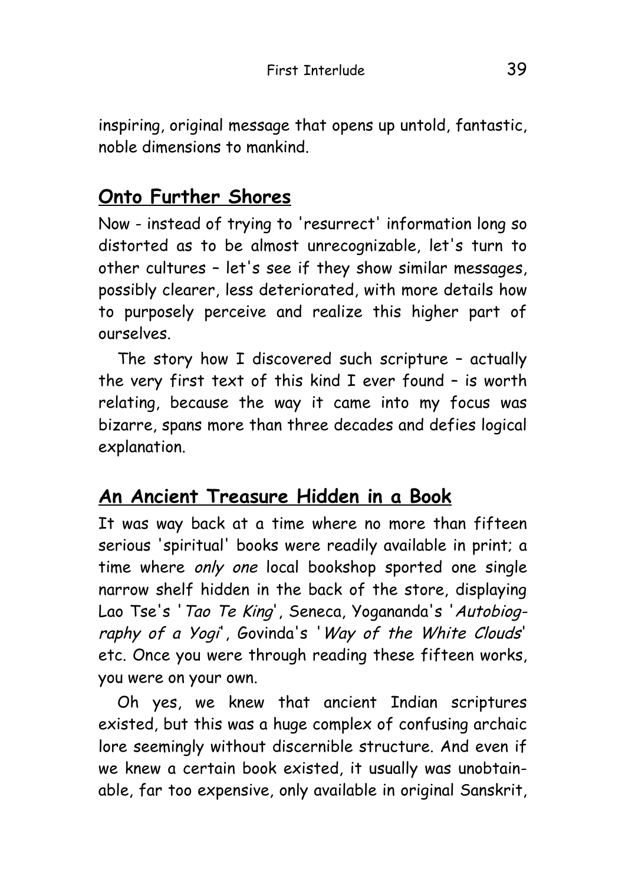inspiring, original message that opens up untold, fantastic, noble dimensions to mankind.

## **Onto Further Shores**

Now - instead of trying to 'resurrect' information long so distorted as to be almost unrecognizable, let's turn to other cultures – let's see if they show similar messages, possibly clearer, less deteriorated, with more details how to purposely perceive and realize this higher part of ourselves.

The story how I discovered such scripture – actually the very first text of this kind I ever found – is worth relating, because the way it came into my focus was bizarre, spans more than three decades and defies logical explanation.

## **An Ancient Treasure Hidden in a Book**

It was way back at a time where no more than fifteen serious 'spiritual' books were readily available in print; a time where *only one* local bookshop sported one single narrow shelf hidden in the back of the store, displaying Lao Tse's '*Tao Te King*', Seneca, Yogananda's '*Autobiography of a Yogi*', Govinda's '*Way of the White Clouds*' etc. Once you were through reading these fifteen works, you were on your own.

Oh yes, we knew that ancient Indian scriptures existed, but this was a huge complex of confusing archaic lore seemingly without discernible structure. And even if we knew a certain book existed, it usually was unobtainable, far too expensive, only available in original Sanskrit,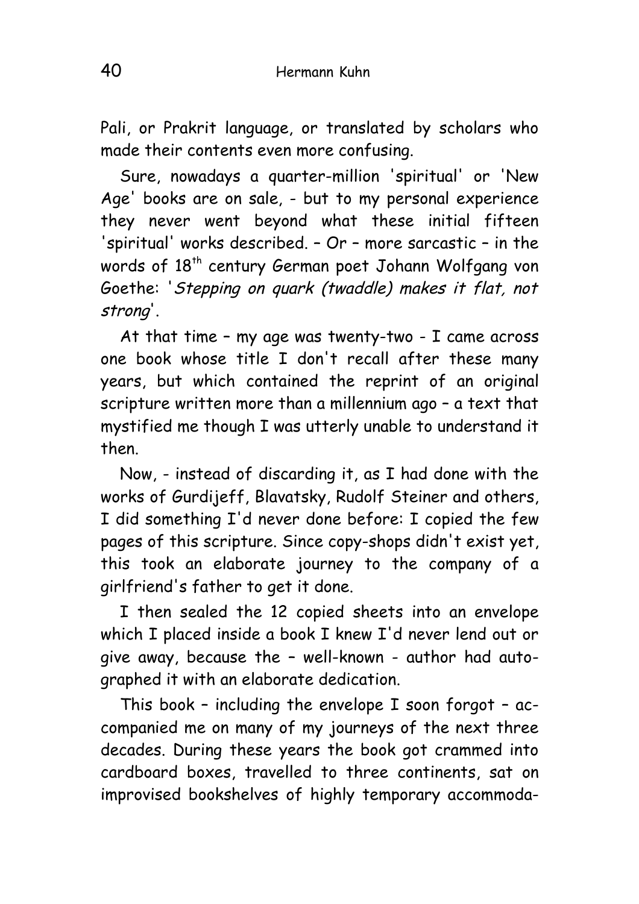Pali, or Prakrit language, or translated by scholars who made their contents even more confusing.

Sure, nowadays a quarter-million 'spiritual' or 'New Age' books are on sale, - but to my personal experience they never went beyond what these initial fifteen 'spiritual' works described. – Or – more sarcastic – in the words of 18th century German poet Johann Wolfgang von Goethe: '*Stepping on quark (twaddle) makes it flat, not strong*'.

At that time – my age was twenty-two - I came across one book whose title I don't recall after these many years, but which contained the reprint of an original scripture written more than a millennium ago – a text that mystified me though I was utterly unable to understand it then.

Now, - instead of discarding it, as I had done with the works of Gurdijeff, Blavatsky, Rudolf Steiner and others, I did something I'd never done before: I copied the few pages of this scripture. Since copy-shops didn't exist yet, this took an elaborate journey to the company of a girlfriend's father to get it done.

I then sealed the 12 copied sheets into an envelope which I placed inside a book I knew I'd never lend out or give away, because the – well-known - author had autographed it with an elaborate dedication.

This book – including the envelope I soon forgot – accompanied me on many of my journeys of the next three decades. During these years the book got crammed into cardboard boxes, travelled to three continents, sat on improvised bookshelves of highly temporary accommoda-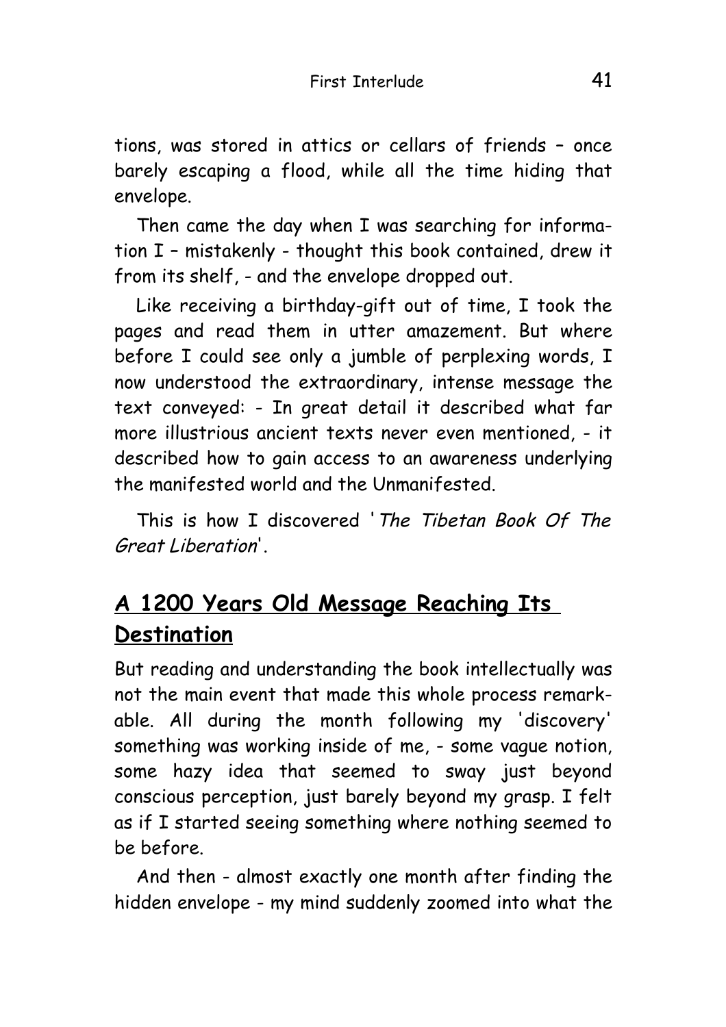tions, was stored in attics or cellars of friends – once barely escaping a flood, while all the time hiding that envelope.

Then came the day when I was searching for information I – mistakenly - thought this book contained, drew it from its shelf, - and the envelope dropped out.

Like receiving a birthday-gift out of time, I took the pages and read them in utter amazement. But where before I could see only a jumble of perplexing words, I now understood the extraordinary, intense message the text conveyed: - In great detail it described what far more illustrious ancient texts never even mentioned, - it described how to gain access to an awareness underlying the manifested world and the Unmanifested.

This is how I discovered '*The Tibetan Book Of The Great Liberation*'.

## A 1200 Years Old Message Reaching Its Destination

But reading and understanding the book intellectually was not the main event that made this whole process remarkable. All during the month following my 'discovery' something was working inside of me, - some vague notion, some hazy idea that seemed to sway just beyond conscious perception, just barely beyond my grasp. I felt as if I started seeing something where nothing seemed to be before.

And then - almost exactly one month after finding the hidden envelope - my mind suddenly zoomed into what the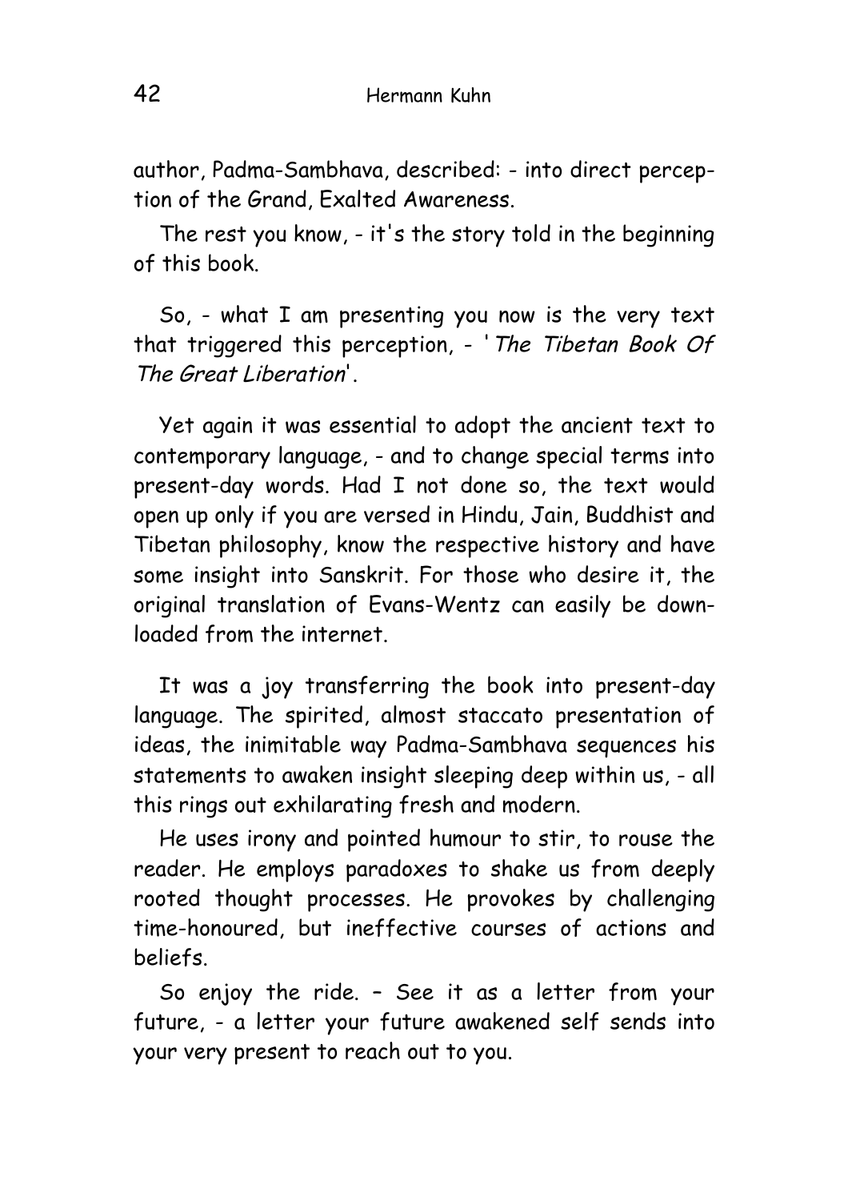author, Padma-Sambhava, described: - into direct perception of the Grand, Exalted Awareness.

The rest you know, - it's the story told in the beginning of this book.

So, - what I am presenting you now is the very text that triggered this perception, - '*The Tibetan Book Of The Great Liberation*'.

Yet again it was essential to adopt the ancient text to contemporary language, - and to change special terms into present-day words. Had I not done so, the text would open up only if you are versed in Hindu, Jain, Buddhist and Tibetan philosophy, know the respective history and have some insight into Sanskrit. For those who desire it, the original translation of Evans-Wentz can easily be downloaded from the internet.

It was a joy transferring the book into present-day language. The spirited, almost staccato presentation of ideas, the inimitable way Padma-Sambhava sequences his statements to awaken insight sleeping deep within us, - all this rings out exhilarating fresh and modern.

He uses irony and pointed humour to stir, to rouse the reader. He employs paradoxes to shake us from deeply rooted thought processes. He provokes by challenging time-honoured, but ineffective courses of actions and beliefs.

So enjoy the ride. – See it as a letter from your future, - a letter your future awakened self sends into your very present to reach out to you.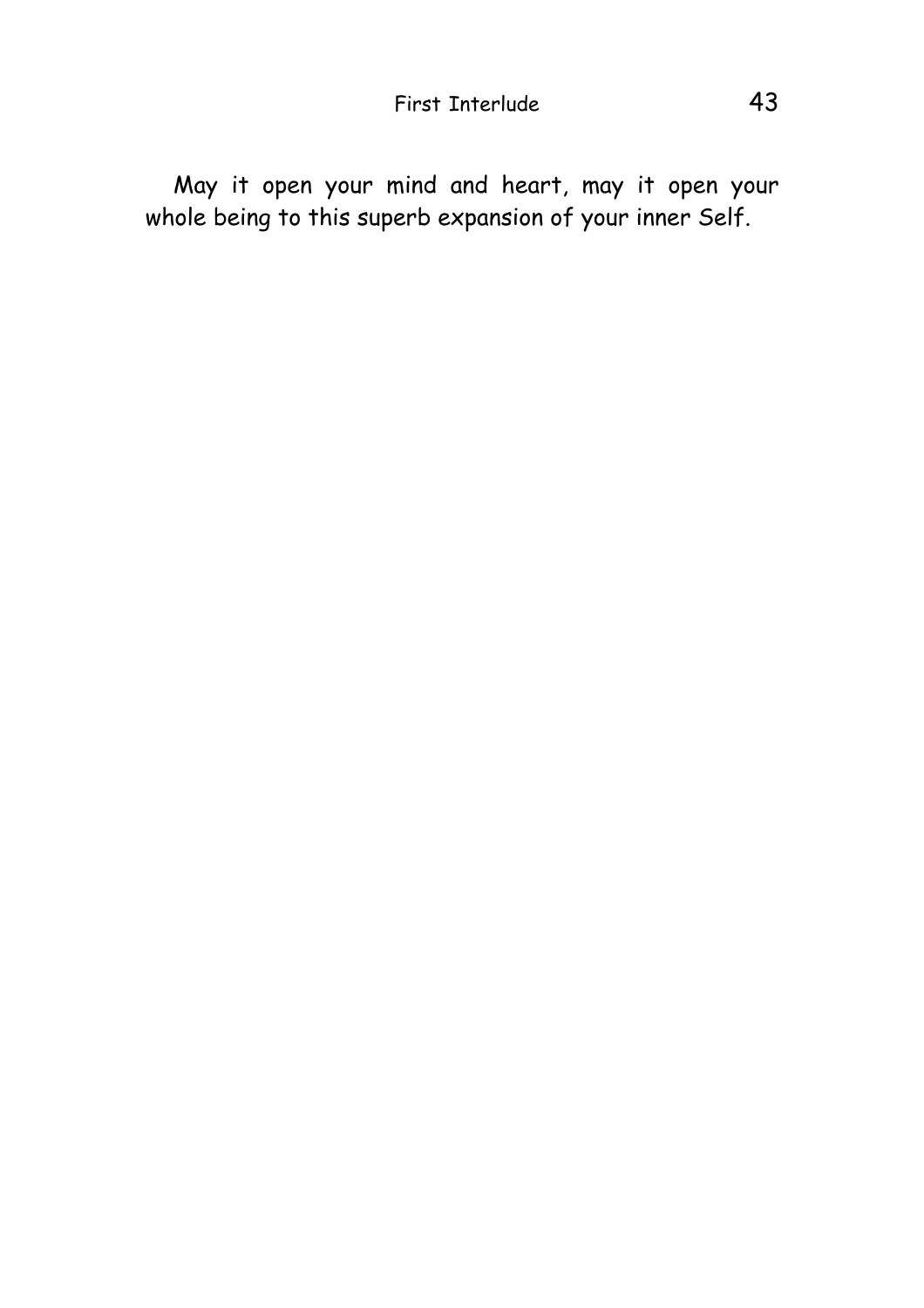May it open your mind and heart, may it open your whole being to this superb expansion of your inner Self.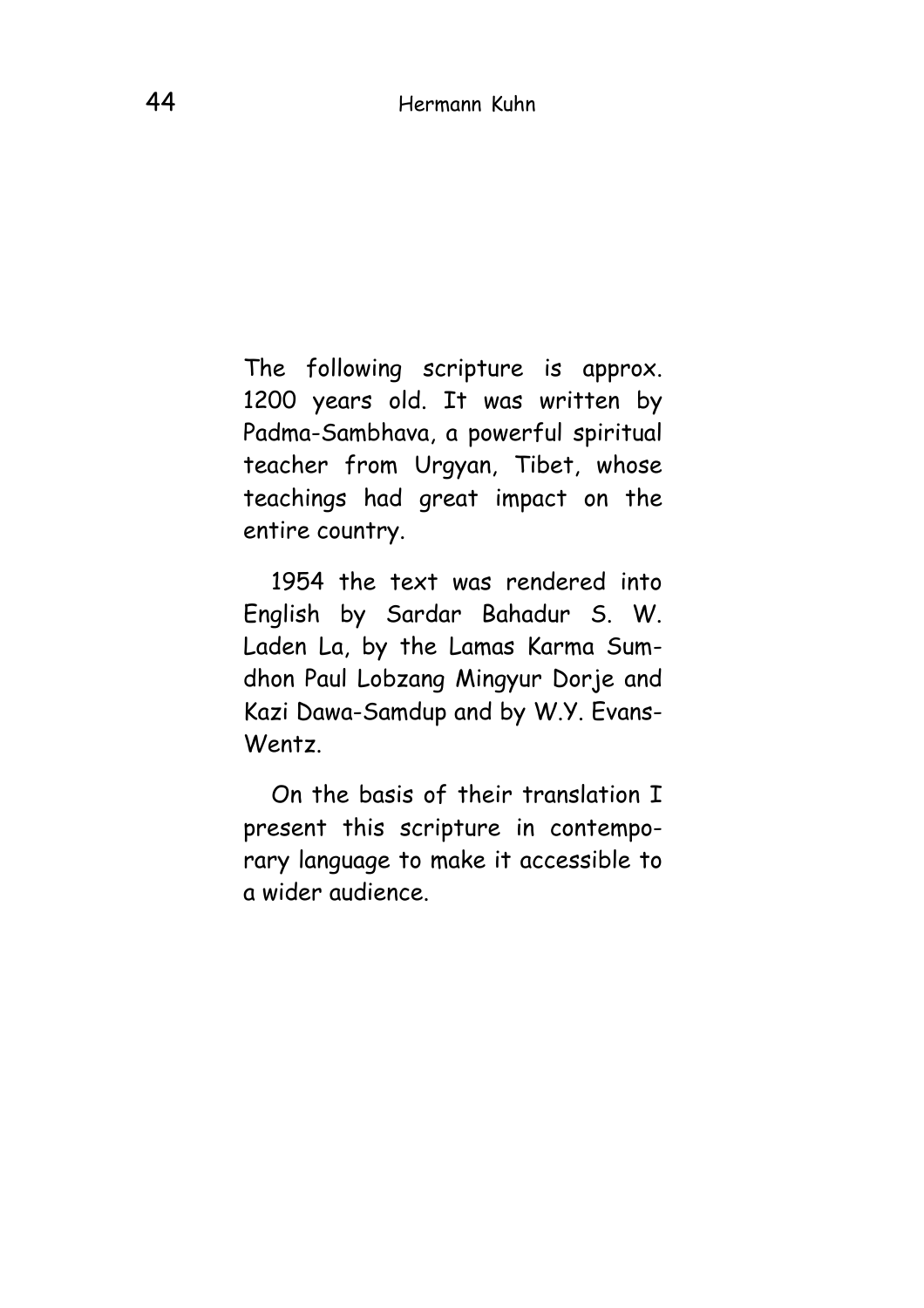The following scripture is approx. 1200 years old. It was written by Padma-Sambhava, a powerful spiritual teacher from Urgyan, Tibet, whose teachings had great impact on the entire country.

1954 the text was rendered into English by Sardar Bahadur S. W. Laden La, by the Lamas Karma Sumdhon Paul Lobzang Mingyur Dorje and Kazi Dawa-Samdup and by W.Y. Evans-Wentz.

On the basis of their translation I present this scripture in contemporary language to make it accessible to a wider audience.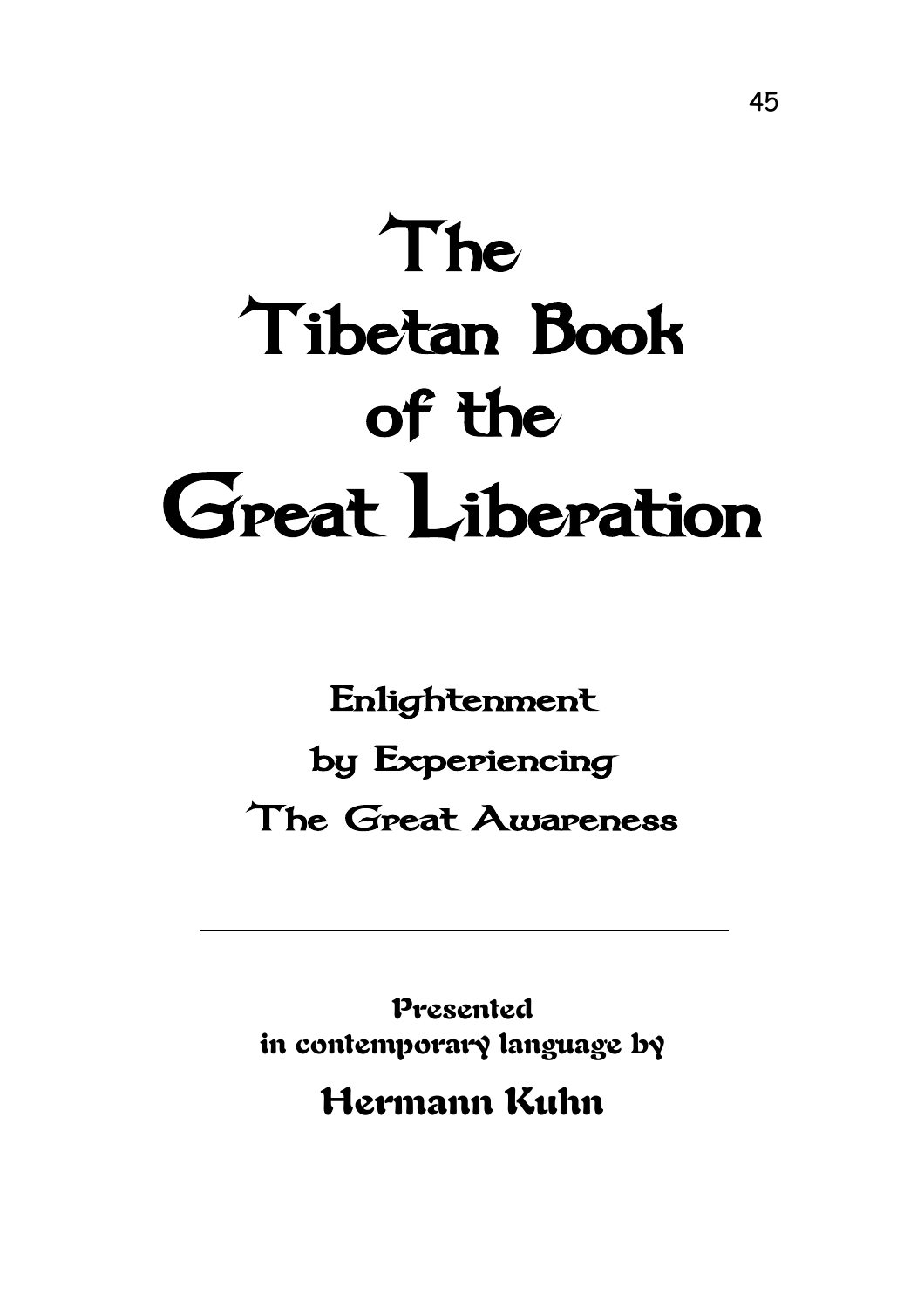# The Tibetan Book of the Great Liberation

## Enlightenment by Experiencing The Great Awareness

---

**Presented in contemporary language by**

## Hermann Kuhn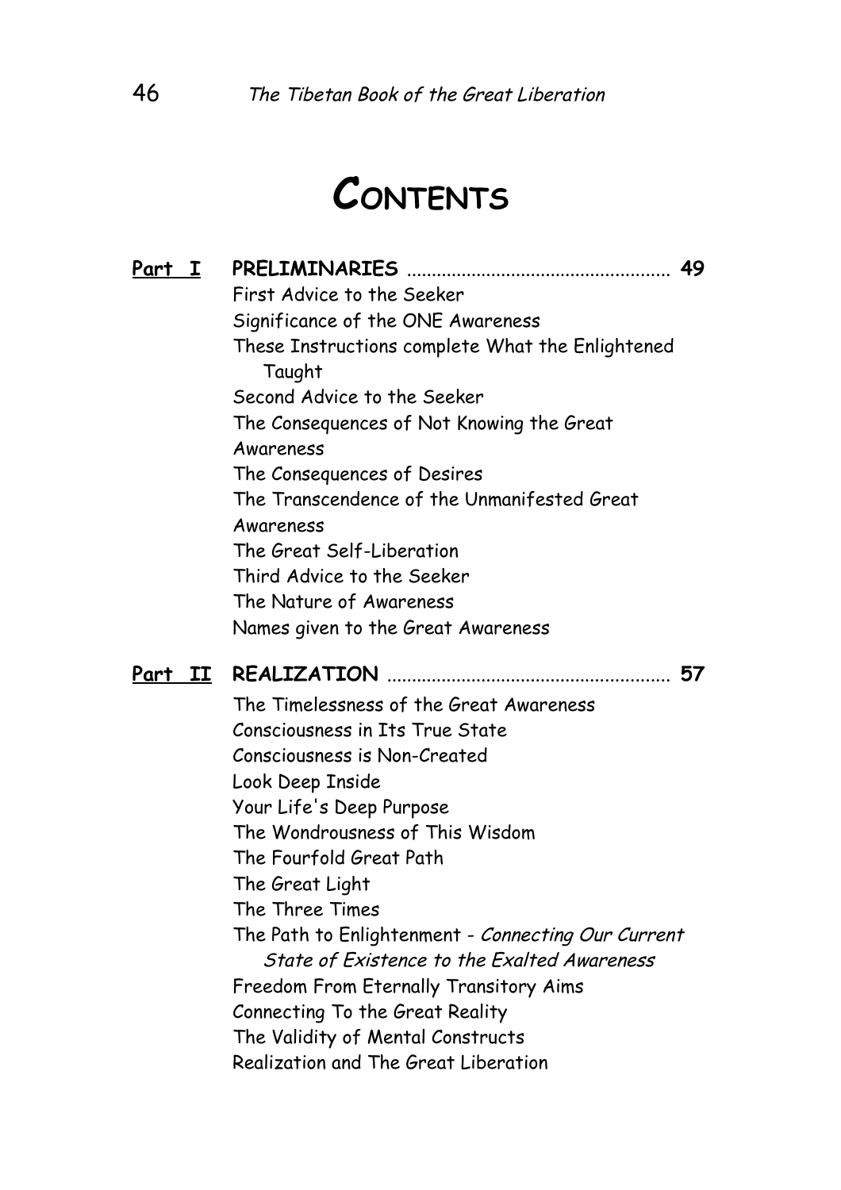# CONTENTS

**Part I** **PRELIMINARIES** .................................................... **49**

First Advice to the Seeker
Significance of the ONE Awareness
These Instructions complete What the Enlightened Taught
Second Advice to the Seeker
The Consequences of Not Knowing the Great Awareness
The Consequences of Desires
The Transcendence of the Unmanifested Great Awareness
The Great Self-Liberation
Third Advice to the Seeker
The Nature of Awareness
Names given to the Great Awareness

**Part II** **REALIZATION** ....................................................... **57**

The Timelessness of the Great Awareness
Consciousness in Its True State
Consciousness is Non-Created
Look Deep Inside
Your Life's Deep Purpose
The Wondrousness of This Wisdom
The Fourfold Great Path
The Great Light
The Three Times
The Path to Enlightenment - *Connecting Our Current State of Existence to the Exalted Awareness*
Freedom From Eternally Transitory Aims
Connecting To the Great Reality
The Validity of Mental Constructs
Realization and The Great Liberation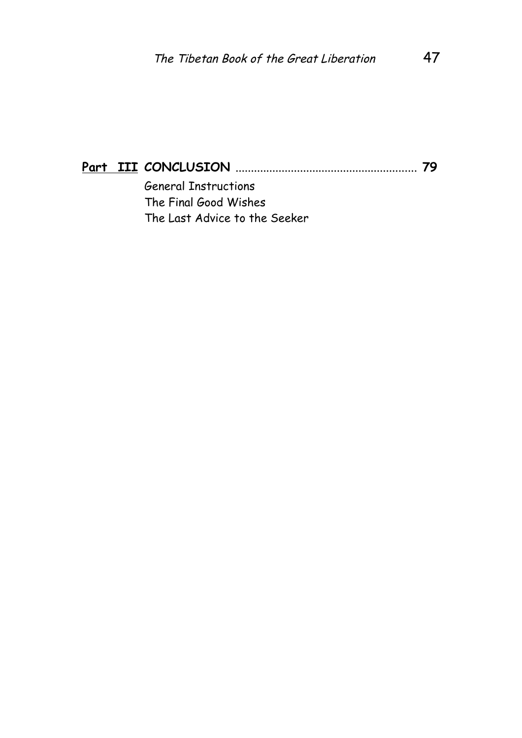**Part III CONCLUSION** .......................................................... **79**

General Instructions
The Final Good Wishes
The Last Advice to the Seeker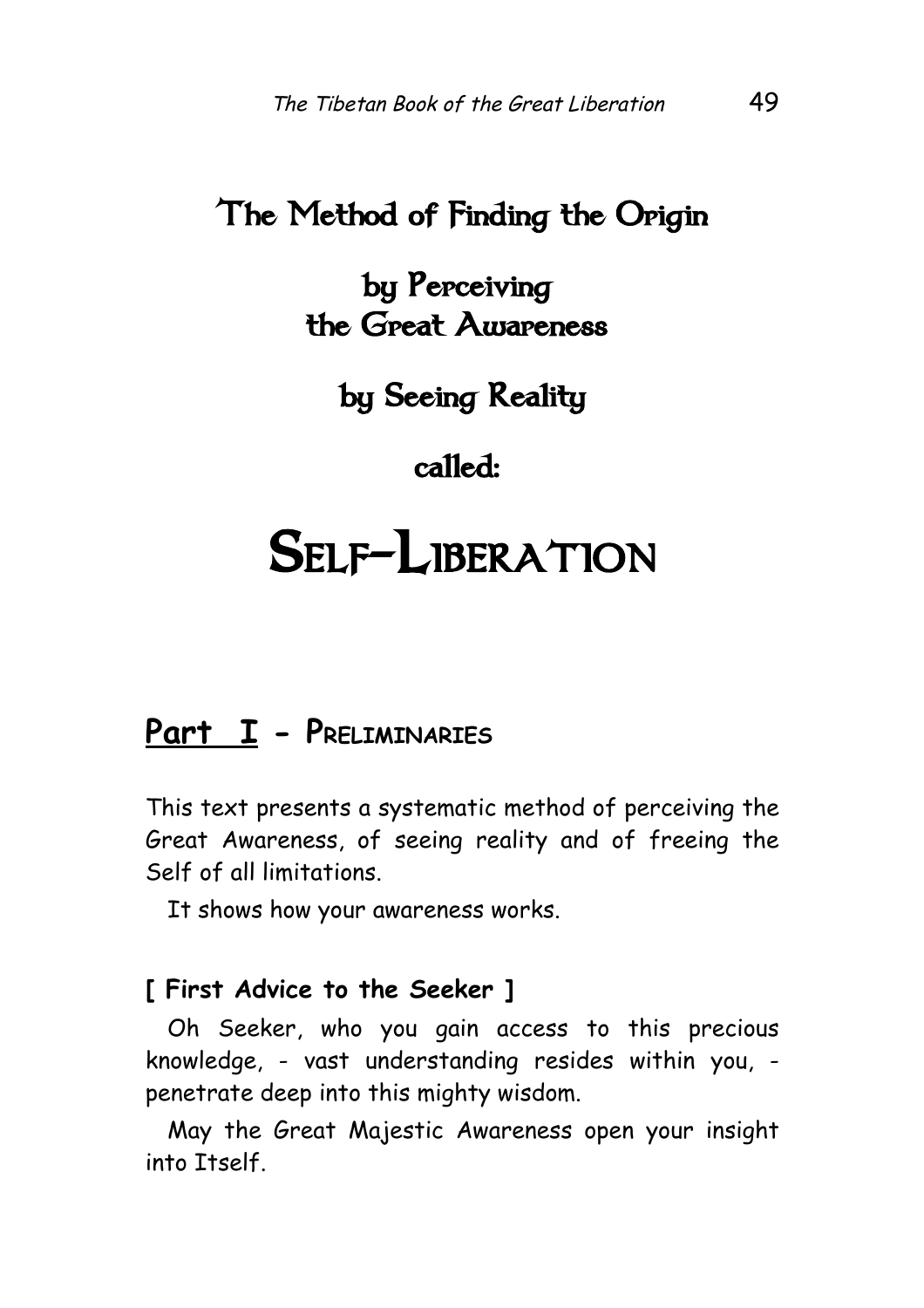# The Method of Finding the Origin

## by Perceiving the Great Awareness

## by Seeing Reality

## called:

# SELF-LIBERATION

## Part I - PRELIMINARIES

This text presents a systematic method of perceiving the Great Awareness, of seeing reality and of freeing the Self of all limitations.

It shows how your awareness works.

### [ First Advice to the Seeker ]

Oh Seeker, who you gain access to this precious knowledge, - vast understanding resides within you, - penetrate deep into this mighty wisdom.

May the Great Majestic Awareness open your insight into Itself.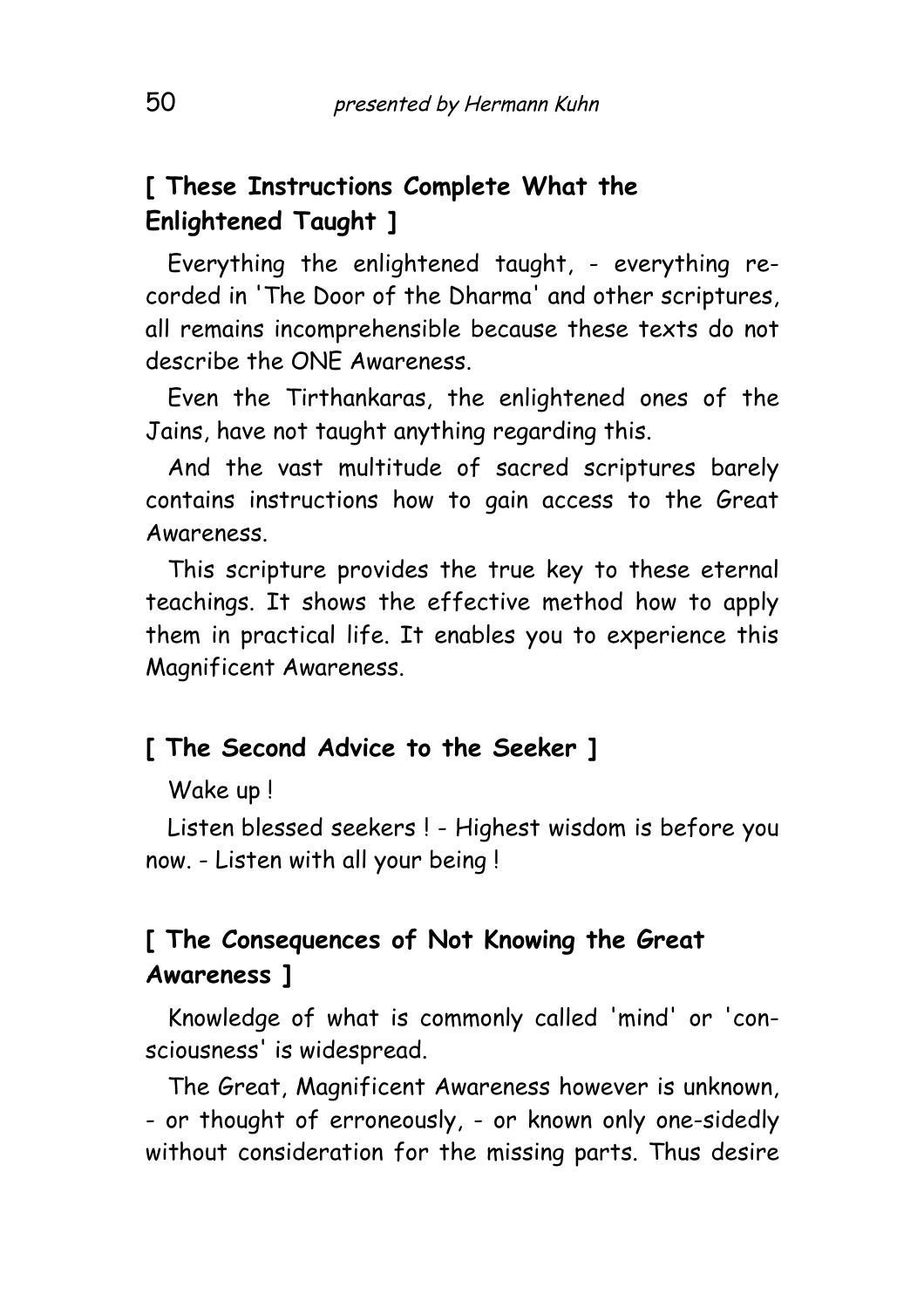## [ These Instructions Complete What the Enlightened Taught ]

Everything the enlightened taught, - everything recorded in 'The Door of the Dharma' and other scriptures, all remains incomprehensible because these texts do not describe the ONE Awareness.

Even the Tirthankaras, the enlightened ones of the Jains, have not taught anything regarding this.

And the vast multitude of sacred scriptures barely contains instructions how to gain access to the Great Awareness.

This scripture provides the true key to these eternal teachings. It shows the effective method how to apply them in practical life. It enables you to experience this Magnificent Awareness.

## [ The Second Advice to the Seeker ]

Wake up !

Listen blessed seekers ! - Highest wisdom is before you now. - Listen with all your being !

## [ The Consequences of Not Knowing the Great Awareness ]

Knowledge of what is commonly called 'mind' or 'consciousness' is widespread.

The Great, Magnificent Awareness however is unknown, - or thought of erroneously, - or known only one-sidedly without consideration for the missing parts. Thus desire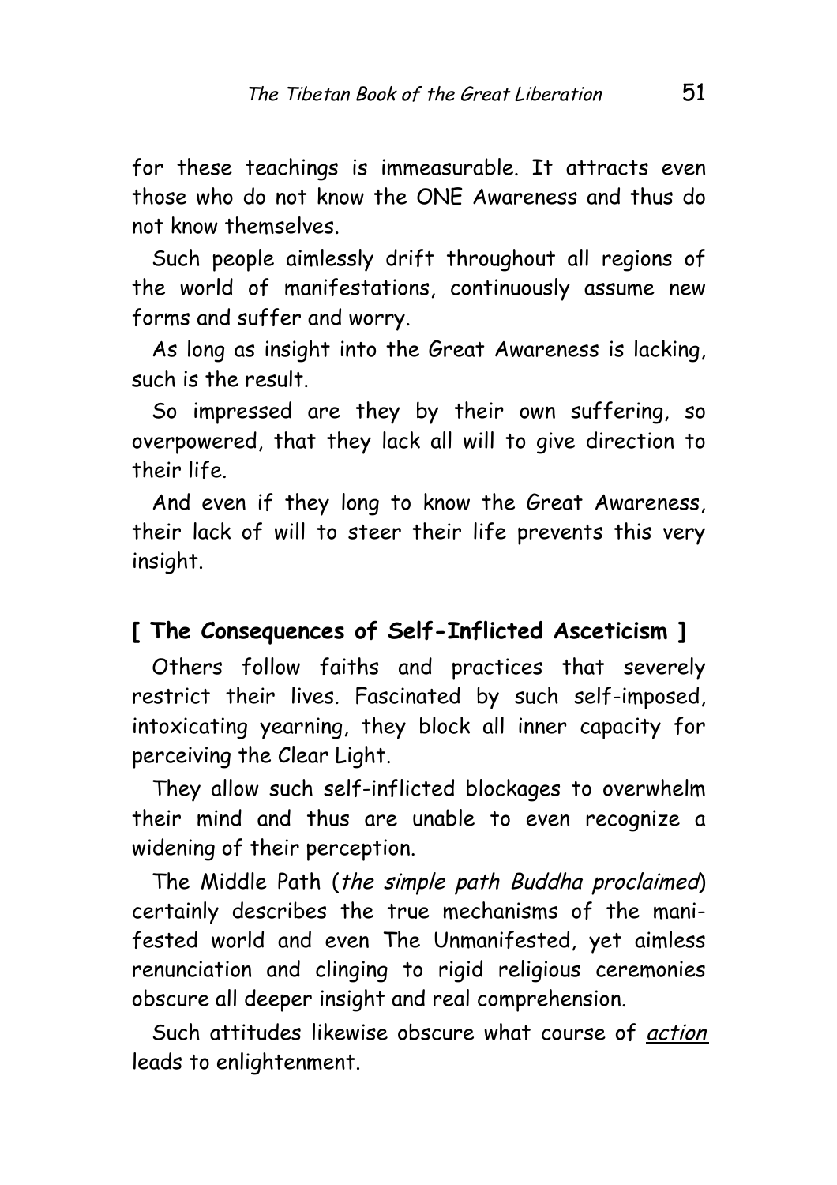for these teachings is immeasurable. It attracts even those who do not know the ONE Awareness and thus do not know themselves.

Such people aimlessly drift throughout all regions of the world of manifestations, continuously assume new forms and suffer and worry.

As long as insight into the Great Awareness is lacking, such is the result.

So impressed are they by their own suffering, so overpowered, that they lack all will to give direction to their life.

And even if they long to know the Great Awareness, their lack of will to steer their life prevents this very insight.

### [ The Consequences of Self-Inflicted Asceticism ]

Others follow faiths and practices that severely restrict their lives. Fascinated by such self-imposed, intoxicating yearning, they block all inner capacity for perceiving the Clear Light.

They allow such self-inflicted blockages to overwhelm their mind and thus are unable to even recognize a widening of their perception.

The Middle Path (*the simple path Buddha proclaimed*) certainly describes the true mechanisms of the manifested world and even The Unmanifested, yet aimless renunciation and clinging to rigid religious ceremonies obscure all deeper insight and real comprehension.

Such attitudes likewise obscure what course of <u>*action*</u> leads to enlightenment.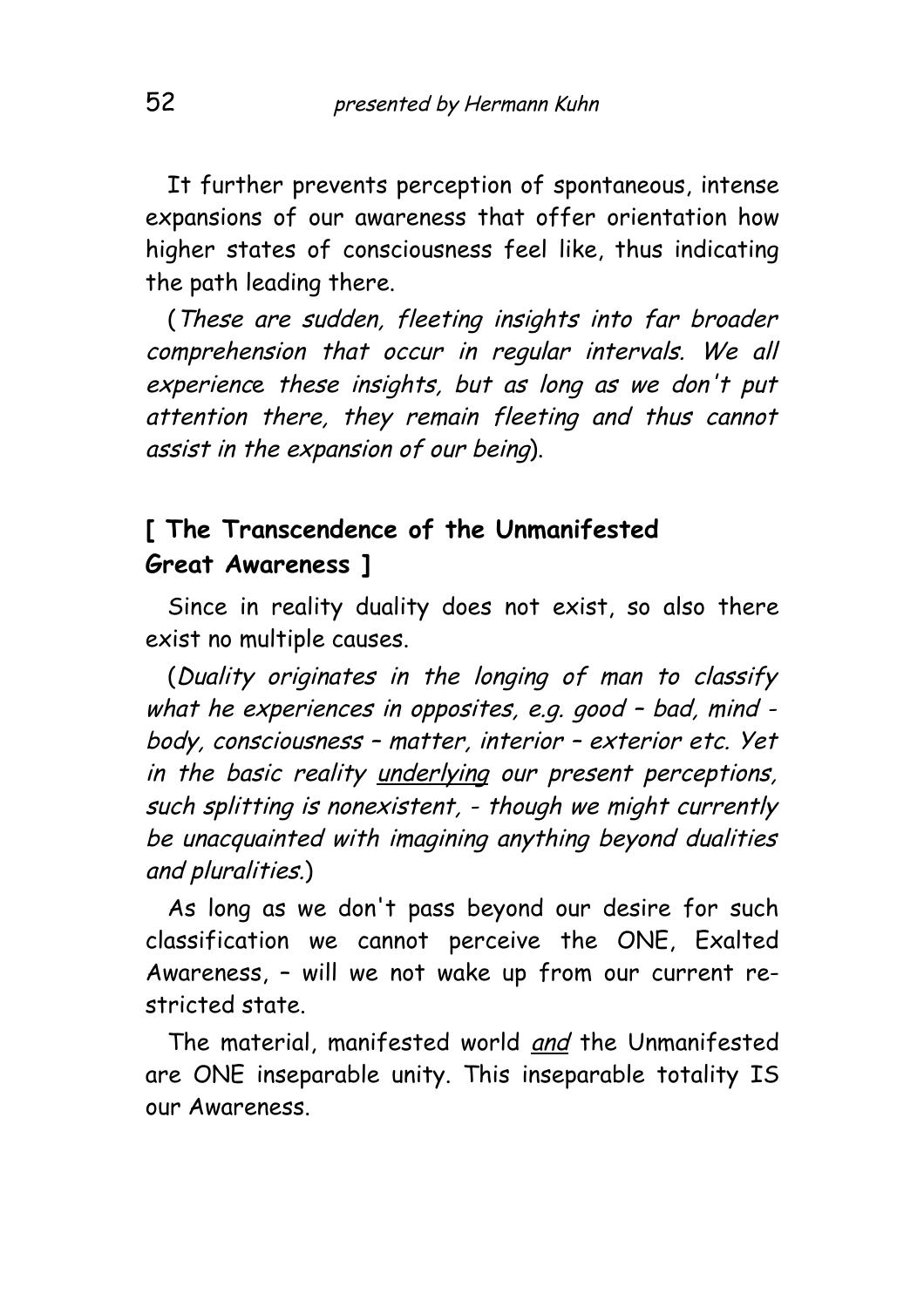It further prevents perception of spontaneous, intense expansions of our awareness that offer orientation how higher states of consciousness feel like, thus indicating the path leading there.

(*These are sudden, fleeting insights into far broader comprehension that occur in regular intervals. We all experience these insights, but as long as we don't put attention there, they remain fleeting and thus cannot assist in the expansion of our being*).

## [ The Transcendence of the Unmanifested Great Awareness ]

Since in reality duality does not exist, so also there exist no multiple causes.

(*Duality originates in the longing of man to classify what he experiences in opposites, e.g. good – bad, mind - body, consciousness – matter, interior – exterior etc. Yet in the basic reality <u>underlying</u> our present perceptions, such splitting is nonexistent, - though we might currently be unacquainted with imagining anything beyond dualities and pluralities.*)

As long as we don't pass beyond our desire for such classification we cannot perceive the ONE, Exalted Awareness, – will we not wake up from our current restricted state.

The material, manifested world <u>*and*</u> the Unmanifested are ONE inseparable unity. This inseparable totality IS our Awareness.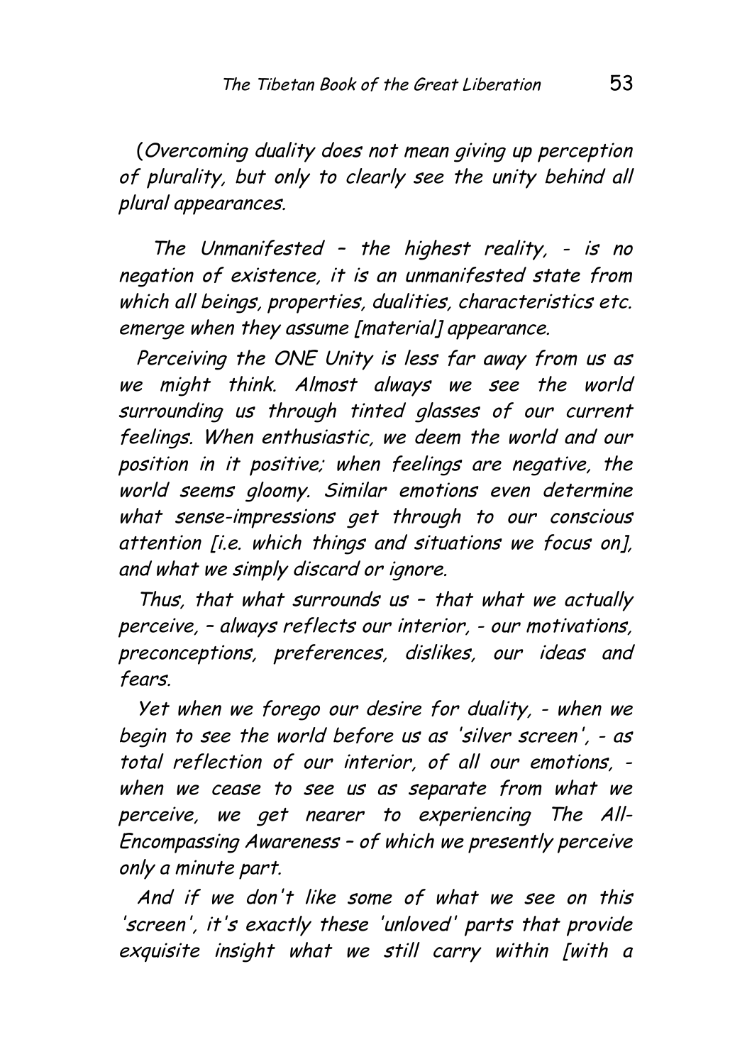(*Overcoming duality does not mean giving up perception of plurality, but only to clearly see the unity behind all plural appearances.*

*The Unmanifested – the highest reality, - is no negation of existence, it is an unmanifested state from which all beings, properties, dualities, characteristics etc. emerge when they assume [material] appearance.*

*Perceiving the ONE Unity is less far away from us as we might think. Almost always we see the world surrounding us through tinted glasses of our current feelings. When enthusiastic, we deem the world and our position in it positive; when feelings are negative, the world seems gloomy. Similar emotions even determine what sense-impressions get through to our conscious attention [i.e. which things and situations we focus on], and what we simply discard or ignore.*

*Thus, that what surrounds us – that what we actually perceive, – always reflects our interior, - our motivations, preconceptions, preferences, dislikes, our ideas and fears.*

*Yet when we forego our desire for duality, - when we begin to see the world before us as 'silver screen', - as total reflection of our interior, of all our emotions, - when we cease to see us as separate from what we perceive, we get nearer to experiencing The All-Encompassing Awareness – of which we presently perceive only a minute part.*

*And if we don't like some of what we see on this 'screen', it's exactly these 'unloved' parts that provide exquisite insight what we still carry within [with a*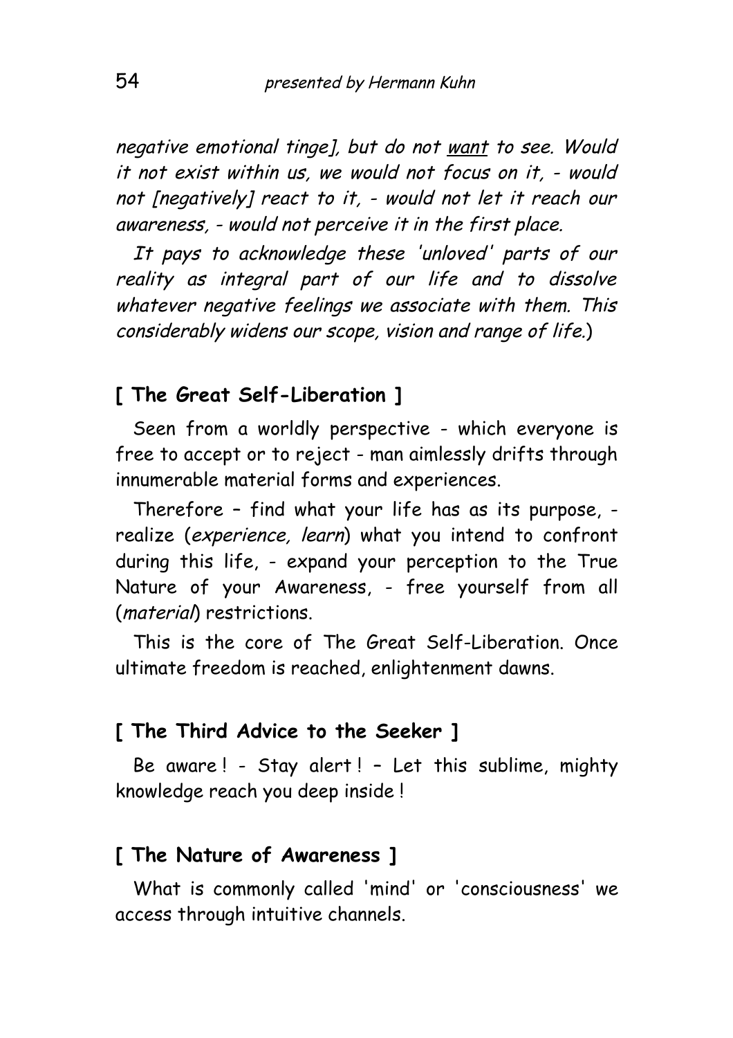*negative emotional tinge], but do not* <u>*want*</u> *to see. Would it not exist within us, we would not focus on it, - would not [negatively] react to it, - would not let it reach our awareness, - would not perceive it in the first place.*

*It pays to acknowledge these 'unloved' parts of our reality as integral part of our life and to dissolve whatever negative feelings we associate with them. This considerably widens our scope, vision and range of life.*)

### [ The Great Self-Liberation ]

Seen from a worldly perspective - which everyone is free to accept or to reject - man aimlessly drifts through innumerable material forms and experiences.

Therefore – find what your life has as its purpose, - realize (*experience, learn*) what you intend to confront during this life, - expand your perception to the True Nature of your Awareness, - free yourself from all (*material*) restrictions.

This is the core of The Great Self-Liberation. Once ultimate freedom is reached, enlightenment dawns.

### [ The Third Advice to the Seeker ]

Be aware ! - Stay alert ! – Let this sublime, mighty knowledge reach you deep inside !

### [ The Nature of Awareness ]

What is commonly called 'mind' or 'consciousness' we access through intuitive channels.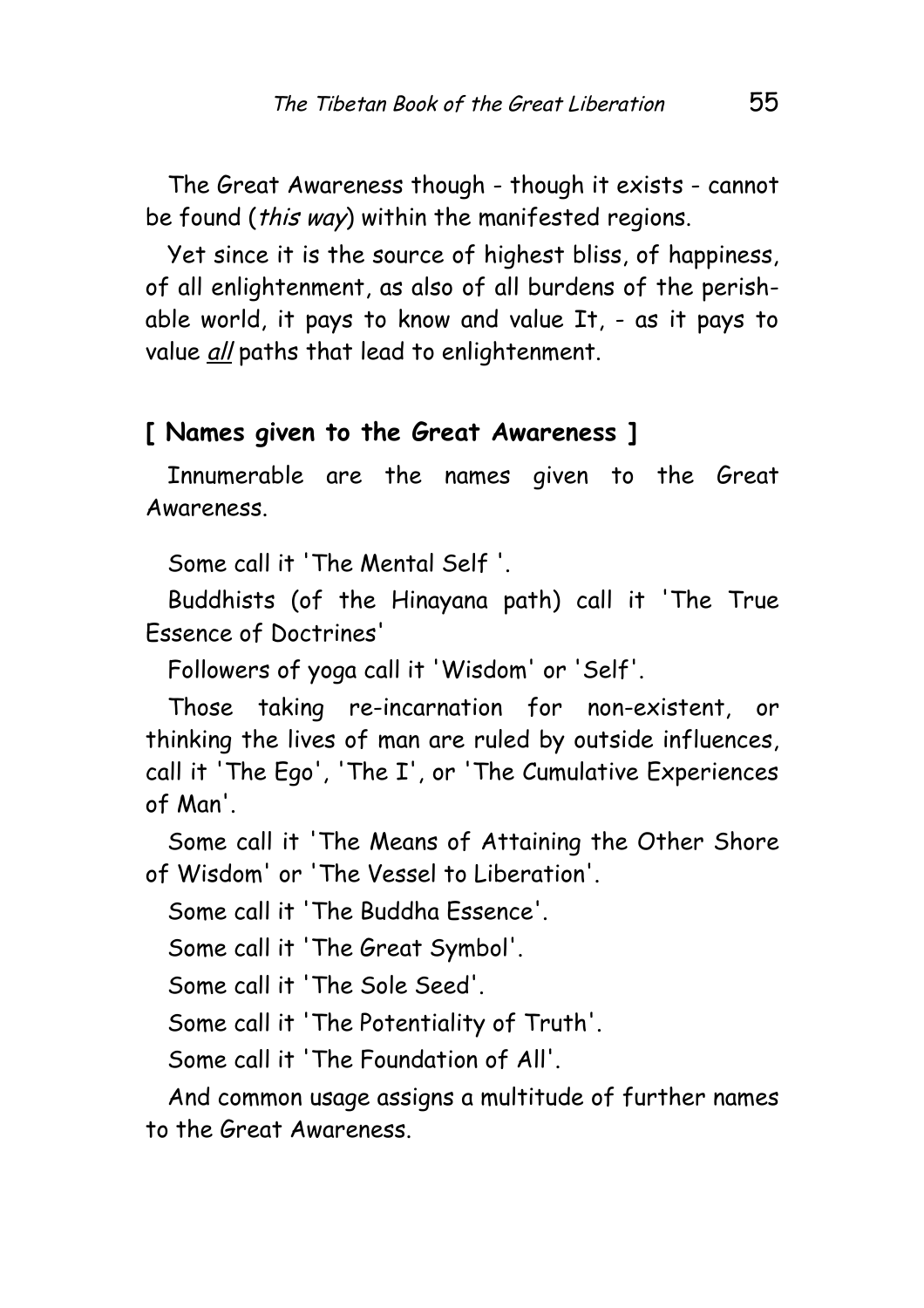The Great Awareness though - though it exists - cannot be found (*this way*) within the manifested regions.

Yet since it is the source of highest bliss, of happiness, of all enlightenment, as also of all burdens of the perishable world, it pays to know and value It, - as it pays to value <u>*all*</u> paths that lead to enlightenment.

### [ Names given to the Great Awareness ]

Innumerable are the names given to the Great Awareness.

Some call it 'The Mental Self '.

Buddhists (of the Hinayana path) call it 'The True Essence of Doctrines'

Followers of yoga call it 'Wisdom' or 'Self'.

Those taking re-incarnation for non-existent, or thinking the lives of man are ruled by outside influences, call it 'The Ego', 'The I', or 'The Cumulative Experiences of Man'.

Some call it 'The Means of Attaining the Other Shore of Wisdom' or 'The Vessel to Liberation'.

Some call it 'The Buddha Essence'.

Some call it 'The Great Symbol'.

Some call it 'The Sole Seed'.

Some call it 'The Potentiality of Truth'.

Some call it 'The Foundation of All'.

And common usage assigns a multitude of further names to the Great Awareness.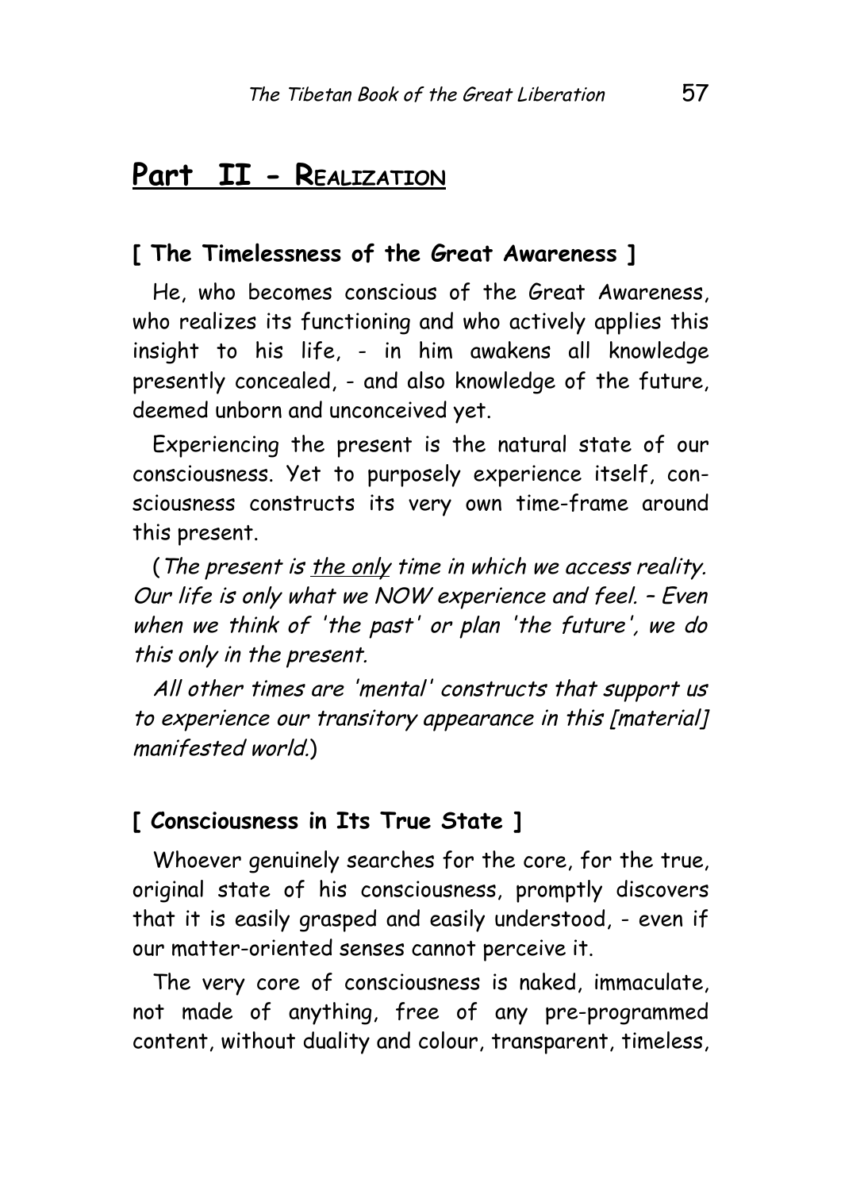## Part II - Realization

**[ The Timelessness of the Great Awareness ]**

He, who becomes conscious of the Great Awareness, who realizes its functioning and who actively applies this insight to his life, - in him awakens all knowledge presently concealed, - and also knowledge of the future, deemed unborn and unconceived yet.

Experiencing the present is the natural state of our consciousness. Yet to purposely experience itself, consciousness constructs its very own time-frame around this present.

(*The present is* *<u>the only</u>* *time in which we access reality. Our life is only what we NOW experience and feel. – Even when we think of 'the past' or plan 'the future', we do this only in the present.*

*All other times are 'mental' constructs that support us to experience our transitory appearance in this [material] manifested world.*)

**[ Consciousness in Its True State ]**

Whoever genuinely searches for the core, for the true, original state of his consciousness, promptly discovers that it is easily grasped and easily understood, - even if our matter-oriented senses cannot perceive it.

The very core of consciousness is naked, immaculate, not made of anything, free of any pre-programmed content, without duality and colour, transparent, timeless,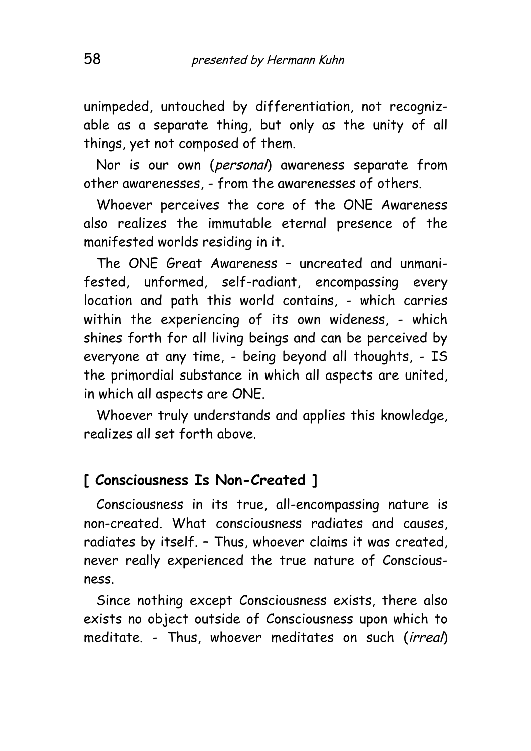unimpeded, untouched by differentiation, not recognizable as a separate thing, but only as the unity of all things, yet not composed of them.

Nor is our own (*personal*) awareness separate from other awarenesses, - from the awarenesses of others.

Whoever perceives the core of the ONE Awareness also realizes the immutable eternal presence of the manifested worlds residing in it.

The ONE Great Awareness – uncreated and unmanifested, unformed, self-radiant, encompassing every location and path this world contains, - which carries within the experiencing of its own wideness, - which shines forth for all living beings and can be perceived by everyone at any time, - being beyond all thoughts, - IS the primordial substance in which all aspects are united, in which all aspects are ONE.

Whoever truly understands and applies this knowledge, realizes all set forth above.

## [ Consciousness Is Non-Created ]

Consciousness in its true, all-encompassing nature is non-created. What consciousness radiates and causes, radiates by itself. – Thus, whoever claims it was created, never really experienced the true nature of Consciousness.

Since nothing except Consciousness exists, there also exists no object outside of Consciousness upon which to meditate. - Thus, whoever meditates on such (*irreal*)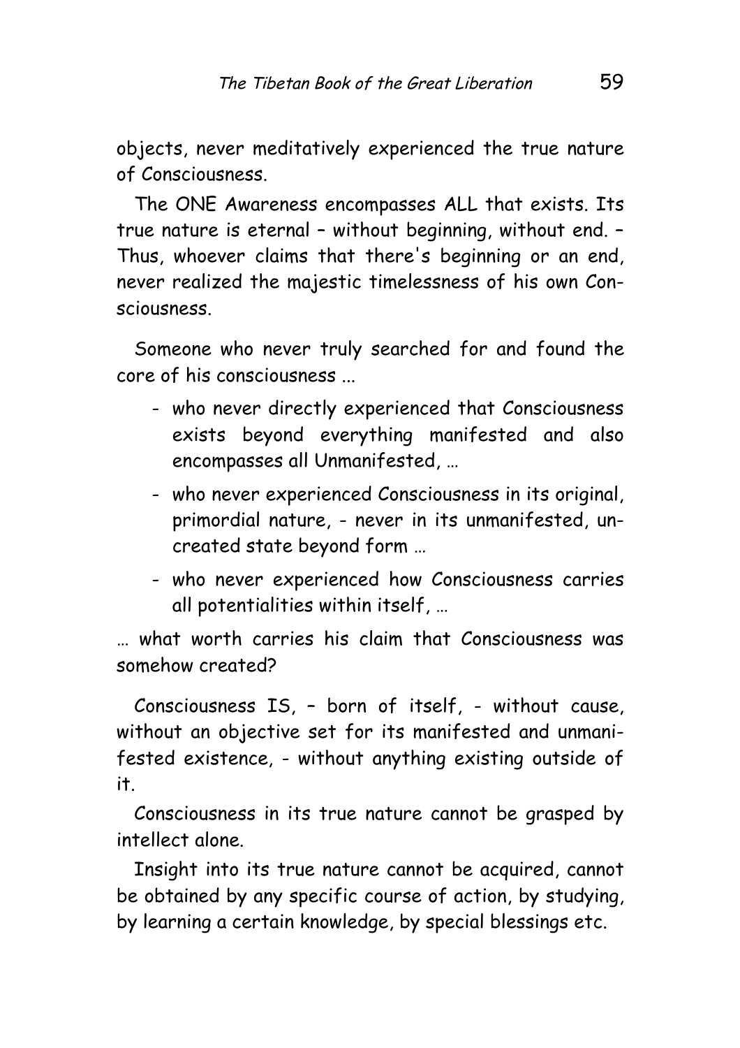objects, never meditatively experienced the true nature of Consciousness.

The ONE Awareness encompasses ALL that exists. Its true nature is eternal – without beginning, without end. – Thus, whoever claims that there's beginning or an end, never realized the majestic timelessness of his own Consciousness.

Someone who never truly searched for and found the core of his consciousness ...

- who never directly experienced that Consciousness exists beyond everything manifested and also encompasses all Unmanifested, …
- who never experienced Consciousness in its original, primordial nature, - never in its unmanifested, uncreated state beyond form …
- who never experienced how Consciousness carries all potentialities within itself, …

… what worth carries his claim that Consciousness was somehow created?

Consciousness IS, – born of itself, - without cause, without an objective set for its manifested and unmanifested existence, - without anything existing outside of it.

Consciousness in its true nature cannot be grasped by intellect alone.

Insight into its true nature cannot be acquired, cannot be obtained by any specific course of action, by studying, by learning a certain knowledge, by special blessings etc.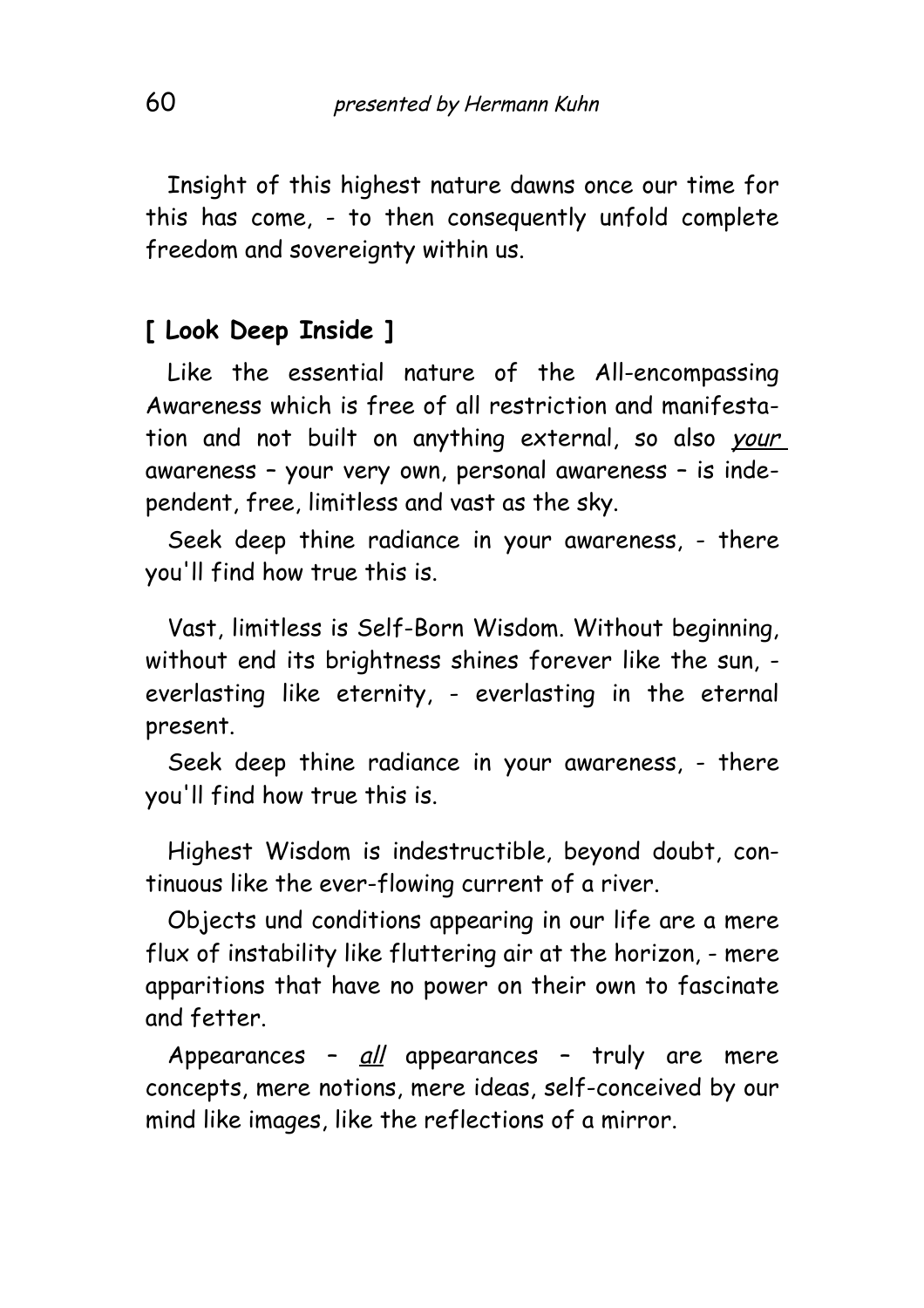Insight of this highest nature dawns once our time for this has come, - to then consequently unfold complete freedom and sovereignty within us.

## [ Look Deep Inside ]

Like the essential nature of the All-encompassing Awareness which is free of all restriction and manifestation and not built on anything external, so also *your* awareness – your very own, personal awareness – is independent, free, limitless and vast as the sky.

Seek deep thine radiance in your awareness, - there you'll find how true this is.

Vast, limitless is Self-Born Wisdom. Without beginning, without end its brightness shines forever like the sun, - everlasting like eternity, - everlasting in the eternal present.

Seek deep thine radiance in your awareness, - there you'll find how true this is.

Highest Wisdom is indestructible, beyond doubt, continuous like the ever-flowing current of a river.

Objects und conditions appearing in our life are a mere flux of instability like fluttering air at the horizon, - mere apparitions that have no power on their own to fascinate and fetter.

Appearances – *all* appearances – truly are mere concepts, mere notions, mere ideas, self-conceived by our mind like images, like the reflections of a mirror.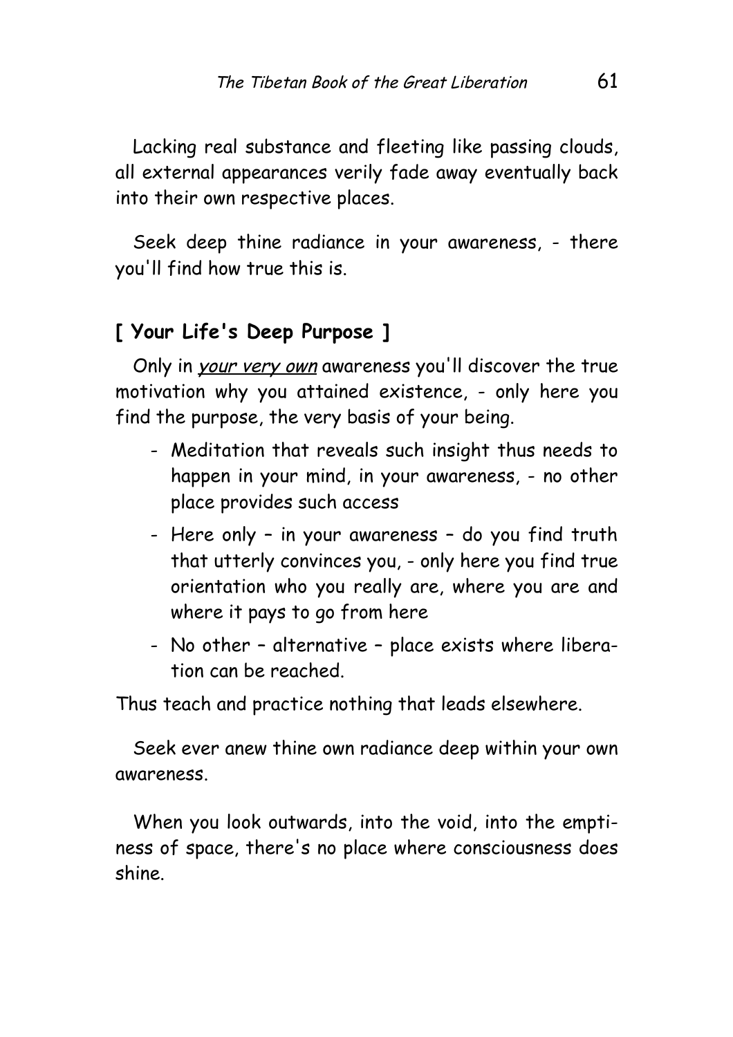Lacking real substance and fleeting like passing clouds, all external appearances verily fade away eventually back into their own respective places.

Seek deep thine radiance in your awareness, - there you'll find how true this is.

## [ Your Life's Deep Purpose ]

Only in *<u>your very own</u>* awareness you'll discover the true motivation why you attained existence, - only here you find the purpose, the very basis of your being.

- Meditation that reveals such insight thus needs to happen in your mind, in your awareness, - no other place provides such access
- Here only – in your awareness – do you find truth that utterly convinces you, - only here you find true orientation who you really are, where you are and where it pays to go from here
- No other – alternative – place exists where liberation can be reached.

Thus teach and practice nothing that leads elsewhere.

Seek ever anew thine own radiance deep within your own awareness.

When you look outwards, into the void, into the emptiness of space, there's no place where consciousness does shine.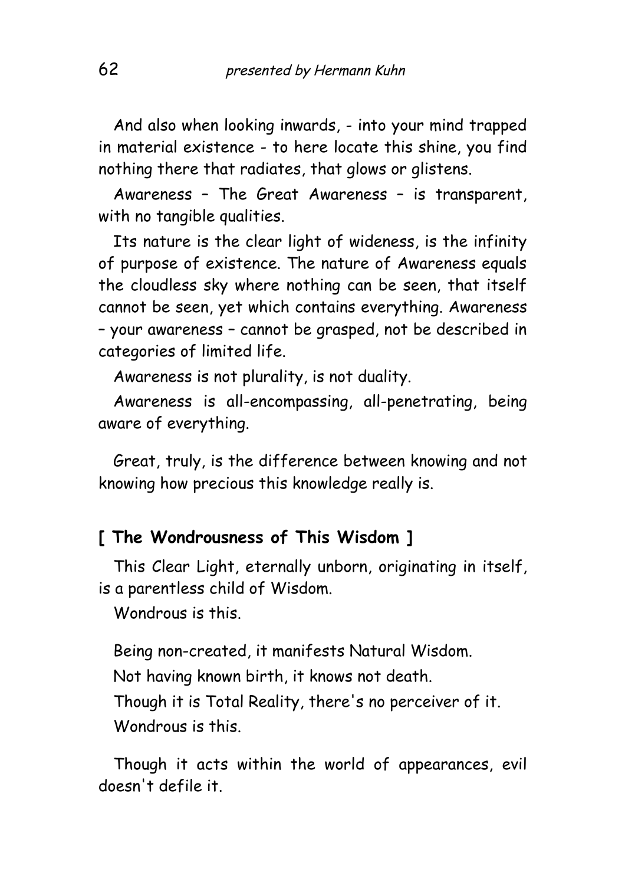And also when looking inwards, - into your mind trapped in material existence - to here locate this shine, you find nothing there that radiates, that glows or glistens.

Awareness – The Great Awareness – is transparent, with no tangible qualities.

Its nature is the clear light of wideness, is the infinity of purpose of existence. The nature of Awareness equals the cloudless sky where nothing can be seen, that itself cannot be seen, yet which contains everything. Awareness – your awareness – cannot be grasped, not be described in categories of limited life.

Awareness is not plurality, is not duality.

Awareness is all-encompassing, all-penetrating, being aware of everything.

Great, truly, is the difference between knowing and not knowing how precious this knowledge really is.

### [ The Wondrousness of This Wisdom ]

This Clear Light, eternally unborn, originating in itself, is a parentless child of Wisdom.

Wondrous is this.

Being non-created, it manifests Natural Wisdom.

Not having known birth, it knows not death.

Though it is Total Reality, there's no perceiver of it.

Wondrous is this.

Though it acts within the world of appearances, evil doesn't defile it.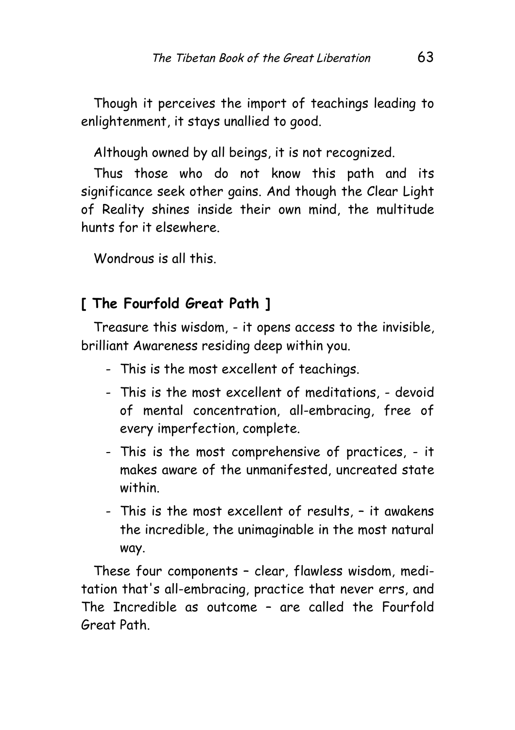Though it perceives the import of teachings leading to enlightenment, it stays unallied to good.

Although owned by all beings, it is not recognized.

Thus those who do not know this path and its significance seek other gains. And though the Clear Light of Reality shines inside their own mind, the multitude hunts for it elsewhere.

Wondrous is all this.

## **[ The Fourfold Great Path ]**

Treasure this wisdom, - it opens access to the invisible, brilliant Awareness residing deep within you.

- This is the most excellent of teachings.
- This is the most excellent of meditations, - devoid of mental concentration, all-embracing, free of every imperfection, complete.
- This is the most comprehensive of practices, - it makes aware of the unmanifested, uncreated state within.
- This is the most excellent of results, – it awakens the incredible, the unimaginable in the most natural way.

These four components – clear, flawless wisdom, meditation that's all-embracing, practice that never errs, and The Incredible as outcome – are called the Fourfold Great Path.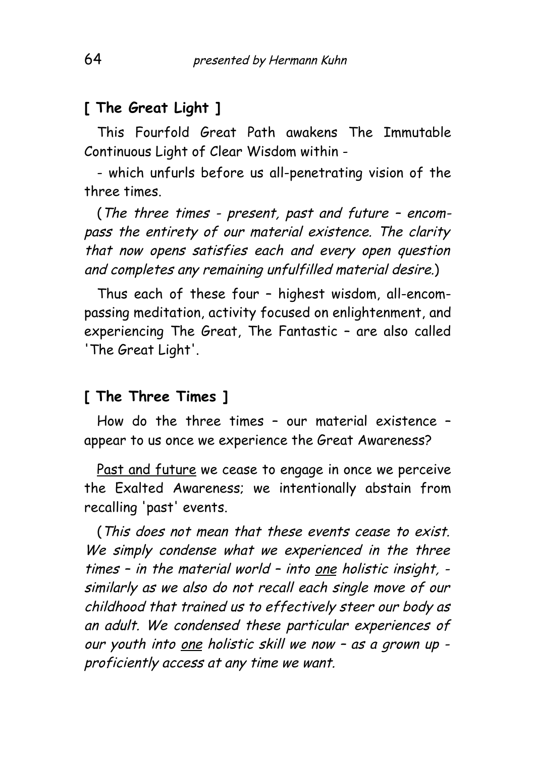## [ The Great Light ]

This Fourfold Great Path awakens The Immutable Continuous Light of Clear Wisdom within -

- which unfurls before us all-penetrating vision of the three times.

(*The three times - present, past and future – encompass the entirety of our material existence. The clarity that now opens satisfies each and every open question and completes any remaining unfulfilled material desire.*)

Thus each of these four – highest wisdom, all-encompassing meditation, activity focused on enlightenment, and experiencing The Great, The Fantastic – are also called 'The Great Light'.

## [ The Three Times ]

How do the three times – our material existence – appear to us once we experience the Great Awareness?

<u>Past and future</u> we cease to engage in once we perceive the Exalted Awareness; we intentionally abstain from recalling 'past' events.

(*This does not mean that these events cease to exist. We simply condense what we experienced in the three times – in the material world – into <u>one</u> holistic insight, - similarly as we also do not recall each single move of our childhood that trained us to effectively steer our body as an adult. We condensed these particular experiences of our youth into <u>one</u> holistic skill we now – as a grown up - proficiently access at any time we want.*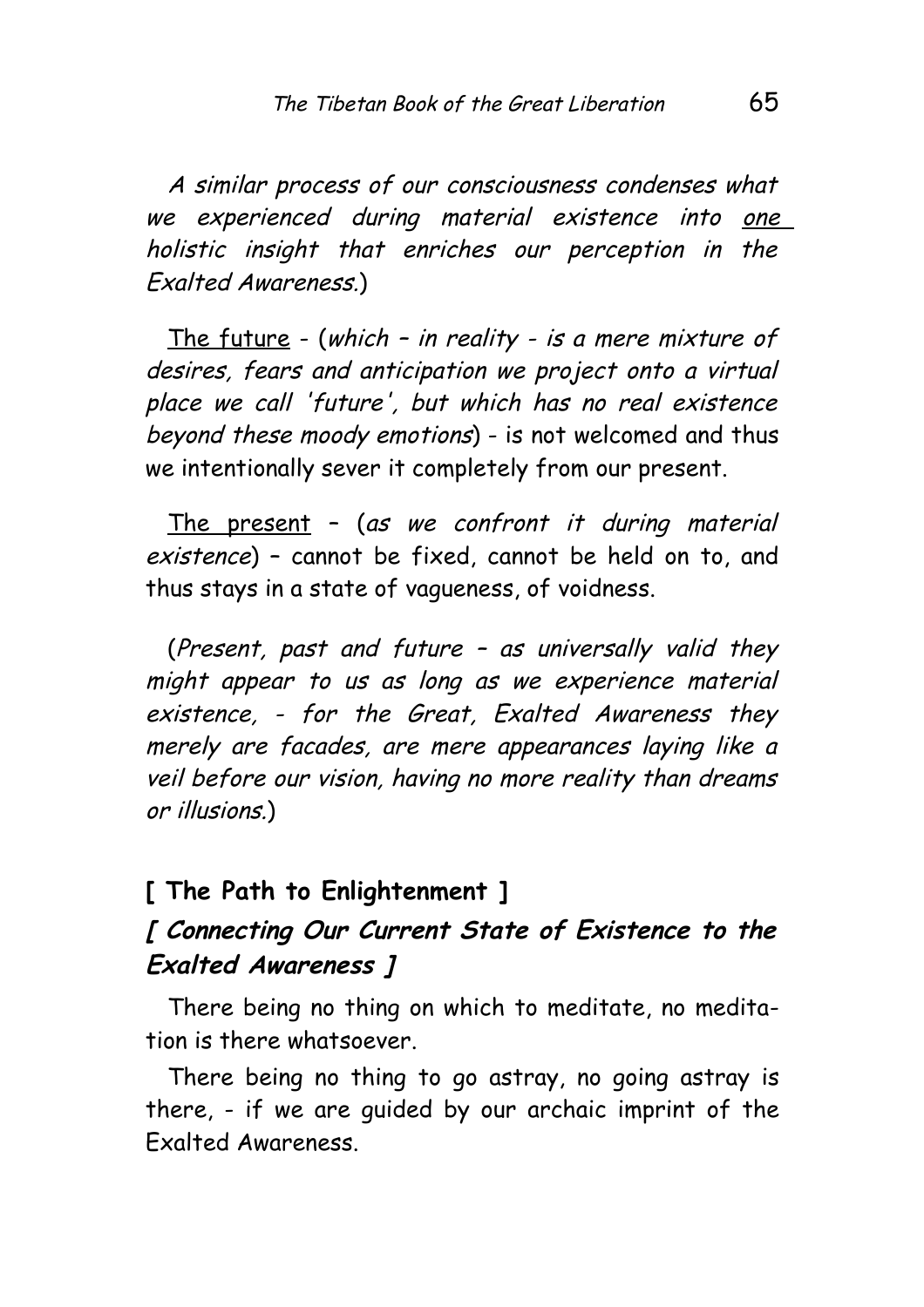*A similar process of our consciousness condenses what we experienced during material existence into* *<u>one</u>* *holistic insight that enriches our perception in the Exalted Awareness.*)

<u>The future</u> - (*which – in reality - is a mere mixture of desires, fears and anticipation we project onto a virtual place we call 'future', but which has no real existence beyond these moody emotions*) - is not welcomed and thus we intentionally sever it completely from our present.

<u>The present</u> – (*as we confront it during material existence*) – cannot be fixed, cannot be held on to, and thus stays in a state of vagueness, of voidness.

(*Present, past and future – as universally valid they might appear to us as long as we experience material existence, - for the Great, Exalted Awareness they merely are facades, are mere appearances laying like a veil before our vision, having no more reality than dreams or illusions.*)

**[ The Path to Enlightenment ]**

***[ Connecting Our Current State of Existence to the Exalted Awareness ]***

There being no thing on which to meditate, no meditation is there whatsoever.

There being no thing to go astray, no going astray is there, - if we are guided by our archaic imprint of the Exalted Awareness.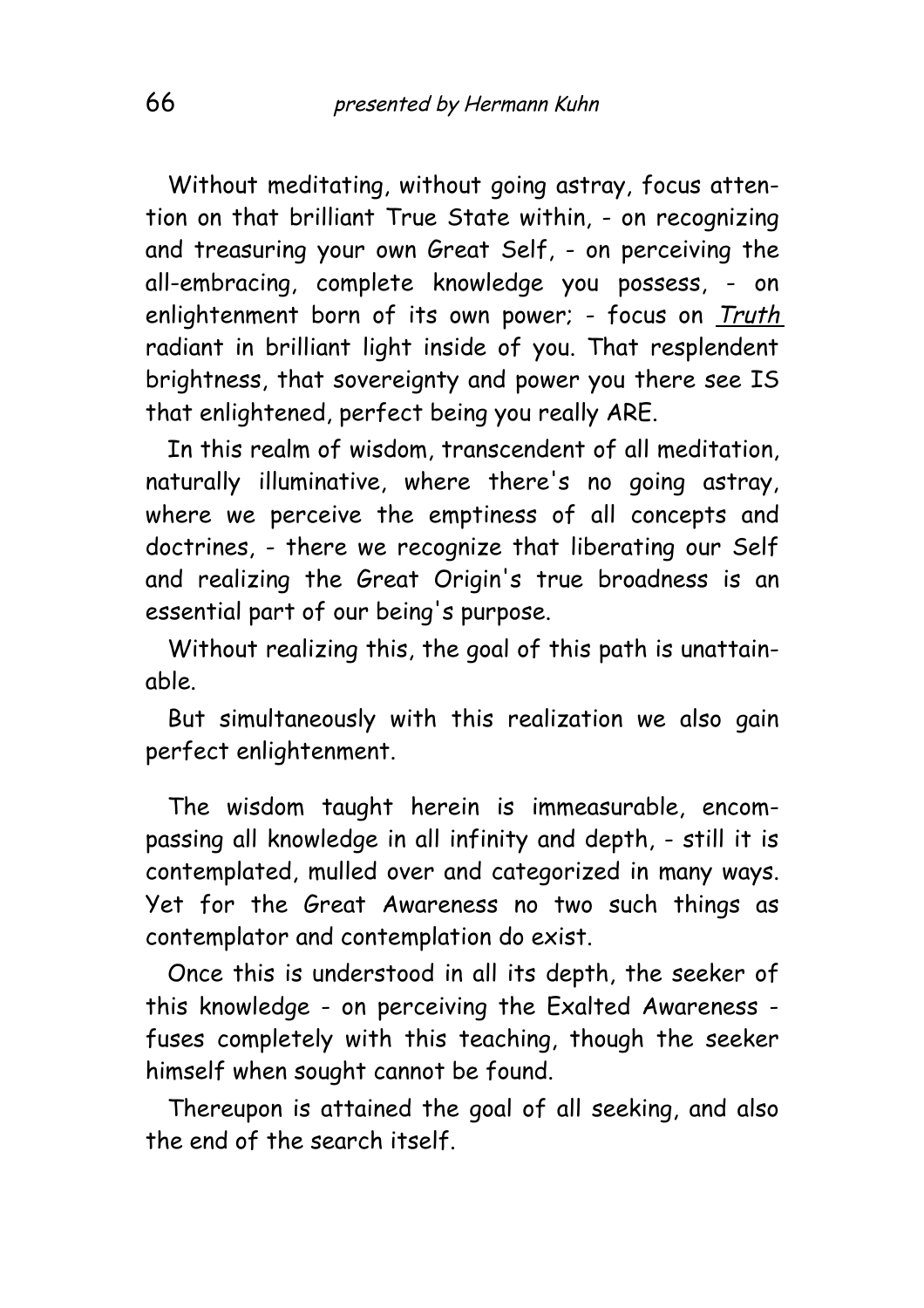Without meditating, without going astray, focus attention on that brilliant True State within, - on recognizing and treasuring your own Great Self, - on perceiving the all-embracing, complete knowledge you possess, - on enlightenment born of its own power; - focus on _Truth_ radiant in brilliant light inside of you. That resplendent brightness, that sovereignty and power you there see IS that enlightened, perfect being you really ARE.

In this realm of wisdom, transcendent of all meditation, naturally illuminative, where there's no going astray, where we perceive the emptiness of all concepts and doctrines, - there we recognize that liberating our Self and realizing the Great Origin's true broadness is an essential part of our being's purpose.

Without realizing this, the goal of this path is unattainable.

But simultaneously with this realization we also gain perfect enlightenment.

The wisdom taught herein is immeasurable, encompassing all knowledge in all infinity and depth, - still it is contemplated, mulled over and categorized in many ways. Yet for the Great Awareness no two such things as contemplator and contemplation do exist.

Once this is understood in all its depth, the seeker of this knowledge - on perceiving the Exalted Awareness - fuses completely with this teaching, though the seeker himself when sought cannot be found.

Thereupon is attained the goal of all seeking, and also the end of the search itself.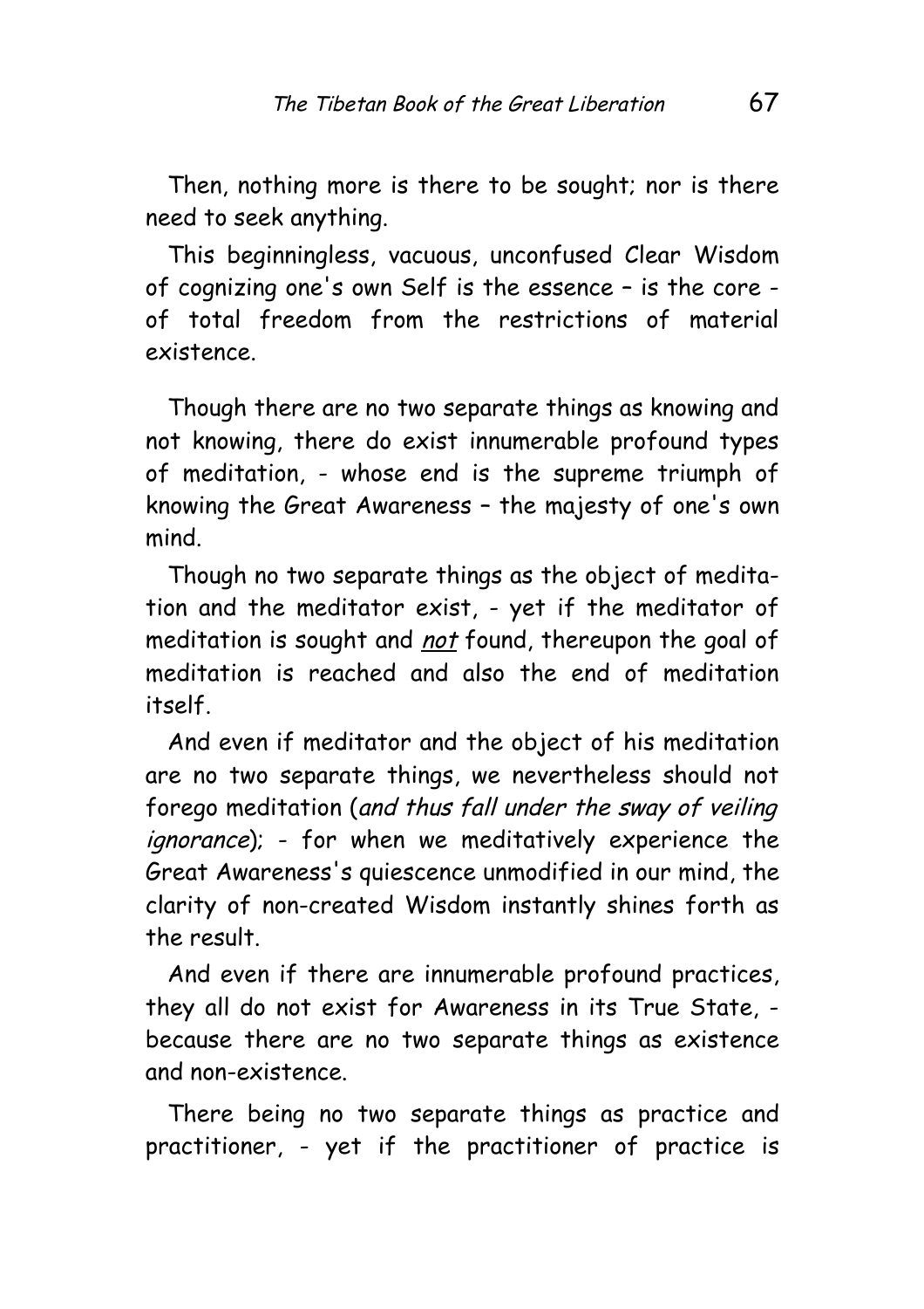Then, nothing more is there to be sought; nor is there need to seek anything.

This beginningless, vacuous, unconfused Clear Wisdom of cognizing one's own Self is the essence – is the core - of total freedom from the restrictions of material existence.

Though there are no two separate things as knowing and not knowing, there do exist innumerable profound types of meditation, - whose end is the supreme triumph of knowing the Great Awareness – the majesty of one's own mind.

Though no two separate things as the object of meditation and the meditator exist, - yet if the meditator of meditation is sought and <u>*not*</u> found, thereupon the goal of meditation is reached and also the end of meditation itself.

And even if meditator and the object of his meditation are no two separate things, we nevertheless should not forego meditation (*and thus fall under the sway of veiling ignorance*); - for when we meditatively experience the Great Awareness's quiescence unmodified in our mind, the clarity of non-created Wisdom instantly shines forth as the result.

And even if there are innumerable profound practices, they all do not exist for Awareness in its True State, - because there are no two separate things as existence and non-existence.

There being no two separate things as practice and practitioner, - yet if the practitioner of practice is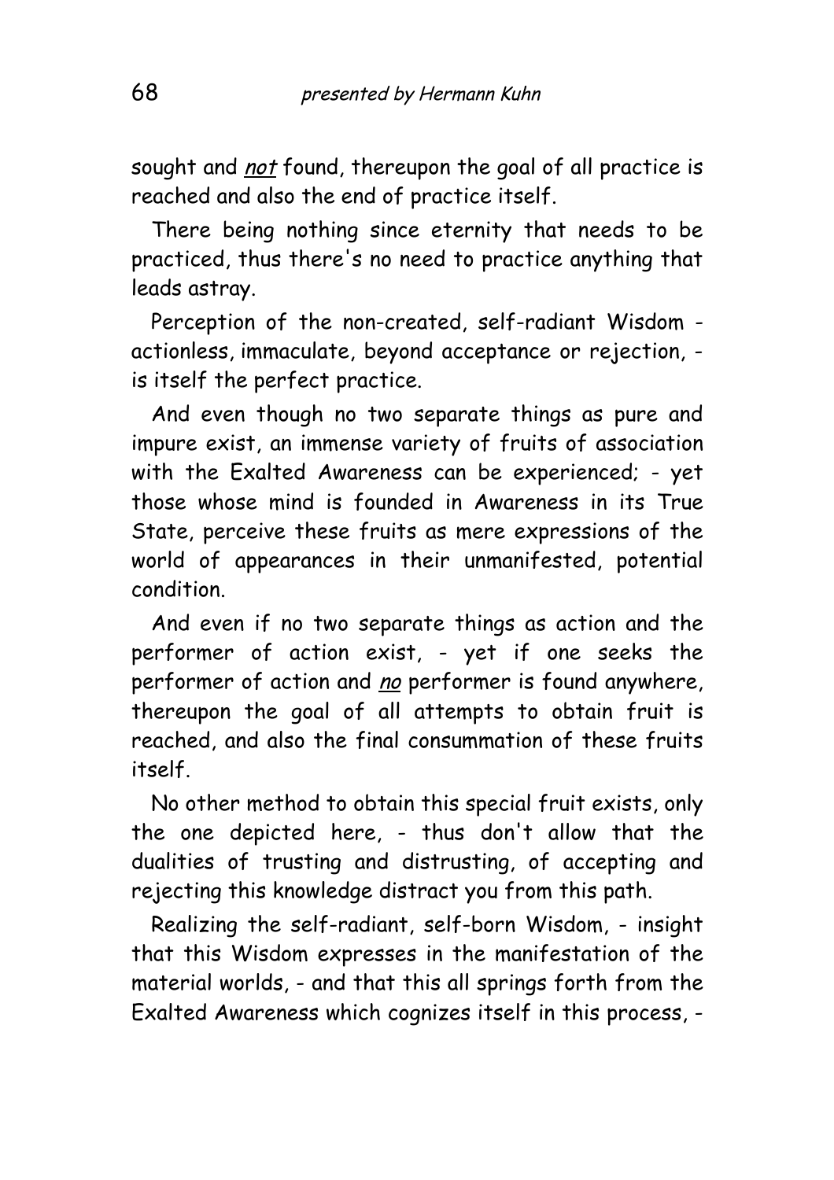sought and _not_ found, thereupon the goal of all practice is reached and also the end of practice itself.

There being nothing since eternity that needs to be practiced, thus there's no need to practice anything that leads astray.

Perception of the non-created, self-radiant Wisdom - actionless, immaculate, beyond acceptance or rejection, - is itself the perfect practice.

And even though no two separate things as pure and impure exist, an immense variety of fruits of association with the Exalted Awareness can be experienced; - yet those whose mind is founded in Awareness in its True State, perceive these fruits as mere expressions of the world of appearances in their unmanifested, potential condition.

And even if no two separate things as action and the performer of action exist, - yet if one seeks the performer of action and _no_ performer is found anywhere, thereupon the goal of all attempts to obtain fruit is reached, and also the final consummation of these fruits itself.

No other method to obtain this special fruit exists, only the one depicted here, - thus don't allow that the dualities of trusting and distrusting, of accepting and rejecting this knowledge distract you from this path.

Realizing the self-radiant, self-born Wisdom, - insight that this Wisdom expresses in the manifestation of the material worlds, - and that this all springs forth from the Exalted Awareness which cognizes itself in this process, -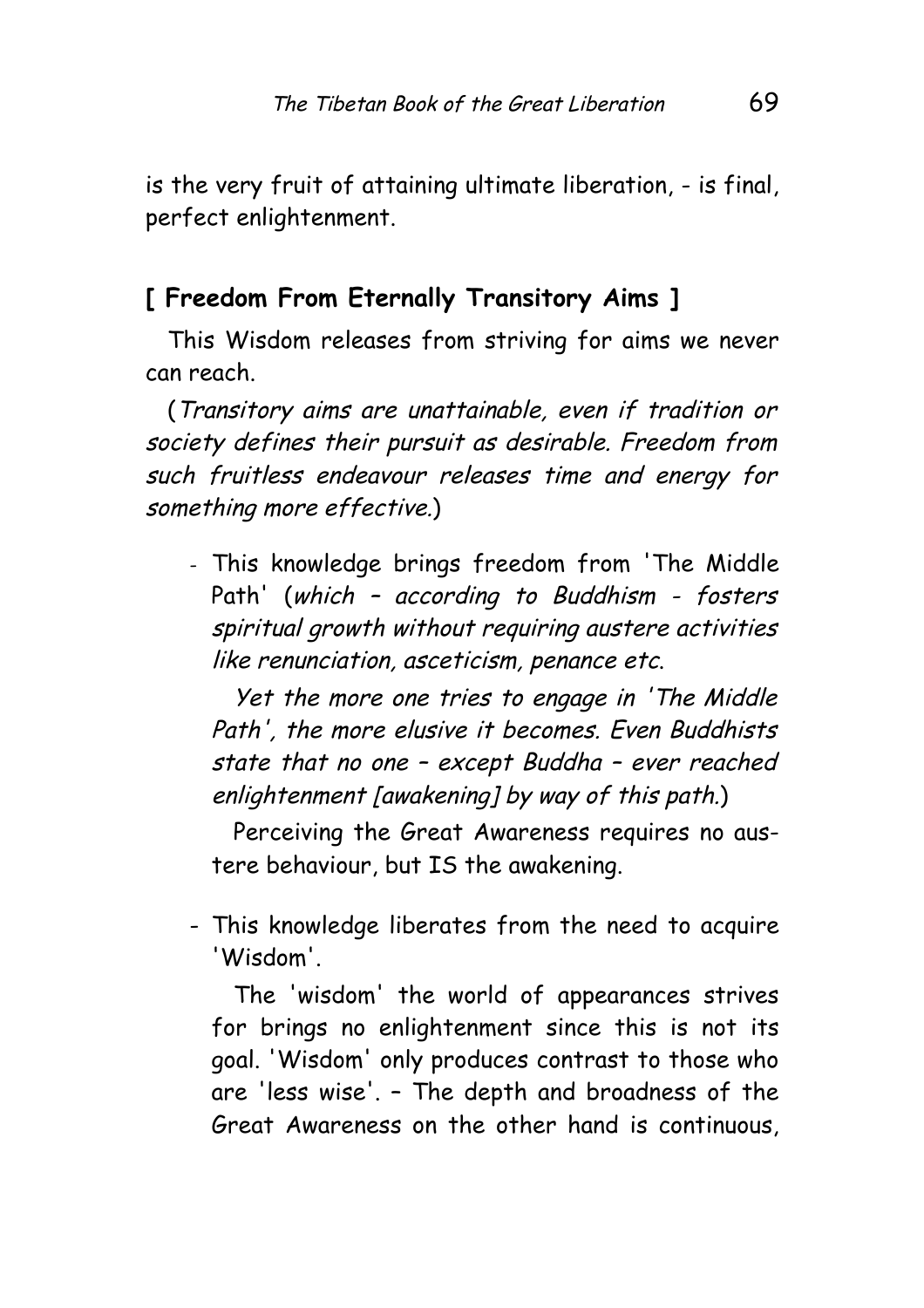is the very fruit of attaining ultimate liberation, - is final, perfect enlightenment.

## [ Freedom From Eternally Transitory Aims ]

This Wisdom releases from striving for aims we never can reach.

(*Transitory aims are unattainable, even if tradition or society defines their pursuit as desirable. Freedom from such fruitless endeavour releases time and energy for something more effective.*)

- This knowledge brings freedom from 'The Middle Path' (*which – according to Buddhism - fosters spiritual growth without requiring austere activities like renunciation, asceticism, penance etc.*

  *Yet the more one tries to engage in 'The Middle Path', the more elusive it becomes. Even Buddhists state that no one – except Buddha – ever reached enlightenment [awakening] by way of this path.*)

  Perceiving the Great Awareness requires no austere behaviour, but IS the awakening.

- This knowledge liberates from the need to acquire 'Wisdom'.

  The 'wisdom' the world of appearances strives for brings no enlightenment since this is not its goal. 'Wisdom' only produces contrast to those who are 'less wise'. – The depth and broadness of the Great Awareness on the other hand is continuous,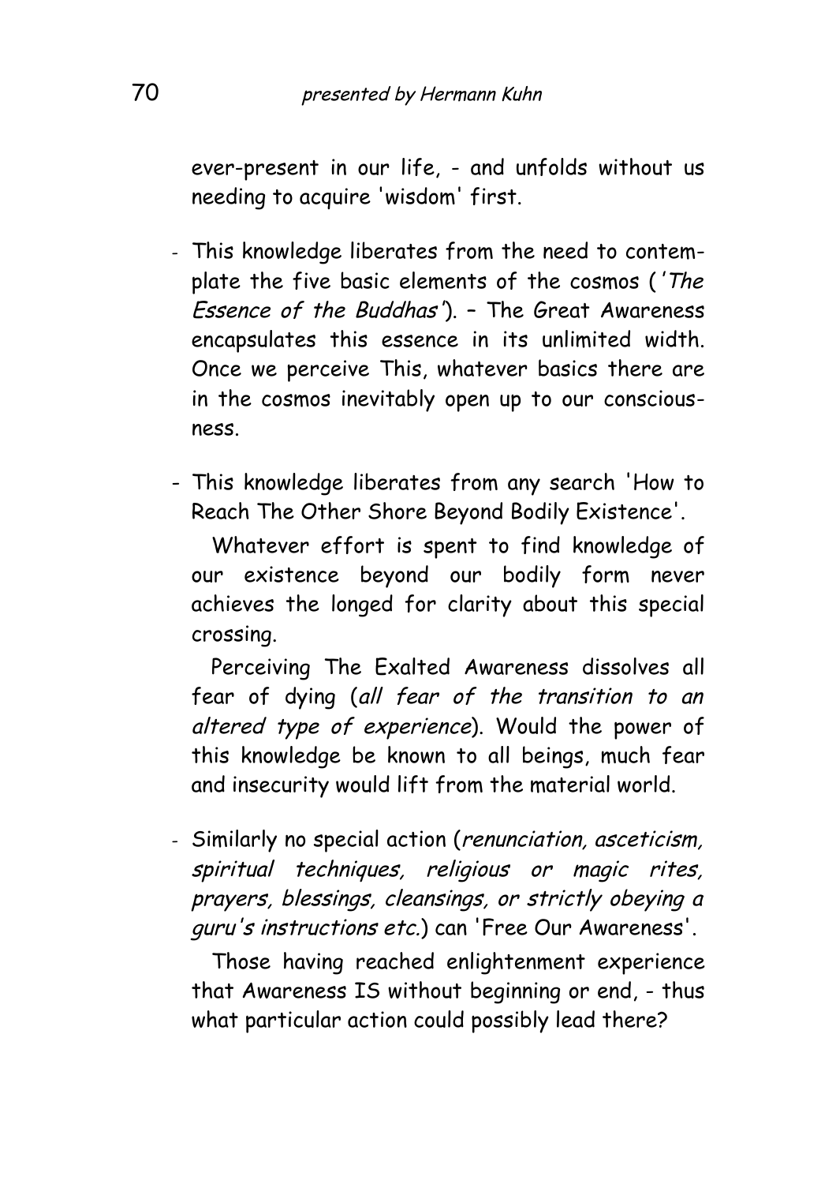ever-present in our life, - and unfolds without us needing to acquire 'wisdom' first.

- This knowledge liberates from the need to contemplate the five basic elements of the cosmos (*'The Essence of the Buddhas'*). – The Great Awareness encapsulates this essence in its unlimited width. Once we perceive This, whatever basics there are in the cosmos inevitably open up to our consciousness.

- This knowledge liberates from any search 'How to Reach The Other Shore Beyond Bodily Existence'.

  Whatever effort is spent to find knowledge of our existence beyond our bodily form never achieves the longed for clarity about this special crossing.

  Perceiving The Exalted Awareness dissolves all fear of dying (*all fear of the transition to an altered type of experience*). Would the power of this knowledge be known to all beings, much fear and insecurity would lift from the material world.

- Similarly no special action (*renunciation, asceticism, spiritual techniques, religious or magic rites, prayers, blessings, cleansings, or strictly obeying a guru's instructions etc.*) can 'Free Our Awareness'.

  Those having reached enlightenment experience that Awareness IS without beginning or end, - thus what particular action could possibly lead there?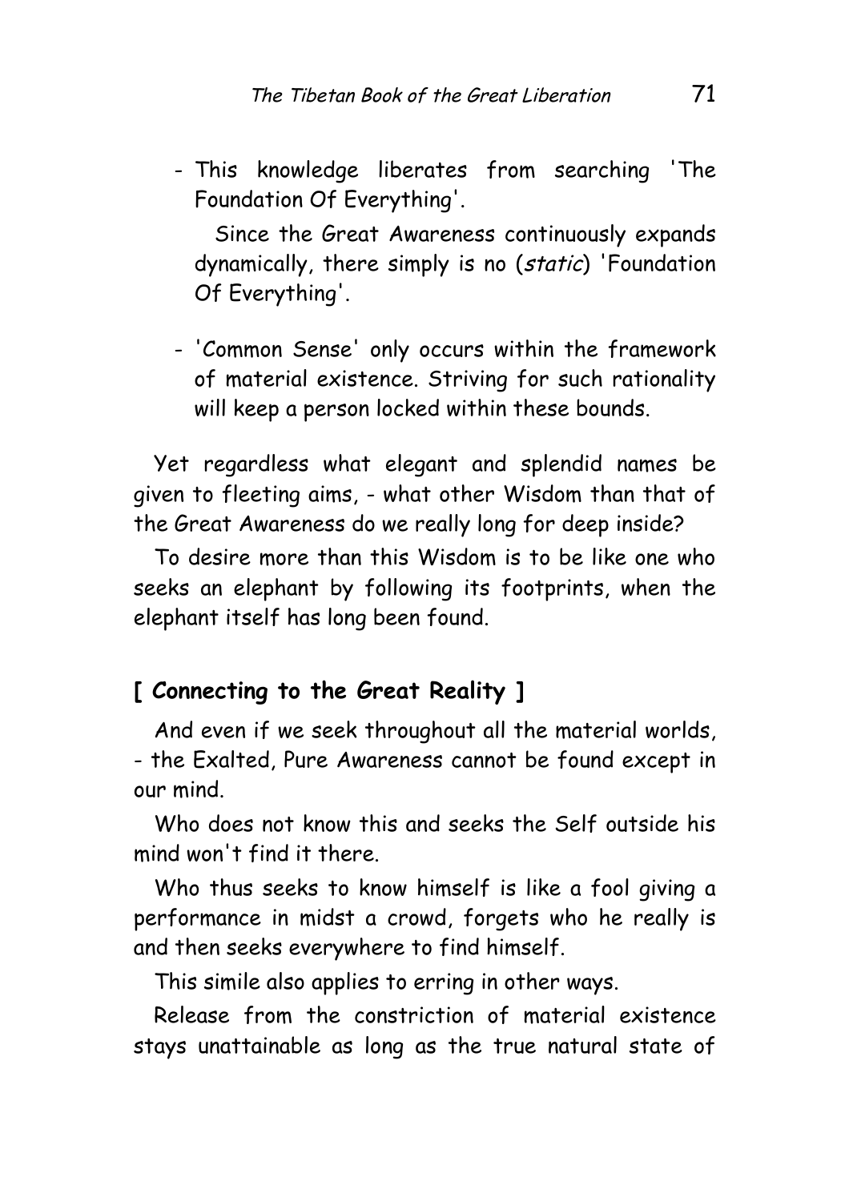- This knowledge liberates from searching 'The Foundation Of Everything'.

  Since the Great Awareness continuously expands dynamically, there simply is no (*static*) 'Foundation Of Everything'.

- 'Common Sense' only occurs within the framework of material existence. Striving for such rationality will keep a person locked within these bounds.

Yet regardless what elegant and splendid names be given to fleeting aims, - what other Wisdom than that of the Great Awareness do we really long for deep inside?

To desire more than this Wisdom is to be like one who seeks an elephant by following its footprints, when the elephant itself has long been found.

### [ Connecting to the Great Reality ]

And even if we seek throughout all the material worlds, - the Exalted, Pure Awareness cannot be found except in our mind.

Who does not know this and seeks the Self outside his mind won't find it there.

Who thus seeks to know himself is like a fool giving a performance in midst a crowd, forgets who he really is and then seeks everywhere to find himself.

This simile also applies to erring in other ways.

Release from the constriction of material existence stays unattainable as long as the true natural state of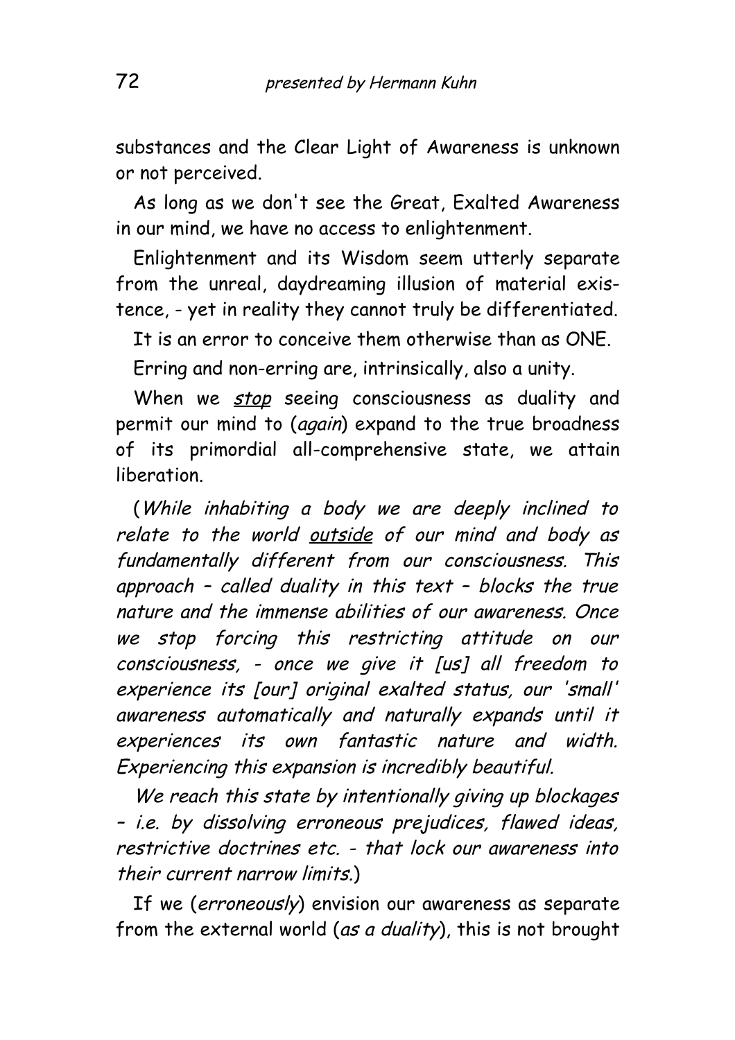substances and the Clear Light of Awareness is unknown or not perceived.

As long as we don't see the Great, Exalted Awareness in our mind, we have no access to enlightenment.

Enlightenment and its Wisdom seem utterly separate from the unreal, daydreaming illusion of material existence, - yet in reality they cannot truly be differentiated.

It is an error to conceive them otherwise than as ONE.

Erring and non-erring are, intrinsically, also a unity.

When we <u>*stop*</u> seeing consciousness as duality and permit our mind to (*again*) expand to the true broadness of its primordial all-comprehensive state, we attain liberation.

(*While inhabiting a body we are deeply inclined to relate to the world <u>outside</u> of our mind and body as fundamentally different from our consciousness. This approach – called duality in this text – blocks the true nature and the immense abilities of our awareness. Once we stop forcing this restricting attitude on our consciousness, - once we give it [us] all freedom to experience its [our] original exalted status, our 'small' awareness automatically and naturally expands until it experiences its own fantastic nature and width. Experiencing this expansion is incredibly beautiful.*

*We reach this state by intentionally giving up blockages – i.e. by dissolving erroneous prejudices, flawed ideas, restrictive doctrines etc. - that lock our awareness into their current narrow limits.*)

If we (*erroneously*) envision our awareness as separate from the external world (*as a duality*), this is not brought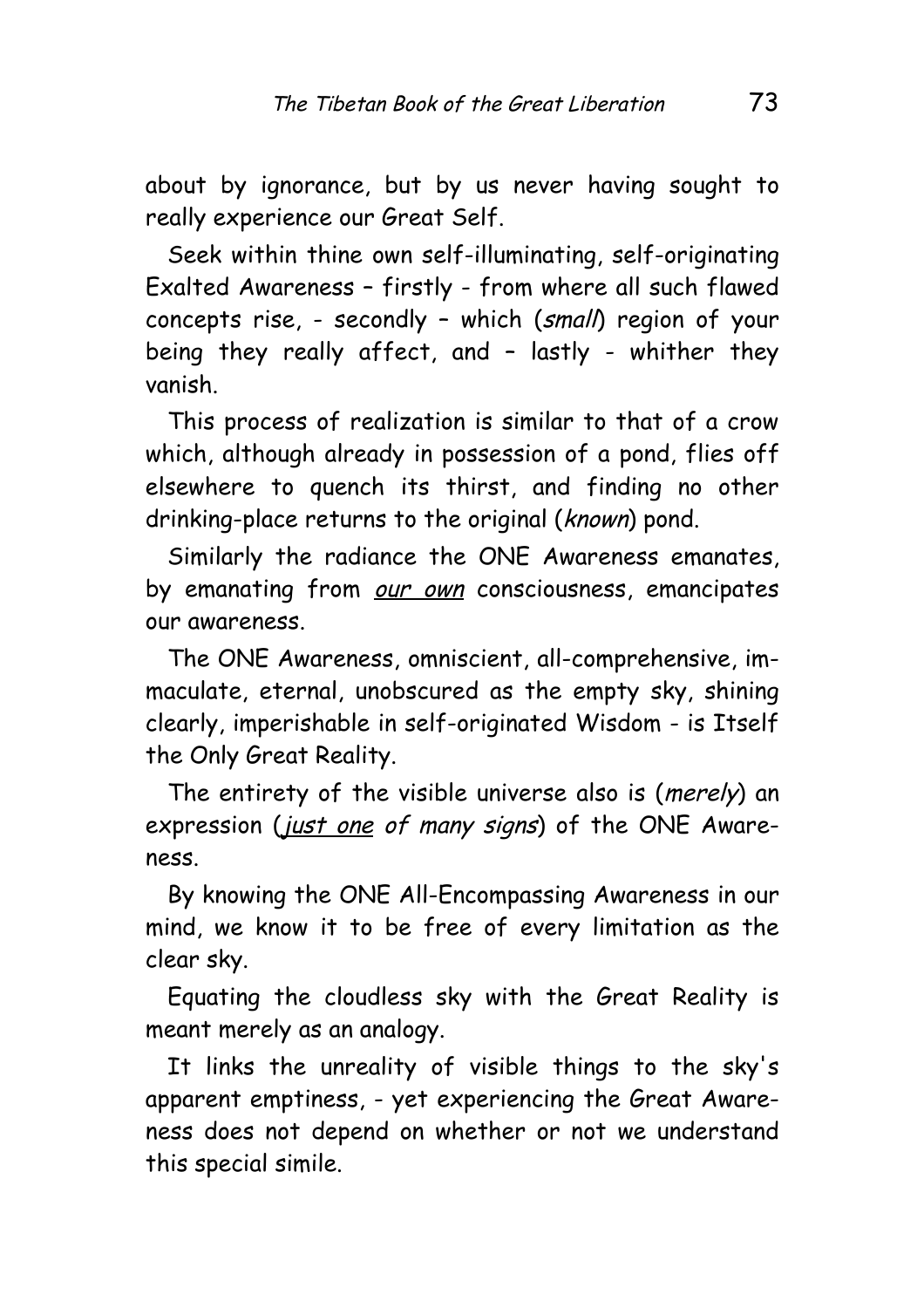about by ignorance, but by us never having sought to really experience our Great Self.

Seek within thine own self-illuminating, self-originating Exalted Awareness – firstly - from where all such flawed concepts rise, - secondly – which (*small*) region of your being they really affect, and – lastly - whither they vanish.

This process of realization is similar to that of a crow which, although already in possession of a pond, flies off elsewhere to quench its thirst, and finding no other drinking-place returns to the original (*known*) pond.

Similarly the radiance the ONE Awareness emanates, by emanating from <u>*our own*</u> consciousness, emancipates our awareness.

The ONE Awareness, omniscient, all-comprehensive, immaculate, eternal, unobscured as the empty sky, shining clearly, imperishable in self-originated Wisdom - is Itself the Only Great Reality.

The entirety of the visible universe also is (*merely*) an expression (<u>*just one*</u> *of many signs*) of the ONE Awareness.

By knowing the ONE All-Encompassing Awareness in our mind, we know it to be free of every limitation as the clear sky.

Equating the cloudless sky with the Great Reality is meant merely as an analogy.

It links the unreality of visible things to the sky's apparent emptiness, - yet experiencing the Great Awareness does not depend on whether or not we understand this special simile.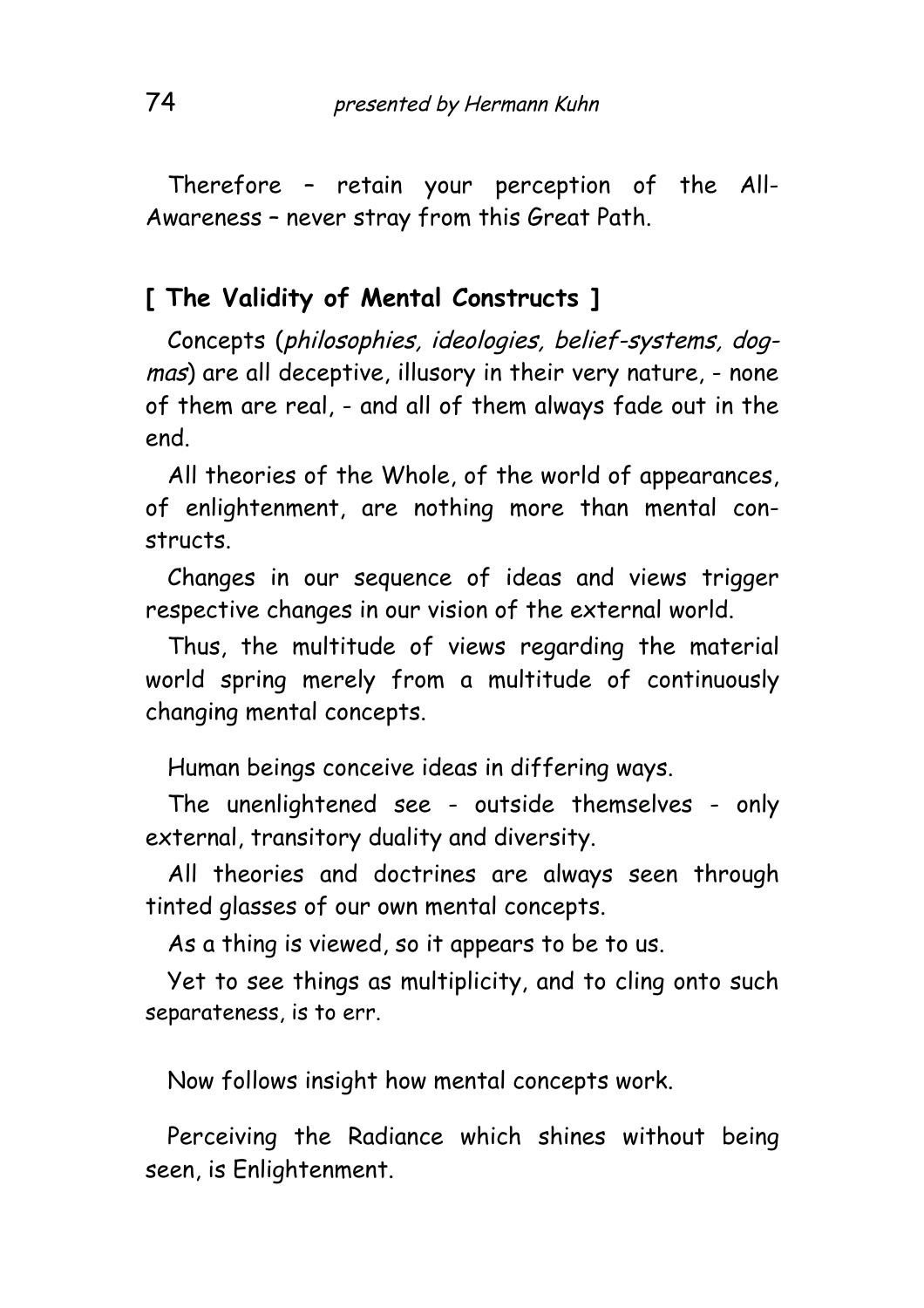Therefore – retain your perception of the All-Awareness – never stray from this Great Path.

### **[ The Validity of Mental Constructs ]**

Concepts (*philosophies, ideologies, belief-systems, dogmas*) are all deceptive, illusory in their very nature, - none of them are real, - and all of them always fade out in the end.

All theories of the Whole, of the world of appearances, of enlightenment, are nothing more than mental constructs.

Changes in our sequence of ideas and views trigger respective changes in our vision of the external world.

Thus, the multitude of views regarding the material world spring merely from a multitude of continuously changing mental concepts.

Human beings conceive ideas in differing ways.

The unenlightened see - outside themselves - only external, transitory duality and diversity.

All theories and doctrines are always seen through tinted glasses of our own mental concepts.

As a thing is viewed, so it appears to be to us.

Yet to see things as multiplicity, and to cling onto such separateness, is to err.

Now follows insight how mental concepts work.

Perceiving the Radiance which shines without being seen, is Enlightenment.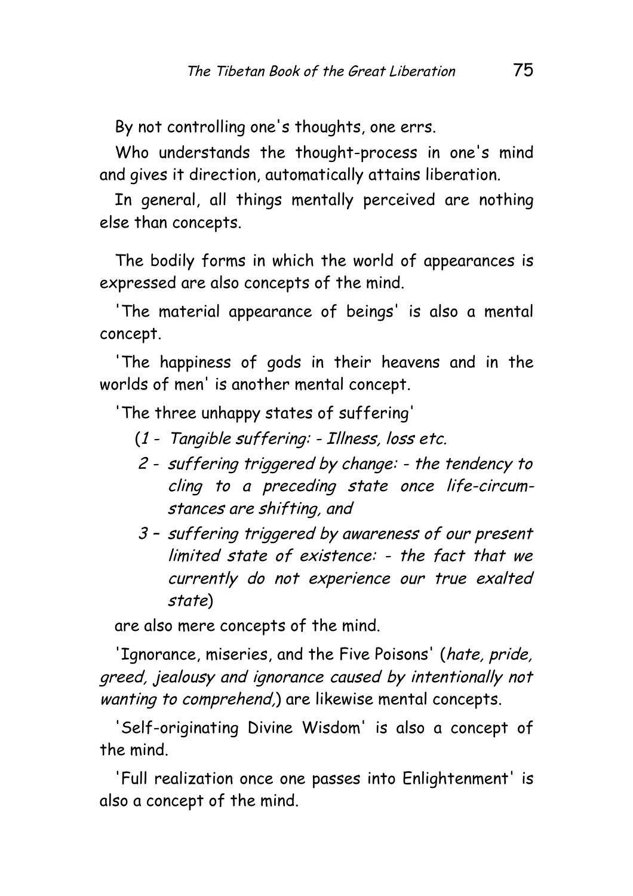By not controlling one's thoughts, one errs.

Who understands the thought-process in one's mind and gives it direction, automatically attains liberation.

In general, all things mentally perceived are nothing else than concepts.

The bodily forms in which the world of appearances is expressed are also concepts of the mind.

'The material appearance of beings' is also a mental concept.

'The happiness of gods in their heavens and in the worlds of men' is another mental concept.

'The three unhappy states of suffering'

(*1 - Tangible suffering: - Illness, loss etc.*

*2 - suffering triggered by change: - the tendency to cling to a preceding state once life-circumstances are shifting, and*

*3 – suffering triggered by awareness of our present limited state of existence: - the fact that we currently do not experience our true exalted state*)

are also mere concepts of the mind.

'Ignorance, miseries, and the Five Poisons' (*hate, pride, greed, jealousy and ignorance caused by intentionally not wanting to comprehend,*) are likewise mental concepts.

'Self-originating Divine Wisdom' is also a concept of the mind.

'Full realization once one passes into Enlightenment' is also a concept of the mind.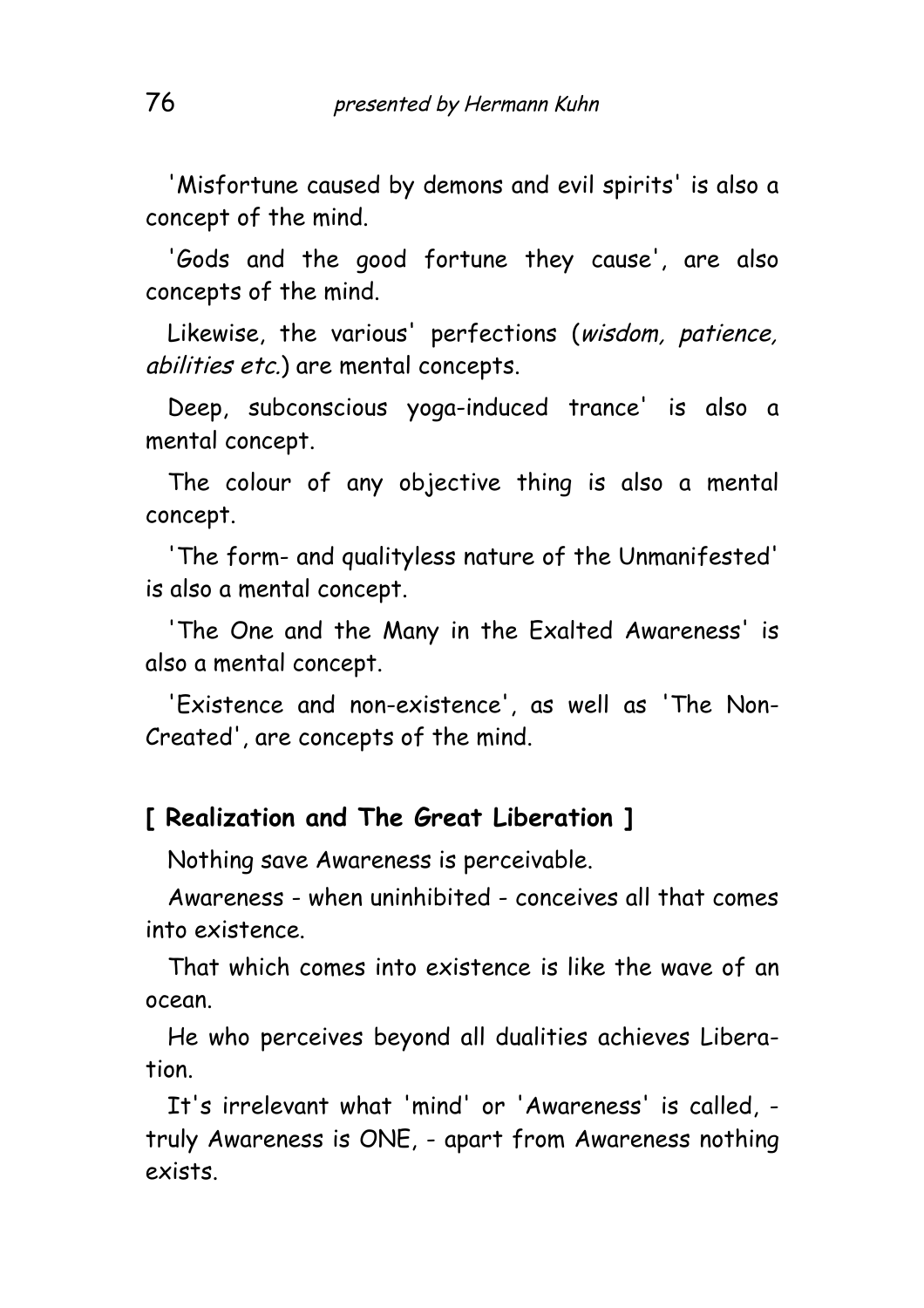'Misfortune caused by demons and evil spirits' is also a concept of the mind.

'Gods and the good fortune they cause', are also concepts of the mind.

Likewise, the various' perfections (*wisdom, patience, abilities etc.*) are mental concepts.

Deep, subconscious yoga-induced trance' is also a mental concept.

The colour of any objective thing is also a mental concept.

'The form- and qualityless nature of the Unmanifested' is also a mental concept.

'The One and the Many in the Exalted Awareness' is also a mental concept.

'Existence and non-existence', as well as 'The Non-Created', are concepts of the mind.

## [ Realization and The Great Liberation ]

Nothing save Awareness is perceivable.

Awareness - when uninhibited - conceives all that comes into existence.

That which comes into existence is like the wave of an ocean.

He who perceives beyond all dualities achieves Liberation.

It's irrelevant what 'mind' or 'Awareness' is called, - truly Awareness is ONE, - apart from Awareness nothing exists.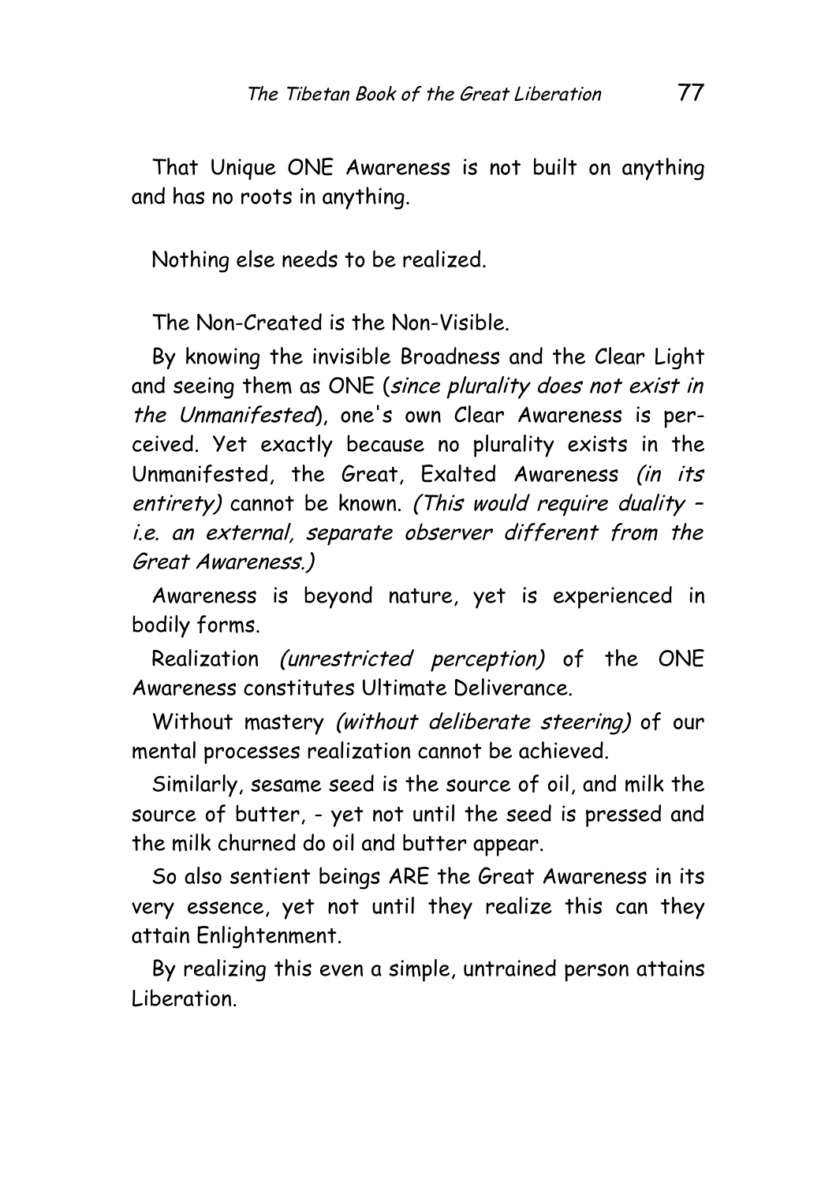That Unique ONE Awareness is not built on anything and has no roots in anything.

Nothing else needs to be realized.

The Non-Created is the Non-Visible.

By knowing the invisible Broadness and the Clear Light and seeing them as ONE (*since plurality does not exist in the Unmanifested*), one's own Clear Awareness is perceived. Yet exactly because no plurality exists in the Unmanifested, the Great, Exalted Awareness *(in its entirety)* cannot be known. *(This would require duality – i.e. an external, separate observer different from the Great Awareness.)*

Awareness is beyond nature, yet is experienced in bodily forms.

Realization *(unrestricted perception)* of the ONE Awareness constitutes Ultimate Deliverance.

Without mastery *(without deliberate steering)* of our mental processes realization cannot be achieved.

Similarly, sesame seed is the source of oil, and milk the source of butter, - yet not until the seed is pressed and the milk churned do oil and butter appear.

So also sentient beings ARE the Great Awareness in its very essence, yet not until they realize this can they attain Enlightenment.

By realizing this even a simple, untrained person attains Liberation.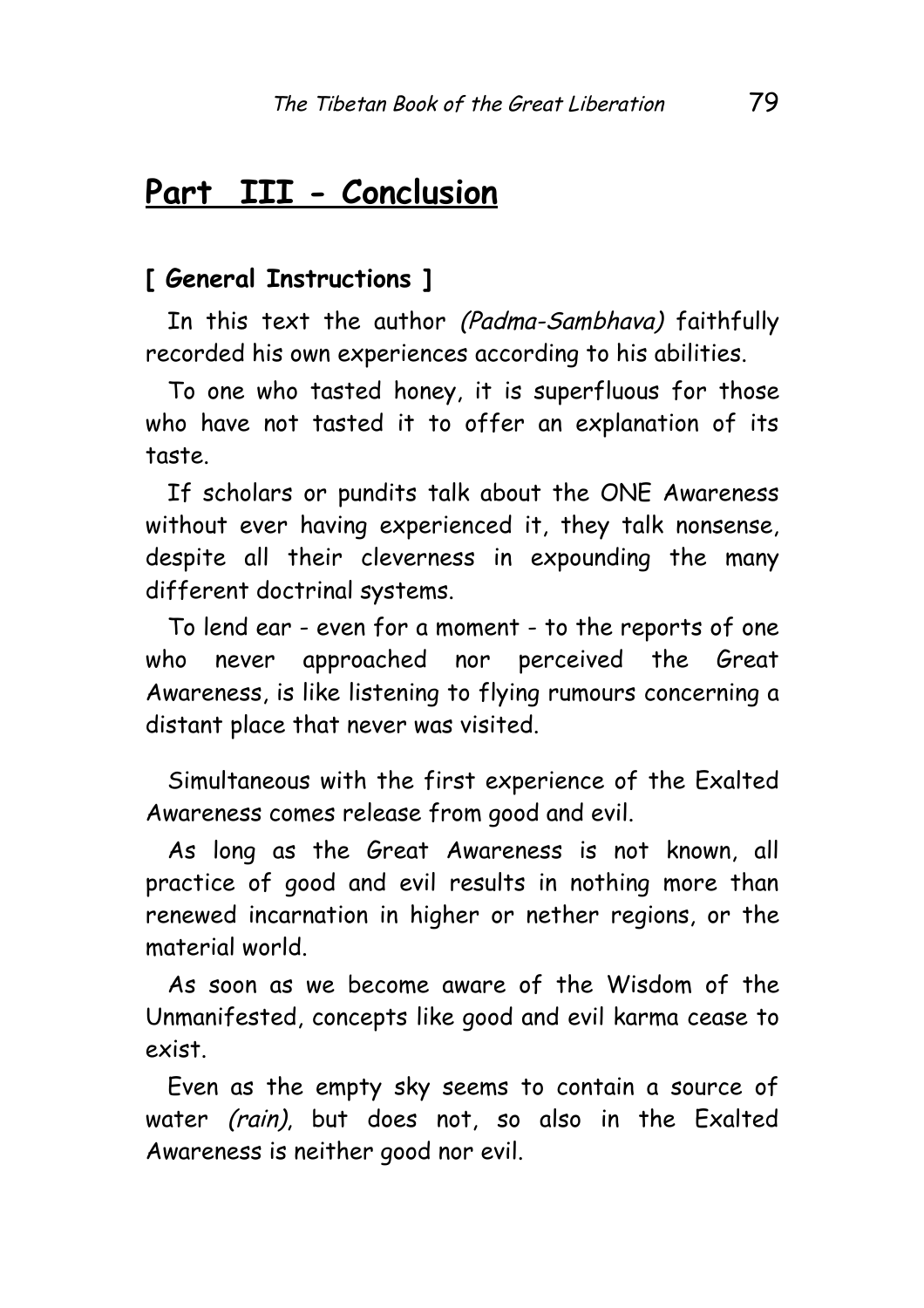# Part III - Conclusion

**[ General Instructions ]**

In this text the author *(Padma-Sambhava)* faithfully recorded his own experiences according to his abilities.

To one who tasted honey, it is superfluous for those who have not tasted it to offer an explanation of its taste.

If scholars or pundits talk about the ONE Awareness without ever having experienced it, they talk nonsense, despite all their cleverness in expounding the many different doctrinal systems.

To lend ear - even for a moment - to the reports of one who never approached nor perceived the Great Awareness, is like listening to flying rumours concerning a distant place that never was visited.

Simultaneous with the first experience of the Exalted Awareness comes release from good and evil.

As long as the Great Awareness is not known, all practice of good and evil results in nothing more than renewed incarnation in higher or nether regions, or the material world.

As soon as we become aware of the Wisdom of the Unmanifested, concepts like good and evil karma cease to exist.

Even as the empty sky seems to contain a source of water *(rain)*, but does not, so also in the Exalted Awareness is neither good nor evil.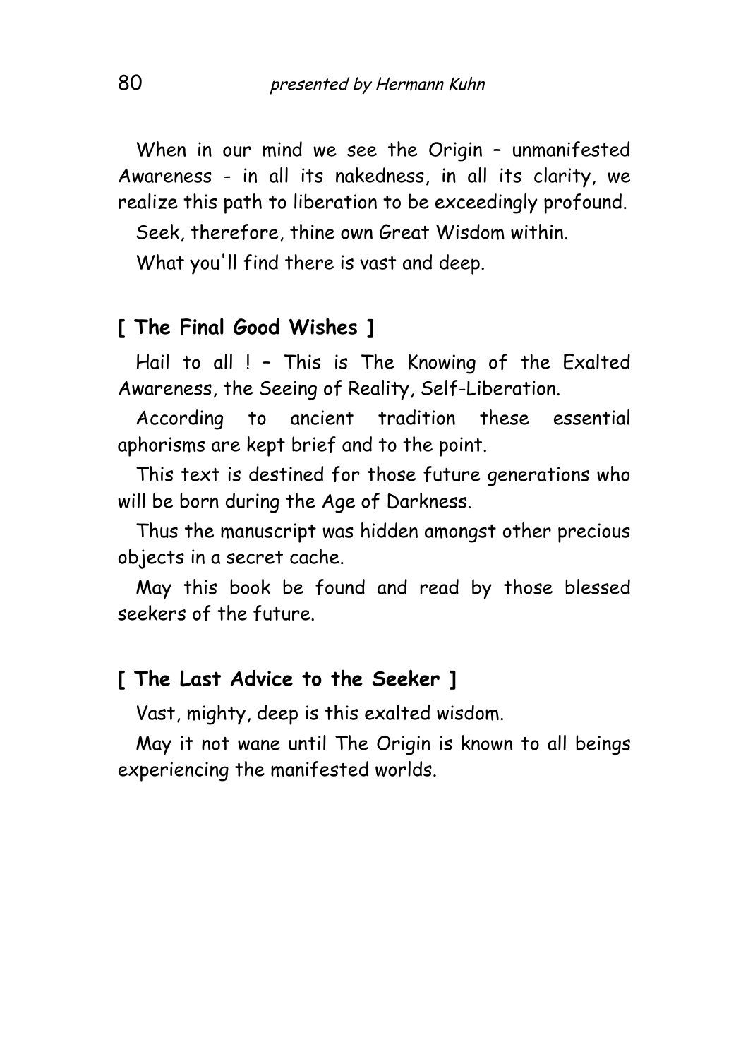When in our mind we see the Origin – unmanifested Awareness - in all its nakedness, in all its clarity, we realize this path to liberation to be exceedingly profound.

Seek, therefore, thine own Great Wisdom within.

What you'll find there is vast and deep.

### [ The Final Good Wishes ]

Hail to all ! – This is The Knowing of the Exalted Awareness, the Seeing of Reality, Self-Liberation.

According to ancient tradition these essential aphorisms are kept brief and to the point.

This text is destined for those future generations who will be born during the Age of Darkness.

Thus the manuscript was hidden amongst other precious objects in a secret cache.

May this book be found and read by those blessed seekers of the future.

### [ The Last Advice to the Seeker ]

Vast, mighty, deep is this exalted wisdom.

May it not wane until The Origin is known to all beings experiencing the manifested worlds.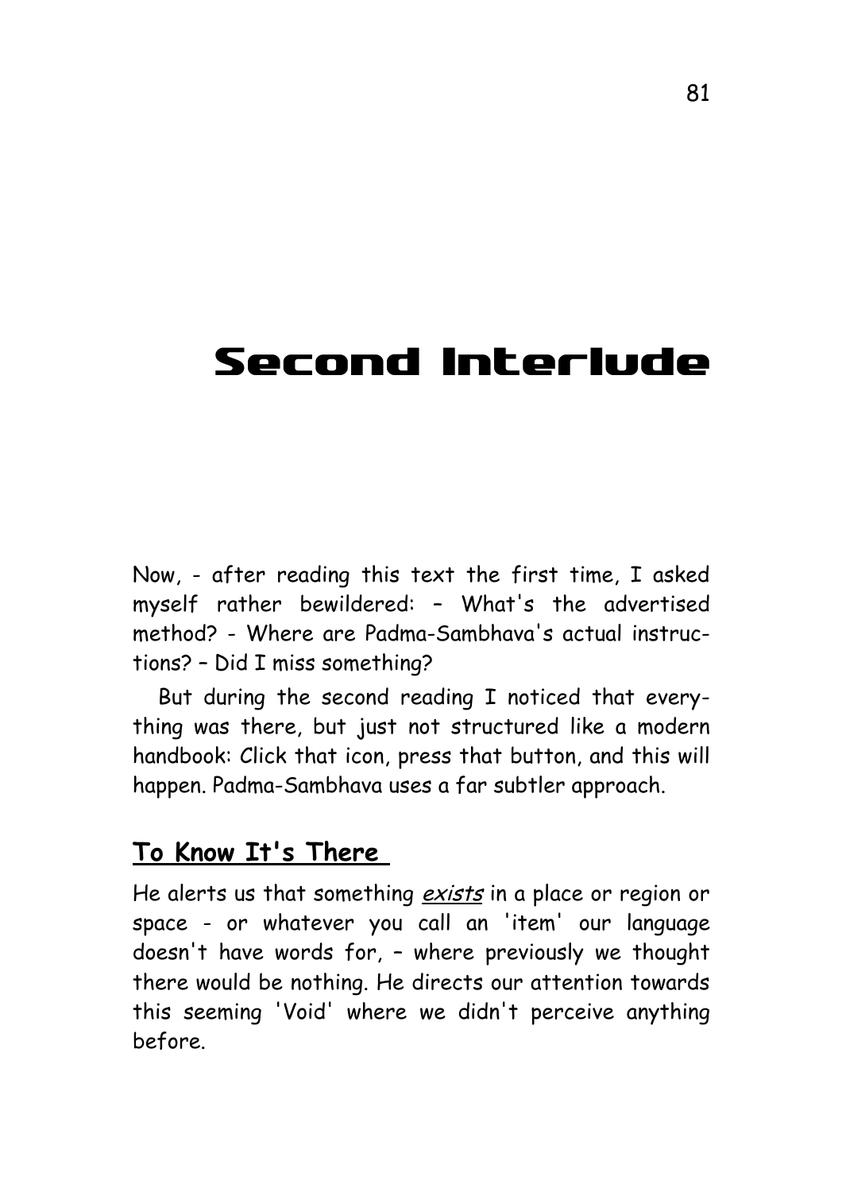# Second Interlude

Now, - after reading this text the first time, I asked myself rather bewildered: – What's the advertised method? - Where are Padma-Sambhava's actual instructions? – Did I miss something?

But during the second reading I noticed that everything was there, but just not structured like a modern handbook: Click that icon, press that button, and this will happen. Padma-Sambhava uses a far subtler approach.

## To Know It's There

He alerts us that something *exists* in a place or region or space - or whatever you call an 'item' our language doesn't have words for, – where previously we thought there would be nothing. He directs our attention towards this seeming 'Void' where we didn't perceive anything before.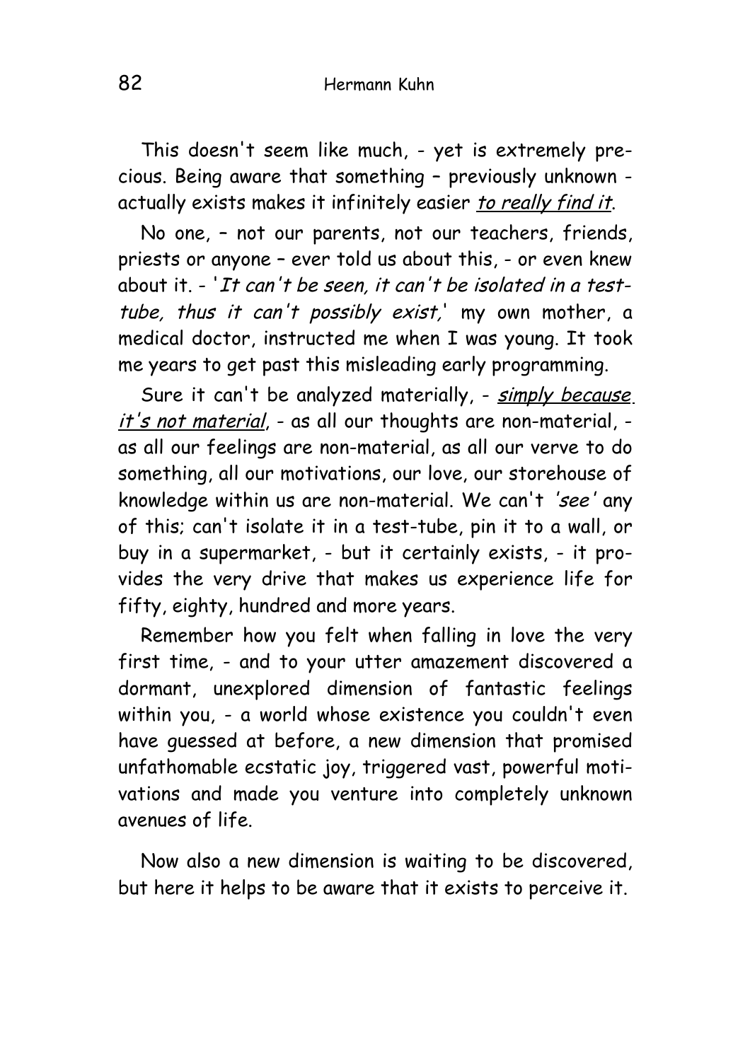This doesn't seem like much, - yet is extremely precious. Being aware that something – previously unknown - actually exists makes it infinitely easier <u>*to really find it*</u>.

No one, – not our parents, not our teachers, friends, priests or anyone – ever told us about this, - or even knew about it. - '*It can't be seen, it can't be isolated in a test-tube, thus it can't possibly exist,*' my own mother, a medical doctor, instructed me when I was young. It took me years to get past this misleading early programming.

Sure it can't be analyzed materially, - <u>*simply because it's not material*</u>, - as all our thoughts are non-material, - as all our feelings are non-material, as all our verve to do something, all our motivations, our love, our storehouse of knowledge within us are non-material. We can't *'see'* any of this; can't isolate it in a test-tube, pin it to a wall, or buy in a supermarket, - but it certainly exists, - it provides the very drive that makes us experience life for fifty, eighty, hundred and more years.

Remember how you felt when falling in love the very first time, - and to your utter amazement discovered a dormant, unexplored dimension of fantastic feelings within you, - a world whose existence you couldn't even have guessed at before, a new dimension that promised unfathomable ecstatic joy, triggered vast, powerful motivations and made you venture into completely unknown avenues of life.

Now also a new dimension is waiting to be discovered, but here it helps to be aware that it exists to perceive it.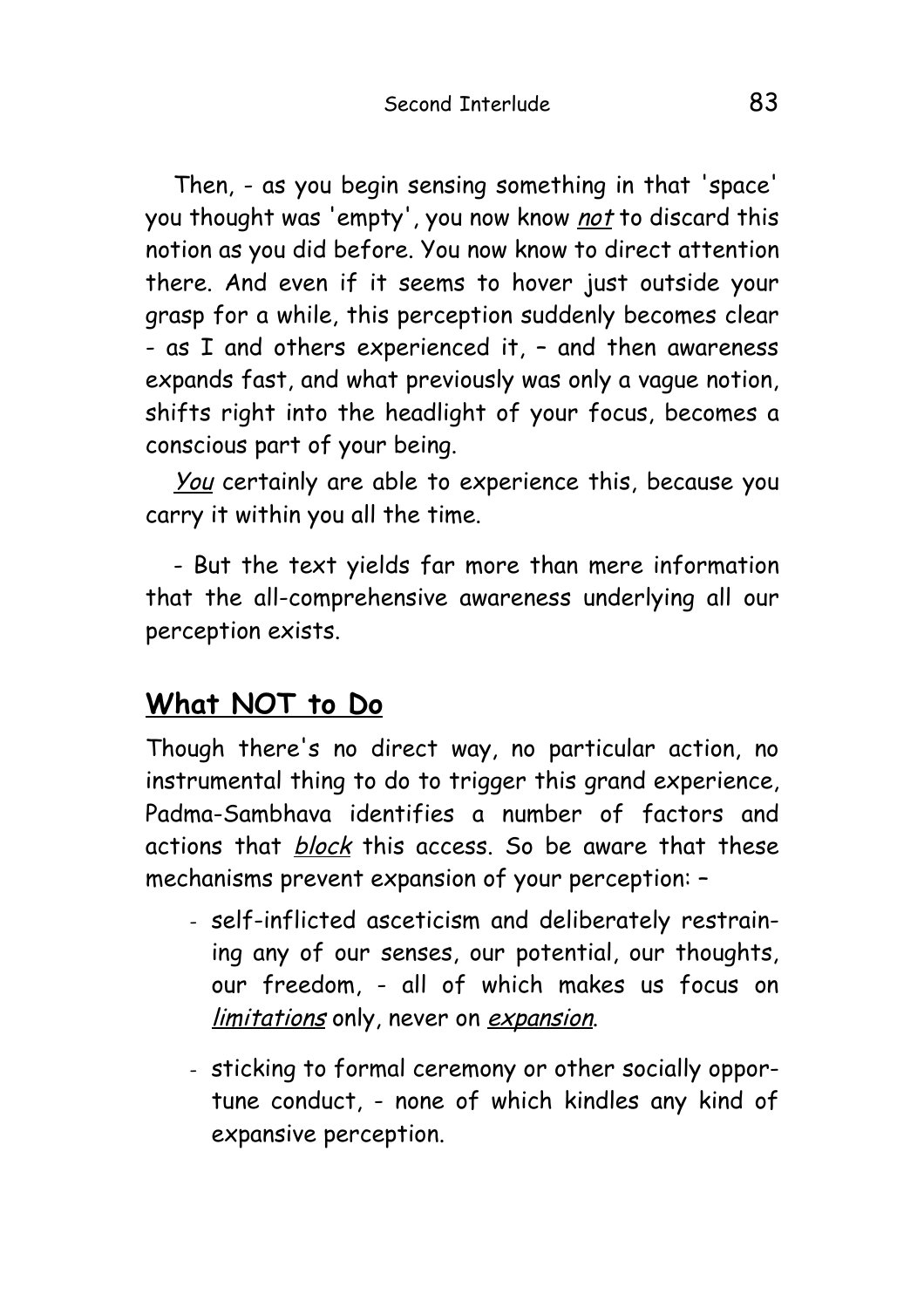Then, - as you begin sensing something in that 'space' you thought was 'empty', you now know *not* to discard this notion as you did before. You now know to direct attention there. And even if it seems to hover just outside your grasp for a while, this perception suddenly becomes clear - as I and others experienced it, – and then awareness expands fast, and what previously was only a vague notion, shifts right into the headlight of your focus, becomes a conscious part of your being.

*You* certainly are able to experience this, because you carry it within you all the time.

- But the text yields far more than mere information that the all-comprehensive awareness underlying all our perception exists.

## What NOT to Do

Though there's no direct way, no particular action, no instrumental thing to do to trigger this grand experience, Padma-Sambhava identifies a number of factors and actions that *block* this access. So be aware that these mechanisms prevent expansion of your perception: –

- self-inflicted asceticism and deliberately restraining any of our senses, our potential, our thoughts, our freedom, - all of which makes us focus on *limitations* only, never on *expansion*.
- sticking to formal ceremony or other socially opportune conduct, - none of which kindles any kind of expansive perception.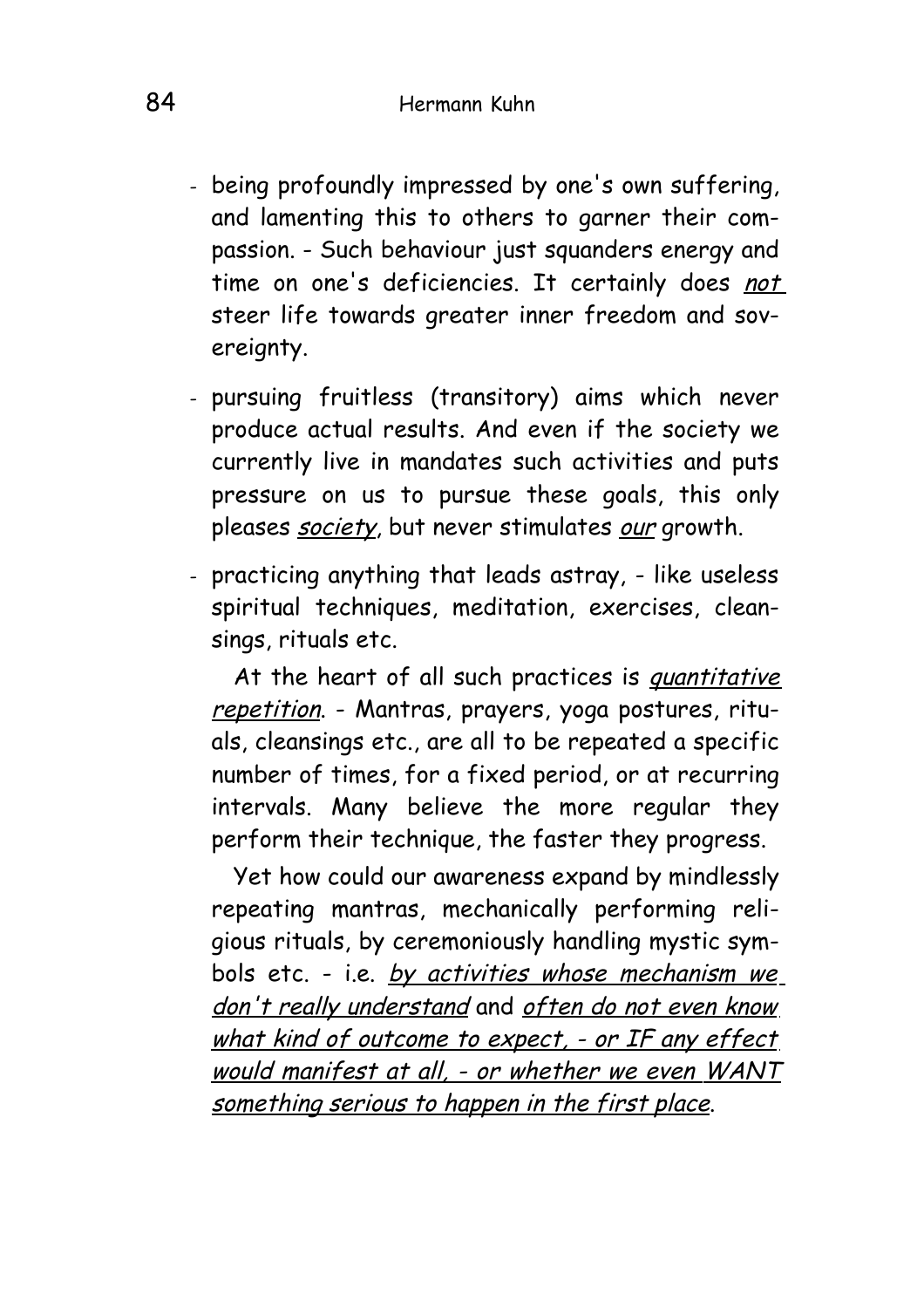- being profoundly impressed by one's own suffering, and lamenting this to others to garner their compassion. - Such behaviour just squanders energy and time on one's deficiencies. It certainly does _not_ steer life towards greater inner freedom and sovereignty.

- pursuing fruitless (transitory) aims which never produce actual results. And even if the society we currently live in mandates such activities and puts pressure on us to pursue these goals, this only pleases _society_, but never stimulates _our_ growth.

- practicing anything that leads astray, - like useless spiritual techniques, meditation, exercises, cleansings, rituals etc.

  At the heart of all such practices is _quantitative repetition_. - Mantras, prayers, yoga postures, rituals, cleansings etc., are all to be repeated a specific number of times, for a fixed period, or at recurring intervals. Many believe the more regular they perform their technique, the faster they progress.

  Yet how could our awareness expand by mindlessly repeating mantras, mechanically performing religious rituals, by ceremoniously handling mystic symbols etc. - i.e. _by activities whose mechanism we don't really understand_ and _often do not even know what kind of outcome to expect, - or IF any effect would manifest at all, - or whether we even WANT something serious to happen in the first place_.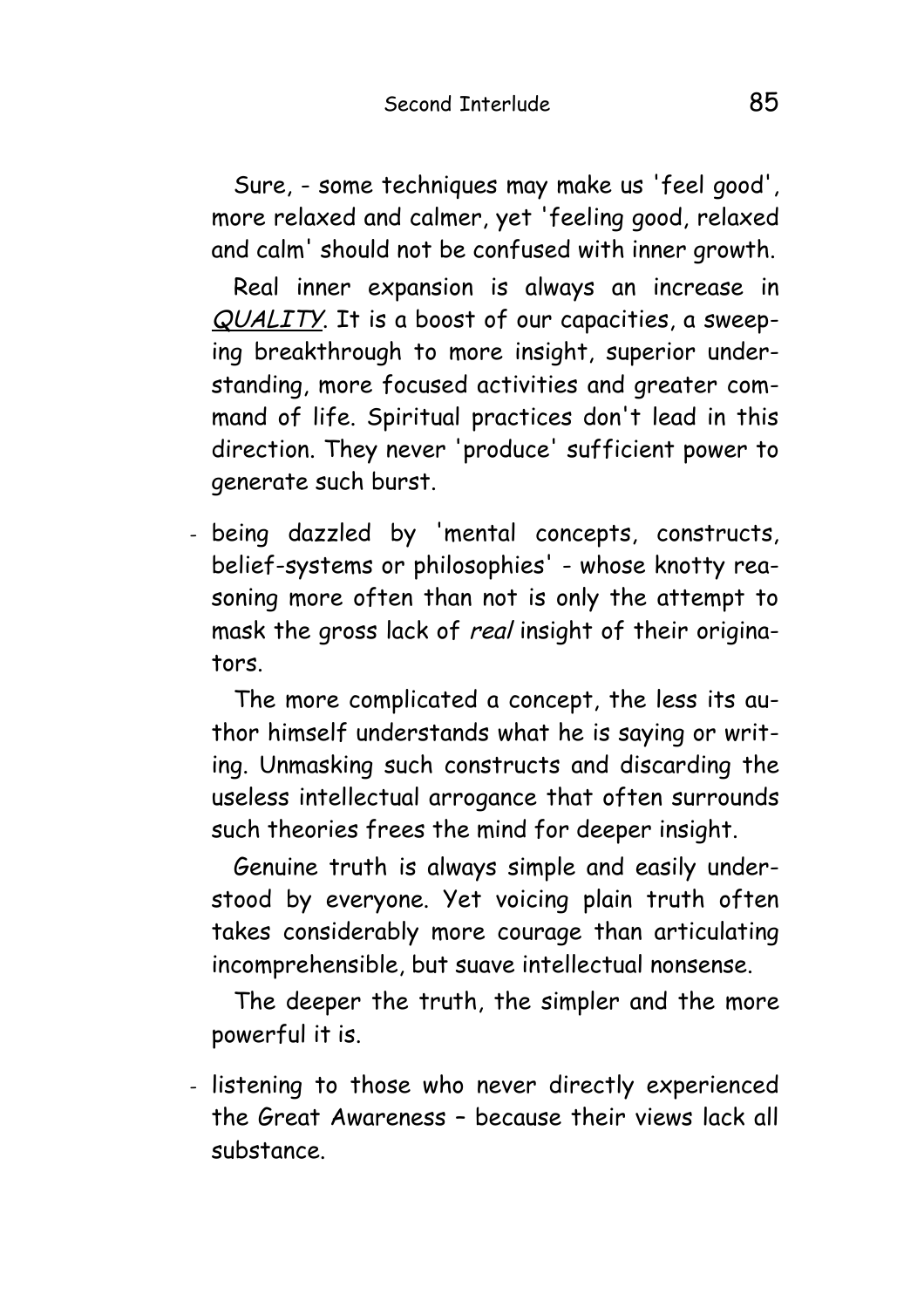Sure, - some techniques may make us 'feel good', more relaxed and calmer, yet 'feeling good, relaxed and calm' should not be confused with inner growth.

Real inner expansion is always an increase in _QUALITY_. It is a boost of our capacities, a sweeping breakthrough to more insight, superior understanding, more focused activities and greater command of life. Spiritual practices don't lead in this direction. They never 'produce' sufficient power to generate such burst.

- being dazzled by 'mental concepts, constructs, belief-systems or philosophies' - whose knotty reasoning more often than not is only the attempt to mask the gross lack of *real* insight of their originators.

  The more complicated a concept, the less its author himself understands what he is saying or writing. Unmasking such constructs and discarding the useless intellectual arrogance that often surrounds such theories frees the mind for deeper insight.

  Genuine truth is always simple and easily understood by everyone. Yet voicing plain truth often takes considerably more courage than articulating incomprehensible, but suave intellectual nonsense.

  The deeper the truth, the simpler and the more powerful it is.

- listening to those who never directly experienced the Great Awareness – because their views lack all substance.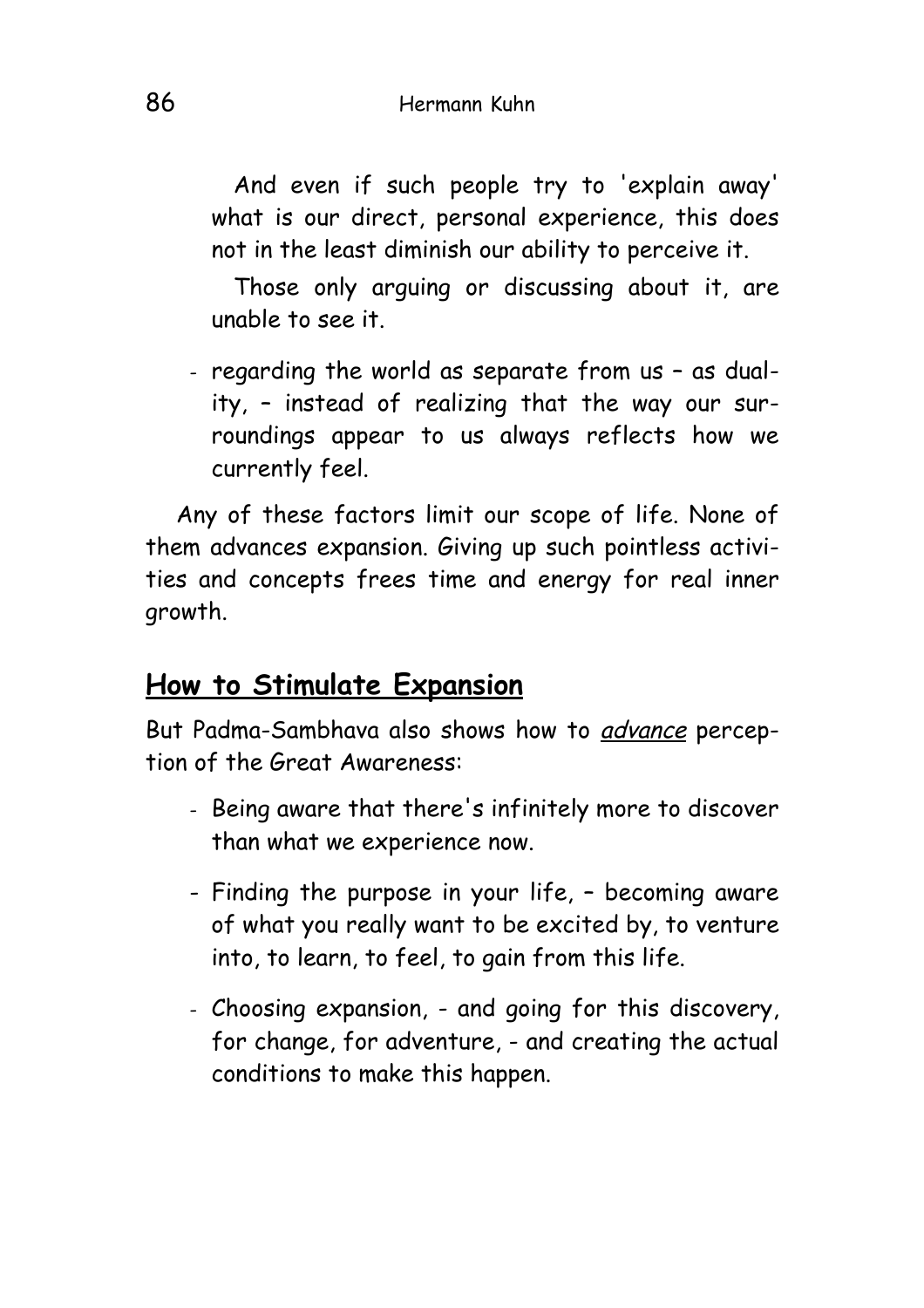And even if such people try to 'explain away' what is our direct, personal experience, this does not in the least diminish our ability to perceive it.

Those only arguing or discussing about it, are unable to see it.

- regarding the world as separate from us – as duality, – instead of realizing that the way our surroundings appear to us always reflects how we currently feel.

Any of these factors limit our scope of life. None of them advances expansion. Giving up such pointless activities and concepts frees time and energy for real inner growth.

## How to Stimulate Expansion

But Padma-Sambhava also shows how to *advance* perception of the Great Awareness:

- Being aware that there's infinitely more to discover than what we experience now.
- Finding the purpose in your life, – becoming aware of what you really want to be excited by, to venture into, to learn, to feel, to gain from this life.
- Choosing expansion, - and going for this discovery, for change, for adventure, - and creating the actual conditions to make this happen.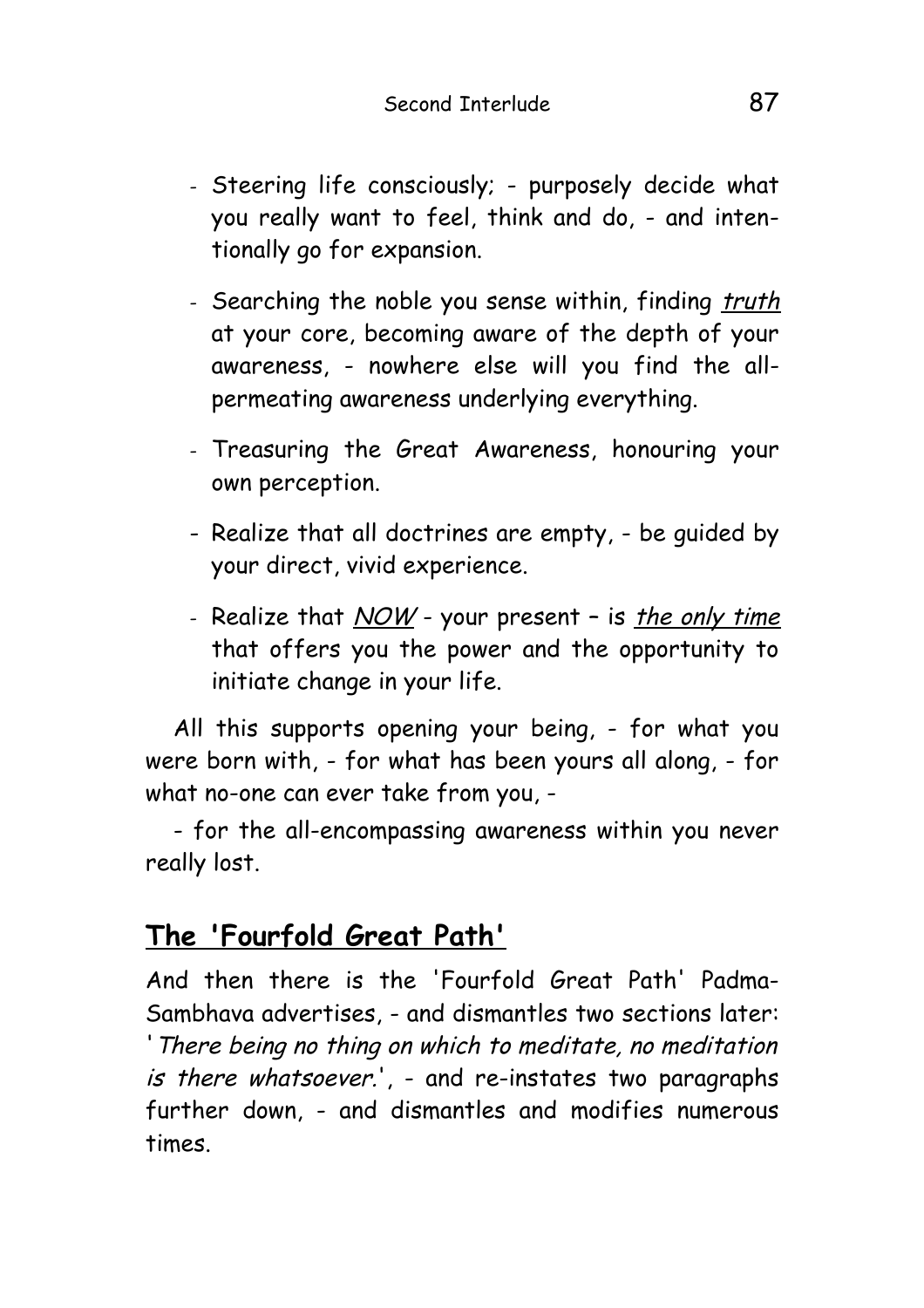- Steering life consciously; - purposely decide what you really want to feel, think and do, - and intentionally go for expansion.

- Searching the noble you sense within, finding _truth_ at your core, becoming aware of the depth of your awareness, - nowhere else will you find the all-permeating awareness underlying everything.

- Treasuring the Great Awareness, honouring your own perception.

- Realize that all doctrines are empty, - be guided by your direct, vivid experience.

- Realize that _NOW_ - your present – is _the only time_ that offers you the power and the opportunity to initiate change in your life.

All this supports opening your being, - for what you were born with, - for what has been yours all along, - for what no-one can ever take from you, -

- for the all-encompassing awareness within you never really lost.

## The 'Fourfold Great Path'

And then there is the 'Fourfold Great Path' Padma-Sambhava advertises, - and dismantles two sections later: '*There being no thing on which to meditate, no meditation is there whatsoever.*', - and re-instates two paragraphs further down, - and dismantles and modifies numerous times.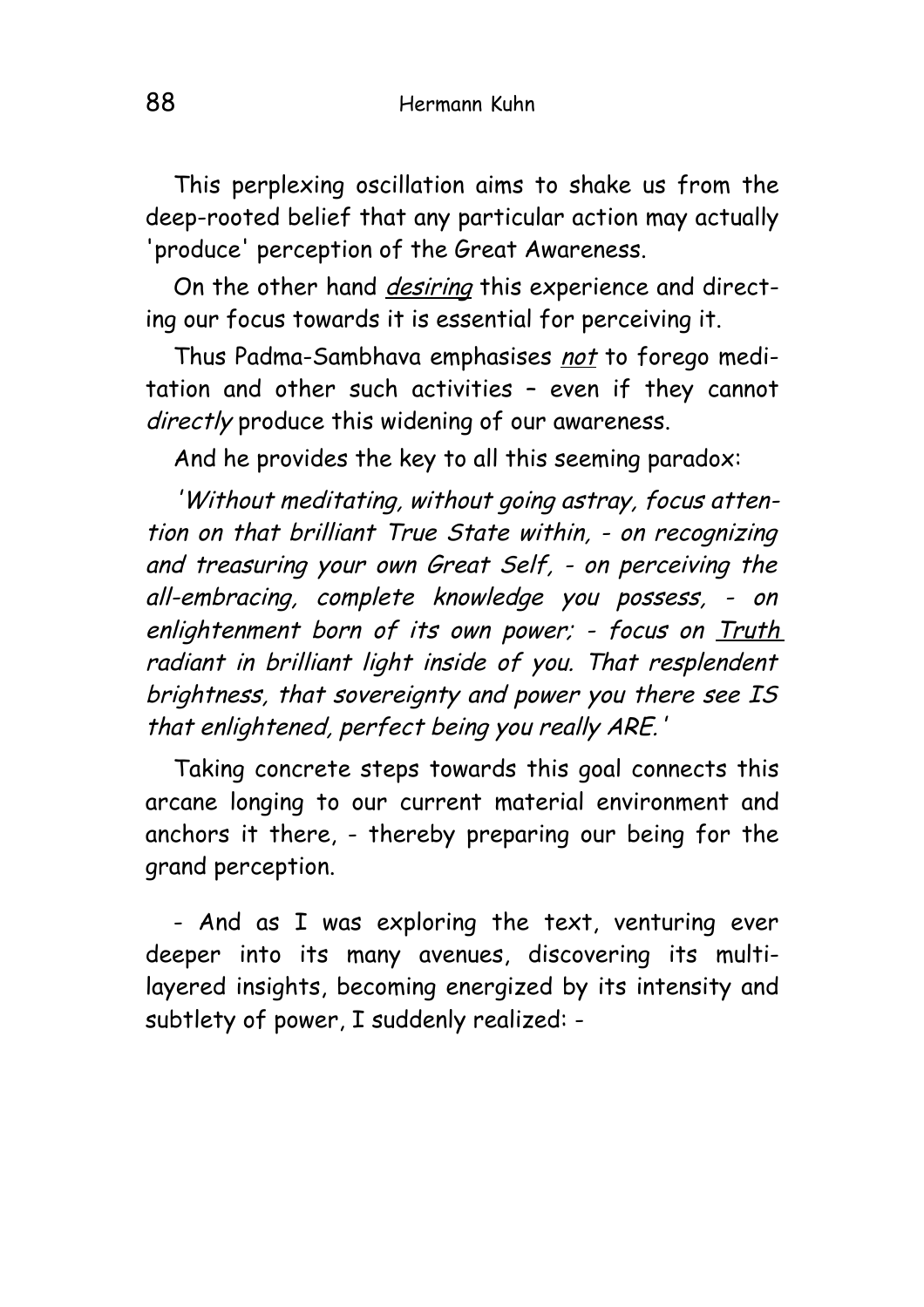This perplexing oscillation aims to shake us from the deep-rooted belief that any particular action may actually 'produce' perception of the Great Awareness.

On the other hand *desiring* this experience and directing our focus towards it is essential for perceiving it.

Thus Padma-Sambhava emphasises *not* to forego meditation and other such activities – even if they cannot *directly* produce this widening of our awareness.

And he provides the key to all this seeming paradox:

*'Without meditating, without going astray, focus attention on that brilliant True State within, - on recognizing and treasuring your own Great Self, - on perceiving the all-embracing, complete knowledge you possess, - on enlightenment born of its own power; - focus on Truth radiant in brilliant light inside of you. That resplendent brightness, that sovereignty and power you there see IS that enlightened, perfect being you really ARE.'*

Taking concrete steps towards this goal connects this arcane longing to our current material environment and anchors it there, - thereby preparing our being for the grand perception.

- And as I was exploring the text, venturing ever deeper into its many avenues, discovering its multi-layered insights, becoming energized by its intensity and subtlety of power, I suddenly realized: -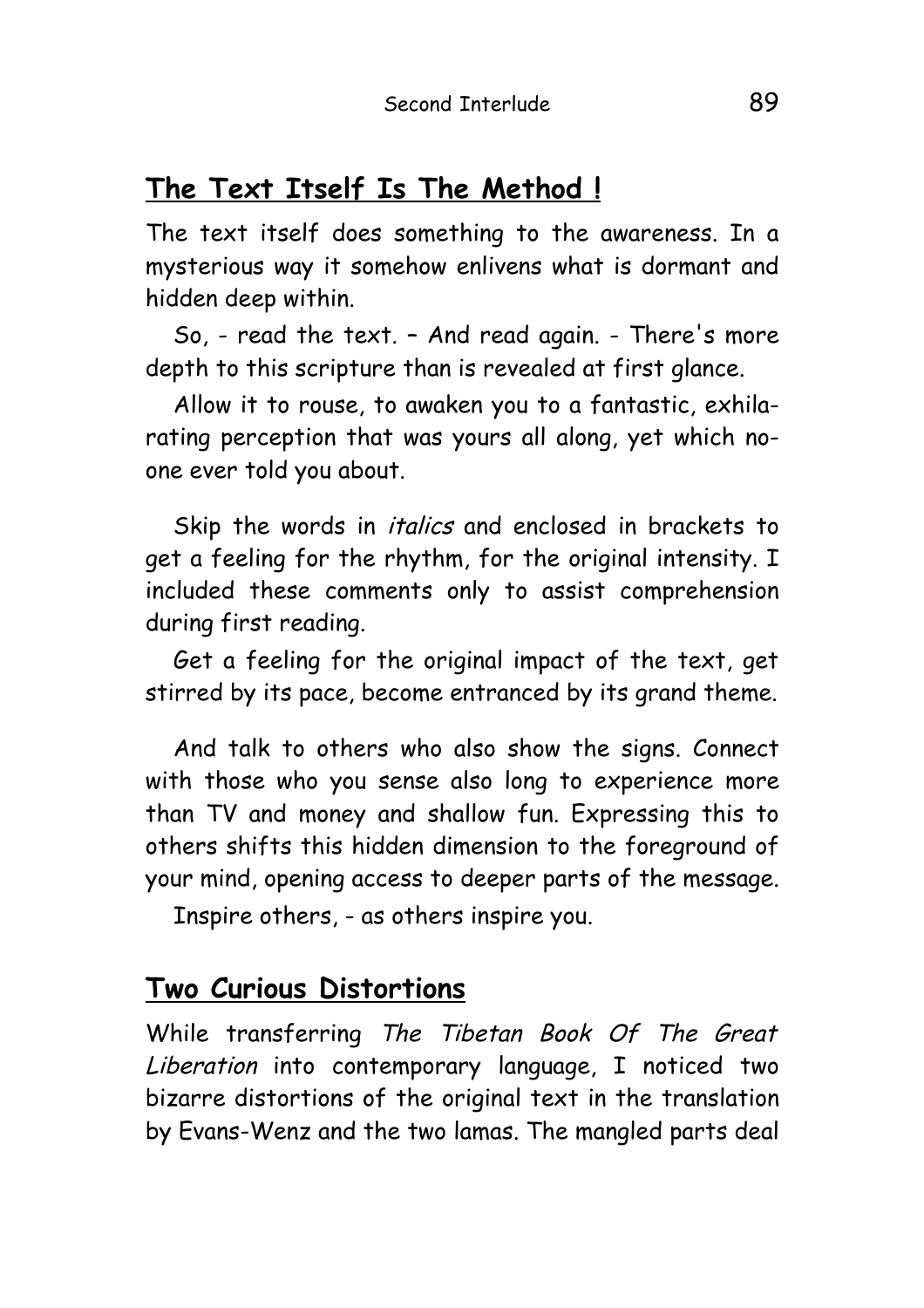## The Text Itself Is The Method !

The text itself does something to the awareness. In a mysterious way it somehow enlivens what is dormant and hidden deep within.

So, - read the text. – And read again. - There's more depth to this scripture than is revealed at first glance.

Allow it to rouse, to awaken you to a fantastic, exhilarating perception that was yours all along, yet which no-one ever told you about.

Skip the words in *italics* and enclosed in brackets to get a feeling for the rhythm, for the original intensity. I included these comments only to assist comprehension during first reading.

Get a feeling for the original impact of the text, get stirred by its pace, become entranced by its grand theme.

And talk to others who also show the signs. Connect with those who you sense also long to experience more than TV and money and shallow fun. Expressing this to others shifts this hidden dimension to the foreground of your mind, opening access to deeper parts of the message.

Inspire others, - as others inspire you.

## Two Curious Distortions

While transferring *The Tibetan Book Of The Great Liberation* into contemporary language, I noticed two bizarre distortions of the original text in the translation by Evans-Wenz and the two lamas. The mangled parts deal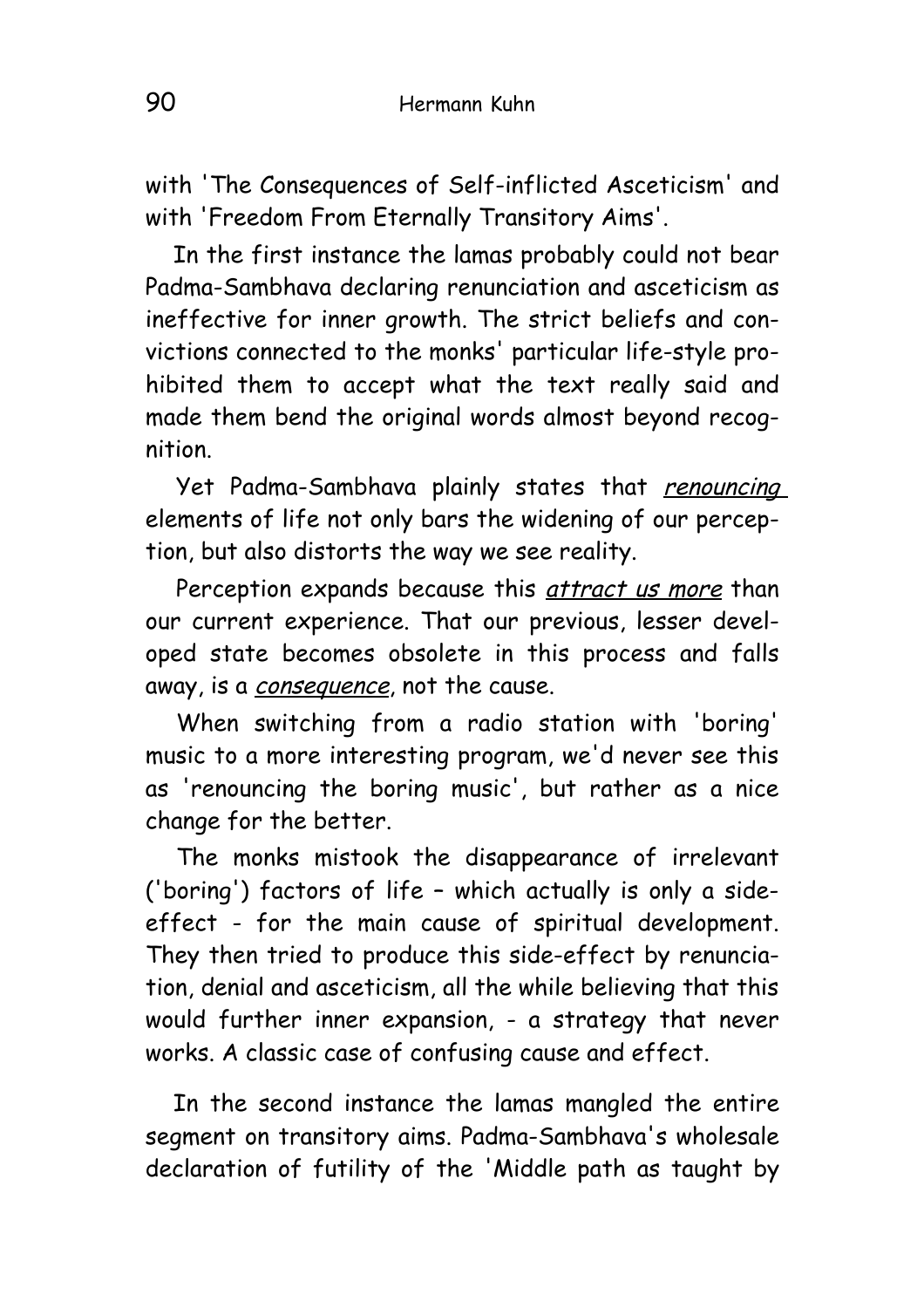with 'The Consequences of Self-inflicted Asceticism' and with 'Freedom From Eternally Transitory Aims'.

In the first instance the lamas probably could not bear Padma-Sambhava declaring renunciation and asceticism as ineffective for inner growth. The strict beliefs and convictions connected to the monks' particular life-style prohibited them to accept what the text really said and made them bend the original words almost beyond recognition.

Yet Padma-Sambhava plainly states that _renouncing_ elements of life not only bars the widening of our perception, but also distorts the way we see reality.

Perception expands because this _attract us more_ than our current experience. That our previous, lesser developed state becomes obsolete in this process and falls away, is a _consequence_, not the cause.

When switching from a radio station with 'boring' music to a more interesting program, we'd never see this as 'renouncing the boring music', but rather as a nice change for the better.

The monks mistook the disappearance of irrelevant ('boring') factors of life – which actually is only a side-effect - for the main cause of spiritual development. They then tried to produce this side-effect by renunciation, denial and asceticism, all the while believing that this would further inner expansion, - a strategy that never works. A classic case of confusing cause and effect.

In the second instance the lamas mangled the entire segment on transitory aims. Padma-Sambhava's wholesale declaration of futility of the 'Middle path as taught by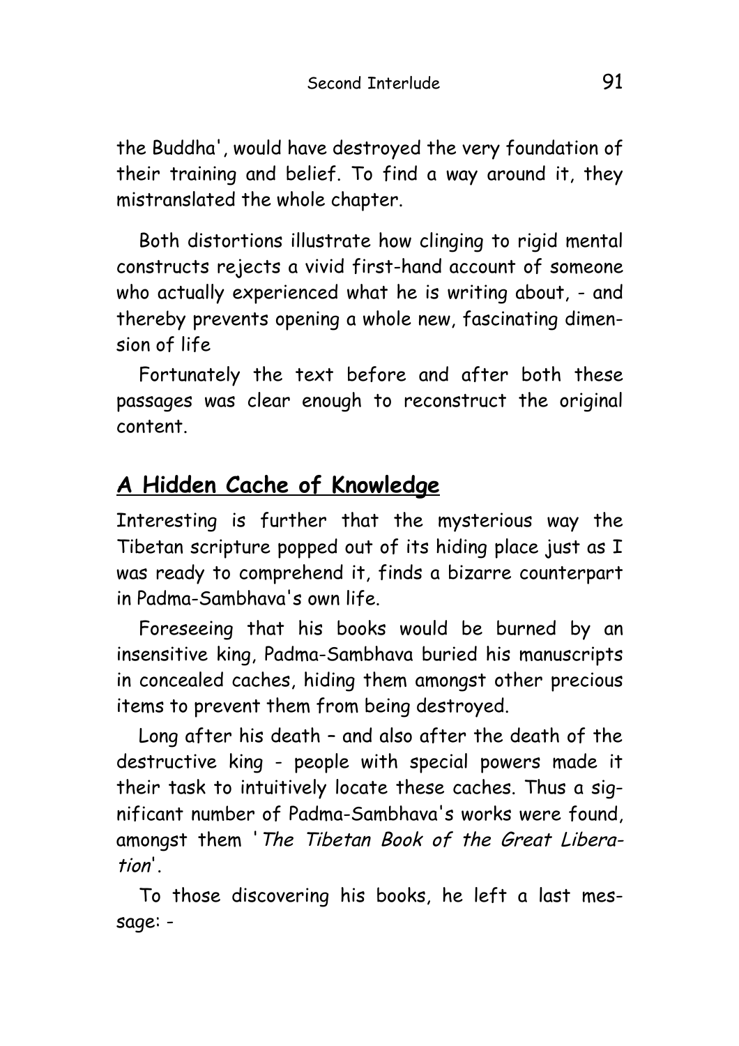the Buddha', would have destroyed the very foundation of their training and belief. To find a way around it, they mistranslated the whole chapter.

Both distortions illustrate how clinging to rigid mental constructs rejects a vivid first-hand account of someone who actually experienced what he is writing about, - and thereby prevents opening a whole new, fascinating dimension of life

Fortunately the text before and after both these passages was clear enough to reconstruct the original content.

## A Hidden Cache of Knowledge

Interesting is further that the mysterious way the Tibetan scripture popped out of its hiding place just as I was ready to comprehend it, finds a bizarre counterpart in Padma-Sambhava's own life.

Foreseeing that his books would be burned by an insensitive king, Padma-Sambhava buried his manuscripts in concealed caches, hiding them amongst other precious items to prevent them from being destroyed.

Long after his death – and also after the death of the destructive king - people with special powers made it their task to intuitively locate these caches. Thus a significant number of Padma-Sambhava's works were found, amongst them '*The Tibetan Book of the Great Liberation*'.

To those discovering his books, he left a last message: -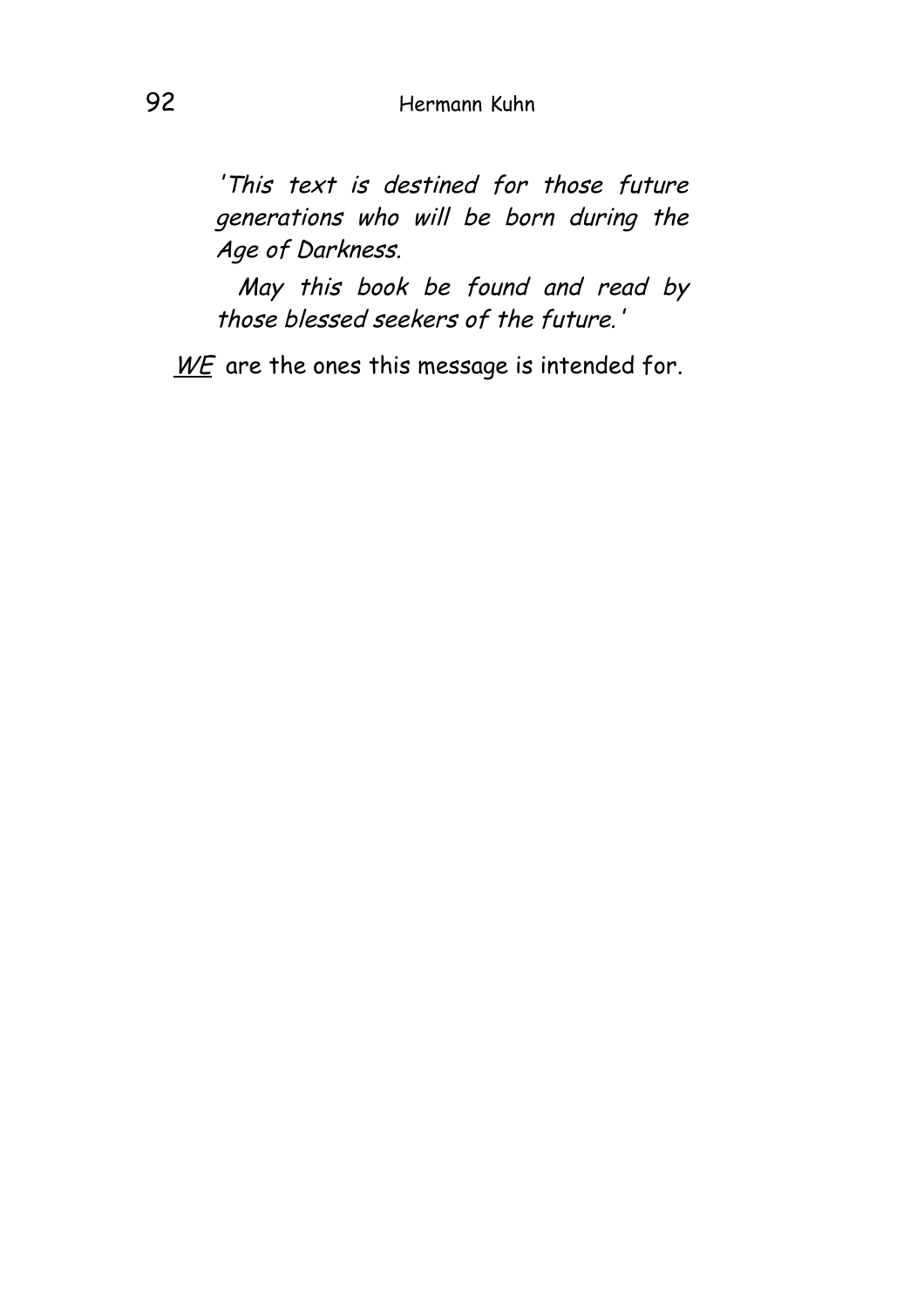*'This text is destined for those future generations who will be born during the Age of Darkness.*

*May this book be found and read by those blessed seekers of the future.'*

<u>*WE*</u> are the ones this message is intended for.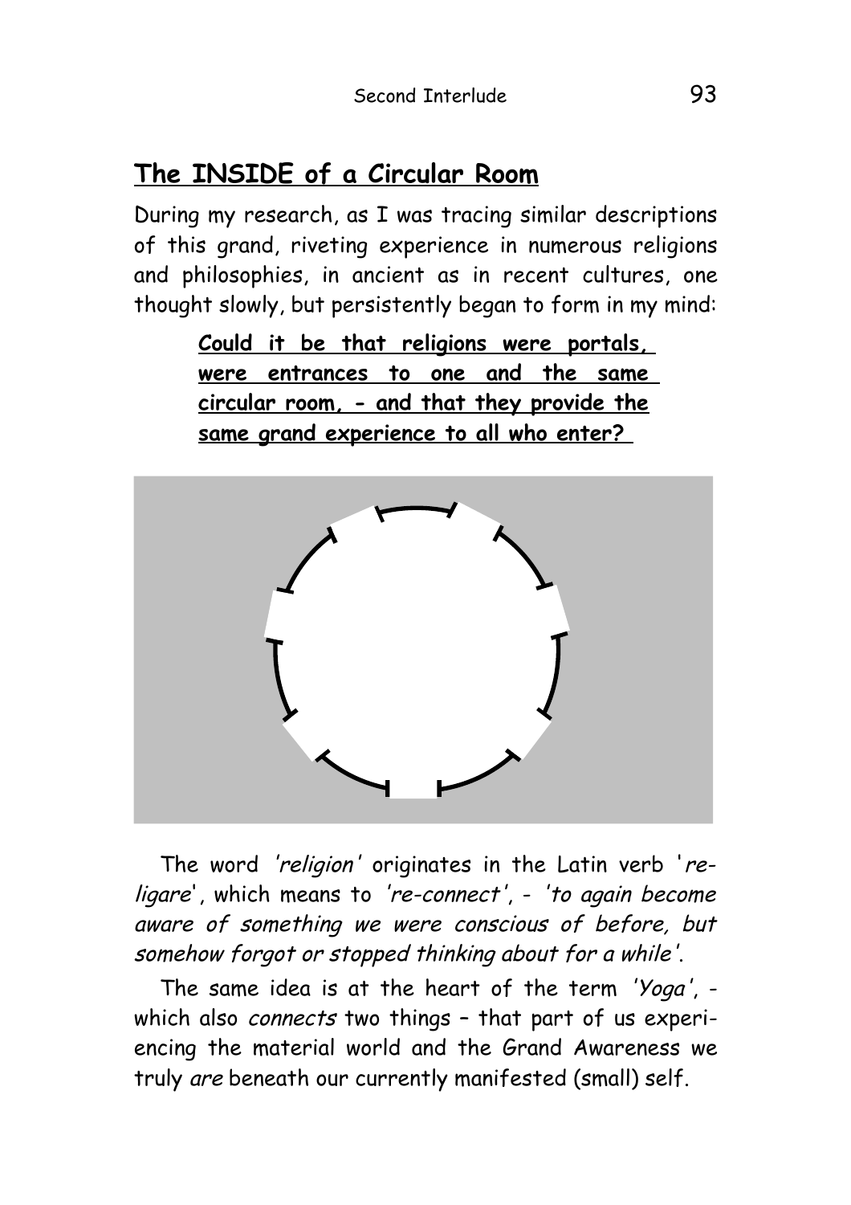## The INSIDE of a Circular Room

During my research, as I was tracing similar descriptions of this grand, riveting experience in numerous religions and philosophies, in ancient as in recent cultures, one thought slowly, but persistently began to form in my mind:

> **Could it be that religions were portals, were entrances to one and the same circular room, - and that they provide the same grand experience to all who enter?**

The word *'religion'* originates in the Latin verb '*re-ligare*', which means to *'re-connect'*, - *'to again become aware of something we were conscious of before, but somehow forgot or stopped thinking about for a while'*.

The same idea is at the heart of the term *'Yoga'*, - which also *connects* two things – that part of us experiencing the material world and the Grand Awareness we truly *are* beneath our currently manifested (small) self.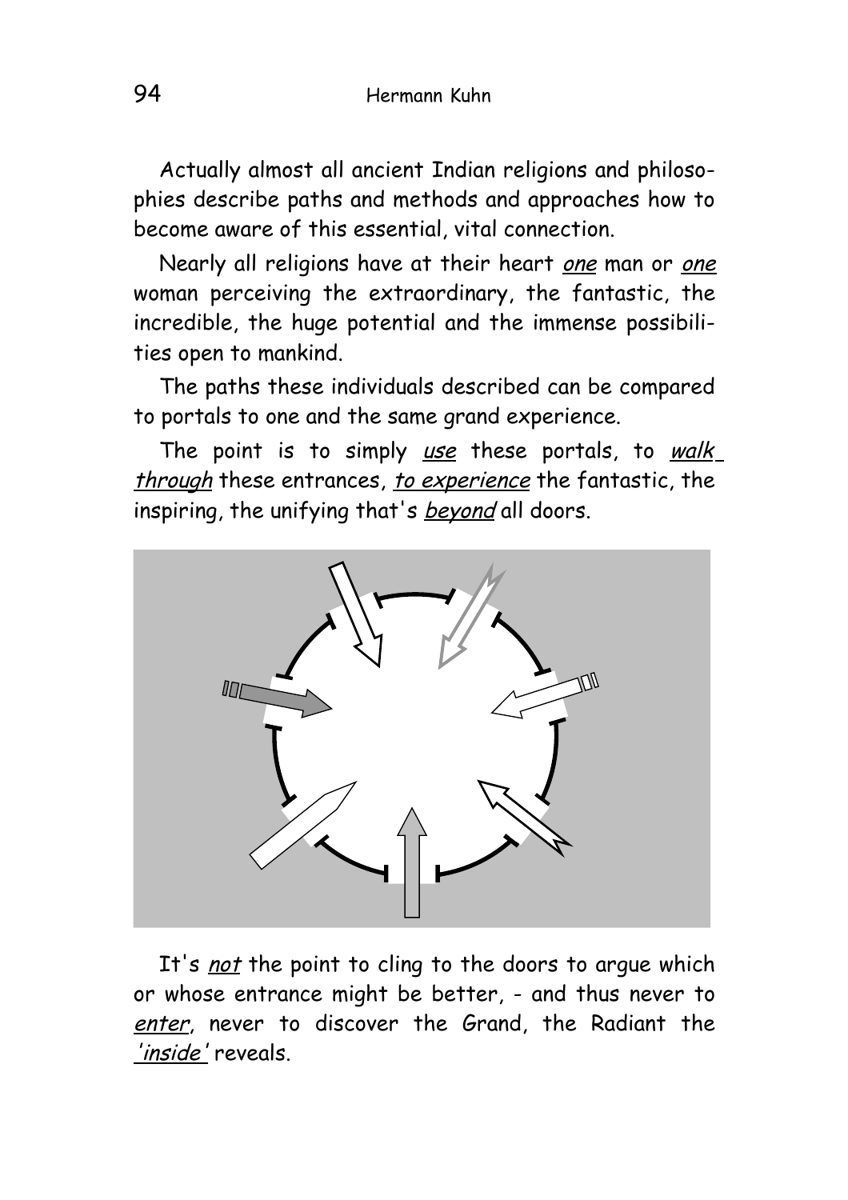Actually almost all ancient Indian religions and philosophies describe paths and methods and approaches how to become aware of this essential, vital connection.

Nearly all religions have at their heart *one* man or *one* woman perceiving the extraordinary, the fantastic, the incredible, the huge potential and the immense possibilities open to mankind.

The paths these individuals described can be compared to portals to one and the same grand experience.

The point is to simply *use* these portals, to *walk through* these entrances, *to experience* the fantastic, the inspiring, the unifying that's *beyond* all doors.

It's *not* the point to cling to the doors to argue which or whose entrance might be better, - and thus never to *enter*, never to discover the Grand, the Radiant the *'inside'* reveals.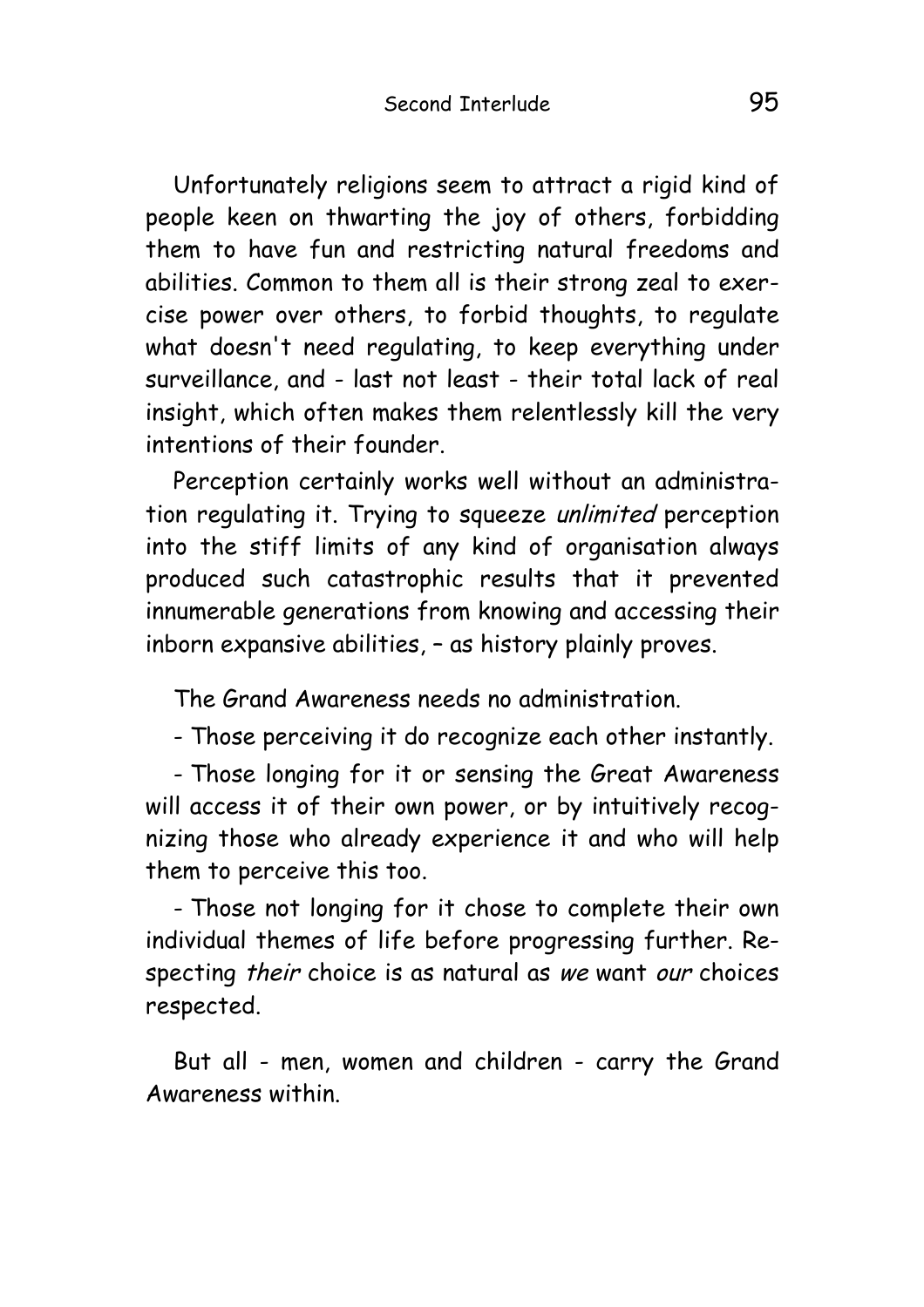Unfortunately religions seem to attract a rigid kind of people keen on thwarting the joy of others, forbidding them to have fun and restricting natural freedoms and abilities. Common to them all is their strong zeal to exercise power over others, to forbid thoughts, to regulate what doesn't need regulating, to keep everything under surveillance, and - last not least - their total lack of real insight, which often makes them relentlessly kill the very intentions of their founder.

Perception certainly works well without an administration regulating it. Trying to squeeze *unlimited* perception into the stiff limits of any kind of organisation always produced such catastrophic results that it prevented innumerable generations from knowing and accessing their inborn expansive abilities, – as history plainly proves.

The Grand Awareness needs no administration.

- Those perceiving it do recognize each other instantly.

- Those longing for it or sensing the Great Awareness will access it of their own power, or by intuitively recognizing those who already experience it and who will help them to perceive this too.

- Those not longing for it chose to complete their own individual themes of life before progressing further. Respecting *their* choice is as natural as *we* want *our* choices respected.

But all - men, women and children - carry the Grand Awareness within.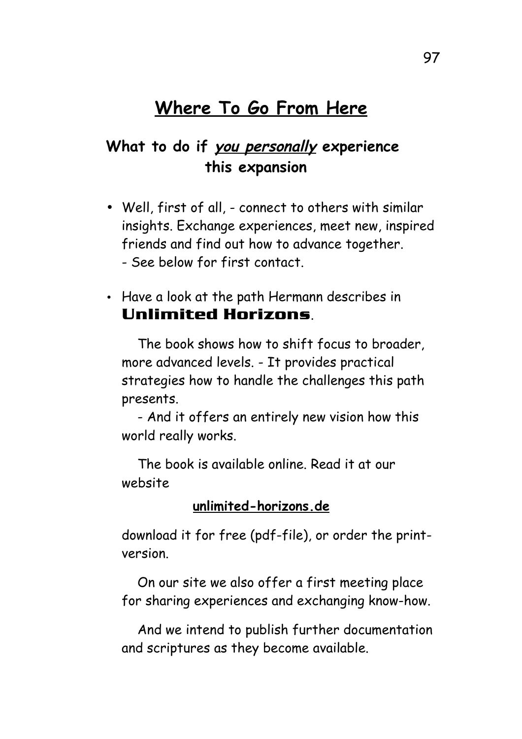# Where To Go From Here

## What to do if *you personally* experience this expansion

- Well, first of all, - connect to others with similar insights. Exchange experiences, meet new, inspired friends and find out how to advance together.
  - See below for first contact.

- Have a look at the path Hermann describes in **Unlimited Horizons**.

  The book shows how to shift focus to broader, more advanced levels. - It provides practical strategies how to handle the challenges this path presents.

  - And it offers an entirely new vision how this world really works.

  The book is available online. Read it at our website

  **unlimited-horizons.de**

  download it for free (pdf-file), or order the print-version.

  On our site we also offer a first meeting place for sharing experiences and exchanging know-how.

  And we intend to publish further documentation and scriptures as they become available.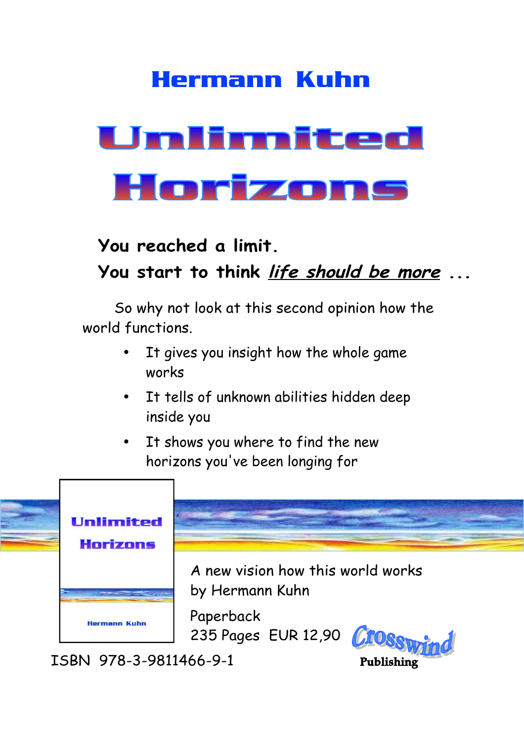## Hermann Kuhn

# Unlimited Horizons

**You reached a limit.**
**You start to think *life should be more* ...**

So why not look at this second opinion how the world functions.

- It gives you insight how the whole game works
- It tells of unknown abilities hidden deep inside you
- It shows you where to find the new horizons you've been longing for

Unlimited Horizons

Hermann Kuhn

A new vision how this world works
by Hermann Kuhn

Paperback
235 Pages EUR 12,90

Crosswind Publishing

ISBN 978-3-9811466-9-1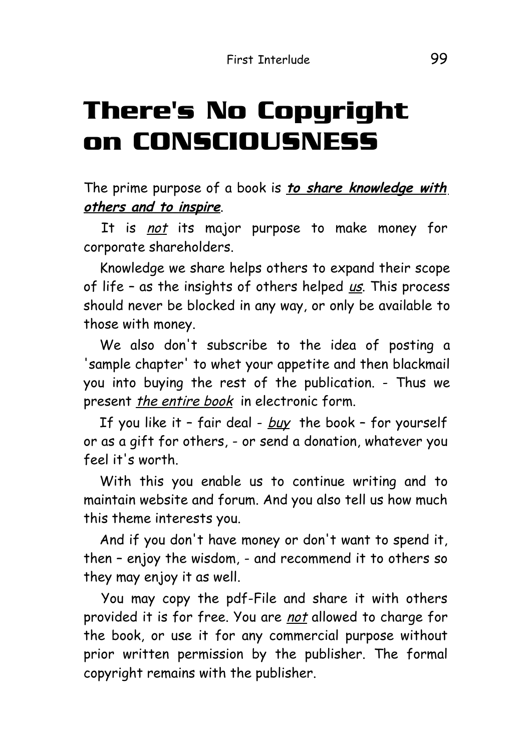# There's No Copyright on CONSCIOUSNESS

The prime purpose of a book is ***to share knowledge with others and to inspire***.

It is *not* its major purpose to make money for corporate shareholders.

Knowledge we share helps others to expand their scope of life – as the insights of others helped *us*. This process should never be blocked in any way, or only be available to those with money.

We also don't subscribe to the idea of posting a 'sample chapter' to whet your appetite and then blackmail you into buying the rest of the publication. - Thus we present *the entire book* in electronic form.

If you like it – fair deal - *buy* the book – for yourself or as a gift for others, - or send a donation, whatever you feel it's worth.

With this you enable us to continue writing and to maintain website and forum. And you also tell us how much this theme interests you.

And if you don't have money or don't want to spend it, then – enjoy the wisdom, - and recommend it to others so they may enjoy it as well.

You may copy the pdf-File and share it with others provided it is for free. You are *not* allowed to charge for the book, or use it for any commercial purpose without prior written permission by the publisher. The formal copyright remains with the publisher.